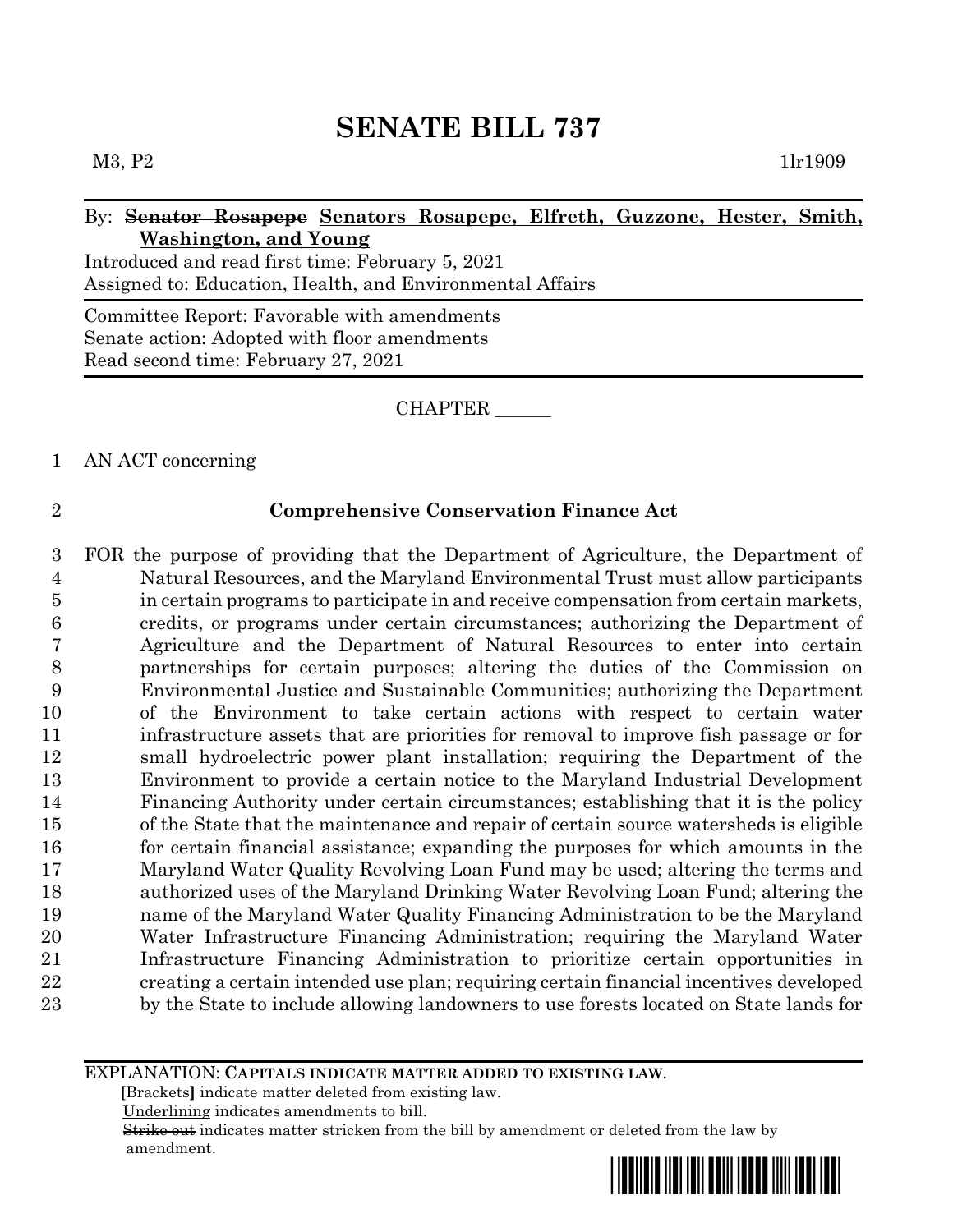# SENATE BILL 737

M3, P2 1lr1909

By: ~~Senator Rosapepe~~ <u>Senators Rosapepe, Elfreth, Guzzone, Hester, Smith, Washington, and Young</u>

Introduced and read first time: February 5, 2021

Assigned to: Education, Health, and Environmental Affairs

Committee Report: Favorable with amendments

Senate action: Adopted with floor amendments

Read second time: February 27, 2021

CHAPTER ______

1 AN ACT concerning

2 **Comprehensive Conservation Finance Act**

3 FOR the purpose of providing that the Department of Agriculture, the Department of
4 Natural Resources, and the Maryland Environmental Trust must allow participants
5 in certain programs to participate in and receive compensation from certain markets,
6 credits, or programs under certain circumstances; authorizing the Department of
7 Agriculture and the Department of Natural Resources to enter into certain
8 partnerships for certain purposes; altering the duties of the Commission on
9 Environmental Justice and Sustainable Communities; authorizing the Department
10 of the Environment to take certain actions with respect to certain water
11 infrastructure assets that are priorities for removal to improve fish passage or for
12 small hydroelectric power plant installation; requiring the Department of the
13 Environment to provide a certain notice to the Maryland Industrial Development
14 Financing Authority under certain circumstances; establishing that it is the policy
15 of the State that the maintenance and repair of certain source watersheds is eligible
16 for certain financial assistance; expanding the purposes for which amounts in the
17 Maryland Water Quality Revolving Loan Fund may be used; altering the terms and
18 authorized uses of the Maryland Drinking Water Revolving Loan Fund; altering the
19 name of the Maryland Water Quality Financing Administration to be the Maryland
20 Water Infrastructure Financing Administration; requiring the Maryland Water
21 Infrastructure Financing Administration to prioritize certain opportunities in
22 creating a certain intended use plan; requiring certain financial incentives developed
23 by the State to include allowing landowners to use forests located on State lands for

EXPLANATION: **CAPITALS INDICATE MATTER ADDED TO EXISTING LAW.**

**[**Brackets**]** indicate matter deleted from existing law.

<u>Underlining</u> indicates amendments to bill.

~~Strike out~~ indicates matter stricken from the bill by amendment or deleted from the law by amendment.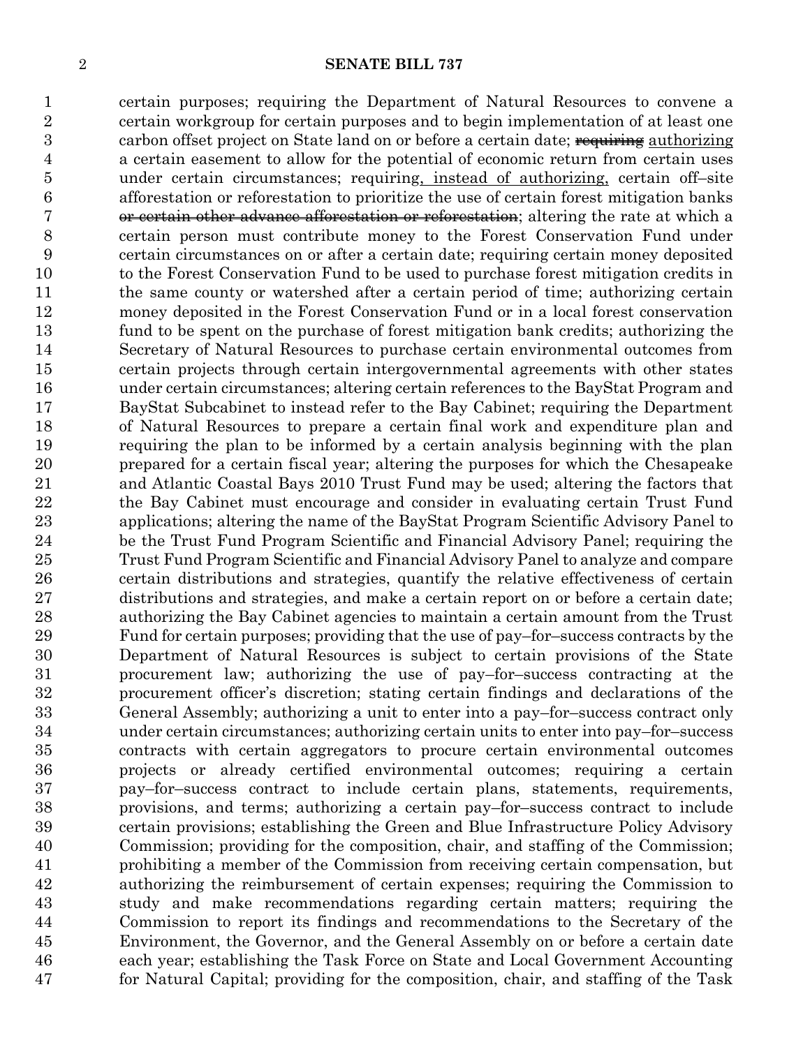certain purposes; requiring the Department of Natural Resources to convene a certain workgroup for certain purposes and to begin implementation of at least one carbon offset project on State land on or before a certain date; ~~requiring~~ authorizing a certain easement to allow for the potential of economic return from certain uses under certain circumstances; requiring, instead of authorizing, certain off–site afforestation or reforestation to prioritize the use of certain forest mitigation banks ~~or certain other advance afforestation or reforestation~~; altering the rate at which a certain person must contribute money to the Forest Conservation Fund under certain circumstances on or after a certain date; requiring certain money deposited to the Forest Conservation Fund to be used to purchase forest mitigation credits in the same county or watershed after a certain period of time; authorizing certain money deposited in the Forest Conservation Fund or in a local forest conservation fund to be spent on the purchase of forest mitigation bank credits; authorizing the Secretary of Natural Resources to purchase certain environmental outcomes from certain projects through certain intergovernmental agreements with other states under certain circumstances; altering certain references to the BayStat Program and BayStat Subcabinet to instead refer to the Bay Cabinet; requiring the Department of Natural Resources to prepare a certain final work and expenditure plan and requiring the plan to be informed by a certain analysis beginning with the plan prepared for a certain fiscal year; altering the purposes for which the Chesapeake and Atlantic Coastal Bays 2010 Trust Fund may be used; altering the factors that the Bay Cabinet must encourage and consider in evaluating certain Trust Fund applications; altering the name of the BayStat Program Scientific Advisory Panel to be the Trust Fund Program Scientific and Financial Advisory Panel; requiring the Trust Fund Program Scientific and Financial Advisory Panel to analyze and compare certain distributions and strategies, quantify the relative effectiveness of certain distributions and strategies, and make a certain report on or before a certain date; authorizing the Bay Cabinet agencies to maintain a certain amount from the Trust Fund for certain purposes; providing that the use of pay–for–success contracts by the Department of Natural Resources is subject to certain provisions of the State procurement law; authorizing the use of pay–for–success contracting at the procurement officer's discretion; stating certain findings and declarations of the General Assembly; authorizing a unit to enter into a pay–for–success contract only under certain circumstances; authorizing certain units to enter into pay–for–success contracts with certain aggregators to procure certain environmental outcomes projects or already certified environmental outcomes; requiring a certain pay–for–success contract to include certain plans, statements, requirements, provisions, and terms; authorizing a certain pay–for–success contract to include certain provisions; establishing the Green and Blue Infrastructure Policy Advisory Commission; providing for the composition, chair, and staffing of the Commission; prohibiting a member of the Commission from receiving certain compensation, but authorizing the reimbursement of certain expenses; requiring the Commission to study and make recommendations regarding certain matters; requiring the Commission to report its findings and recommendations to the Secretary of the Environment, the Governor, and the General Assembly on or before a certain date each year; establishing the Task Force on State and Local Government Accounting for Natural Capital; providing for the composition, chair, and staffing of the Task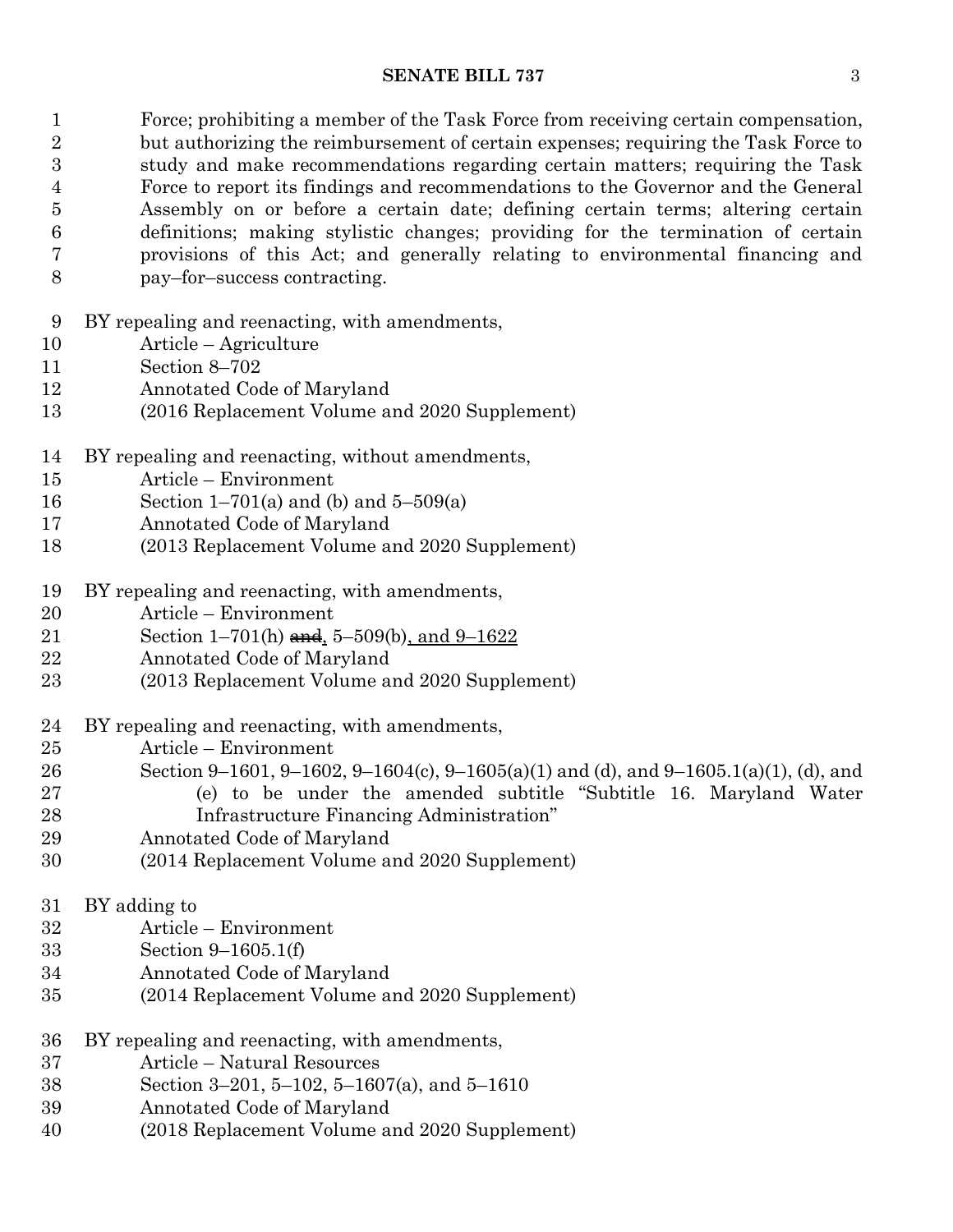Force; prohibiting a member of the Task Force from receiving certain compensation, but authorizing the reimbursement of certain expenses; requiring the Task Force to study and make recommendations regarding certain matters; requiring the Task Force to report its findings and recommendations to the Governor and the General Assembly on or before a certain date; defining certain terms; altering certain definitions; making stylistic changes; providing for the termination of certain provisions of this Act; and generally relating to environmental financing and pay–for–success contracting.

BY repealing and reenacting, with amendments,
Article – Agriculture
Section 8–702
Annotated Code of Maryland
(2016 Replacement Volume and 2020 Supplement)

BY repealing and reenacting, without amendments,
Article – Environment
Section 1–701(a) and (b) and 5–509(a)
Annotated Code of Maryland
(2013 Replacement Volume and 2020 Supplement)

BY repealing and reenacting, with amendments,
Article – Environment
Section 1–701(h) ~~and~~, 5–509(b), and 9–1622
Annotated Code of Maryland
(2013 Replacement Volume and 2020 Supplement)

BY repealing and reenacting, with amendments,
Article – Environment
Section 9–1601, 9–1602, 9–1604(c), 9–1605(a)(1) and (d), and 9–1605.1(a)(1), (d), and (e) to be under the amended subtitle "Subtitle 16. Maryland Water Infrastructure Financing Administration"
Annotated Code of Maryland
(2014 Replacement Volume and 2020 Supplement)

BY adding to
Article – Environment
Section 9–1605.1(f)
Annotated Code of Maryland
(2014 Replacement Volume and 2020 Supplement)

BY repealing and reenacting, with amendments,
Article – Natural Resources
Section 3–201, 5–102, 5–1607(a), and 5–1610
Annotated Code of Maryland
(2018 Replacement Volume and 2020 Supplement)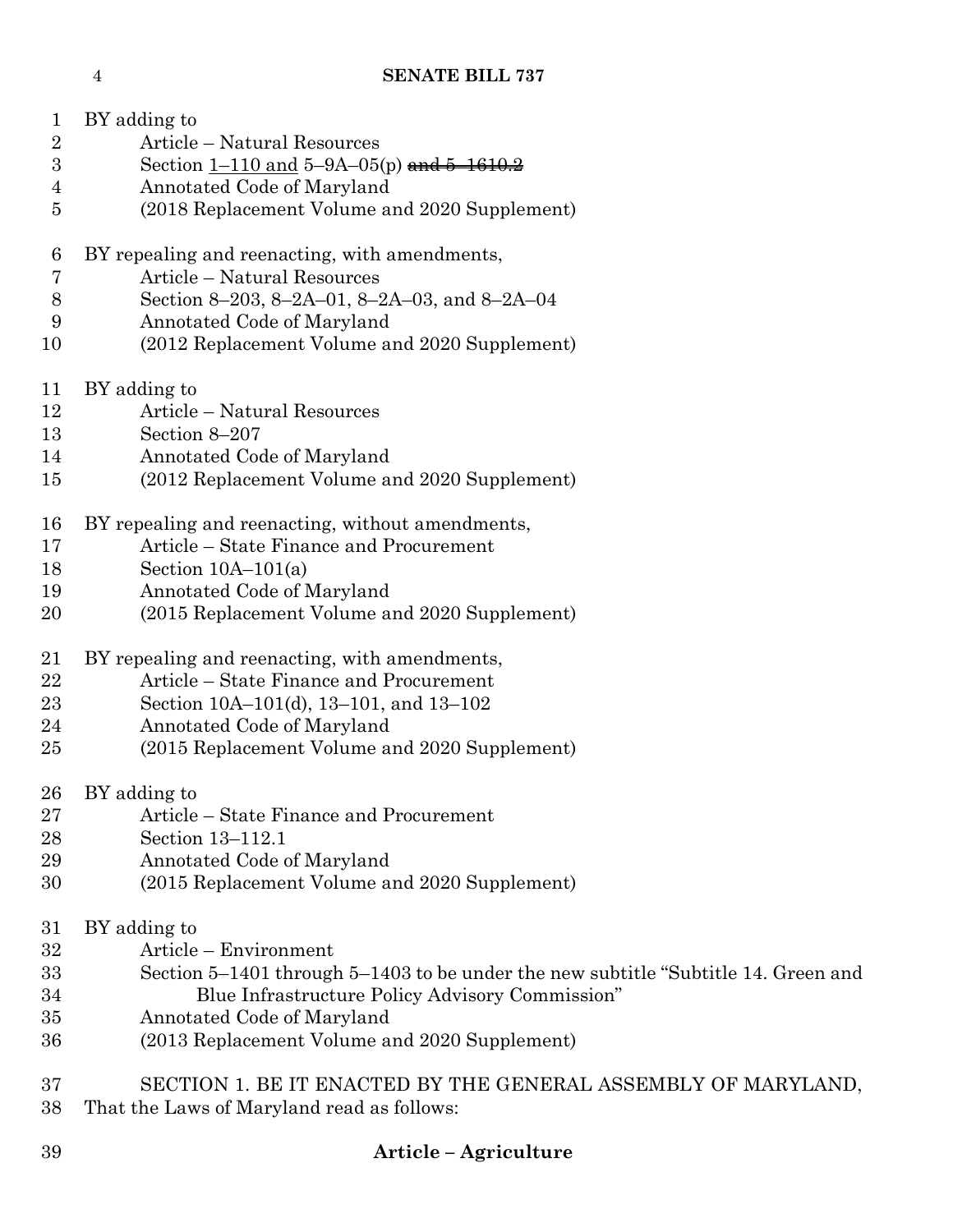BY adding to
Article – Natural Resources
Section 1–110 and 5–9A–05(p) ~~and 5–1610.2~~
Annotated Code of Maryland
(2018 Replacement Volume and 2020 Supplement)

BY repealing and reenacting, with amendments,
Article – Natural Resources
Section 8–203, 8–2A–01, 8–2A–03, and 8–2A–04
Annotated Code of Maryland
(2012 Replacement Volume and 2020 Supplement)

BY adding to
Article – Natural Resources
Section 8–207
Annotated Code of Maryland
(2012 Replacement Volume and 2020 Supplement)

BY repealing and reenacting, without amendments,
Article – State Finance and Procurement
Section 10A–101(a)
Annotated Code of Maryland
(2015 Replacement Volume and 2020 Supplement)

BY repealing and reenacting, with amendments,
Article – State Finance and Procurement
Section 10A–101(d), 13–101, and 13–102
Annotated Code of Maryland
(2015 Replacement Volume and 2020 Supplement)

BY adding to
Article – State Finance and Procurement
Section 13–112.1
Annotated Code of Maryland
(2015 Replacement Volume and 2020 Supplement)

BY adding to
Article – Environment
Section 5–1401 through 5–1403 to be under the new subtitle "Subtitle 14. Green and Blue Infrastructure Policy Advisory Commission"
Annotated Code of Maryland
(2013 Replacement Volume and 2020 Supplement)

SECTION 1. BE IT ENACTED BY THE GENERAL ASSEMBLY OF MARYLAND, That the Laws of Maryland read as follows:

**Article – Agriculture**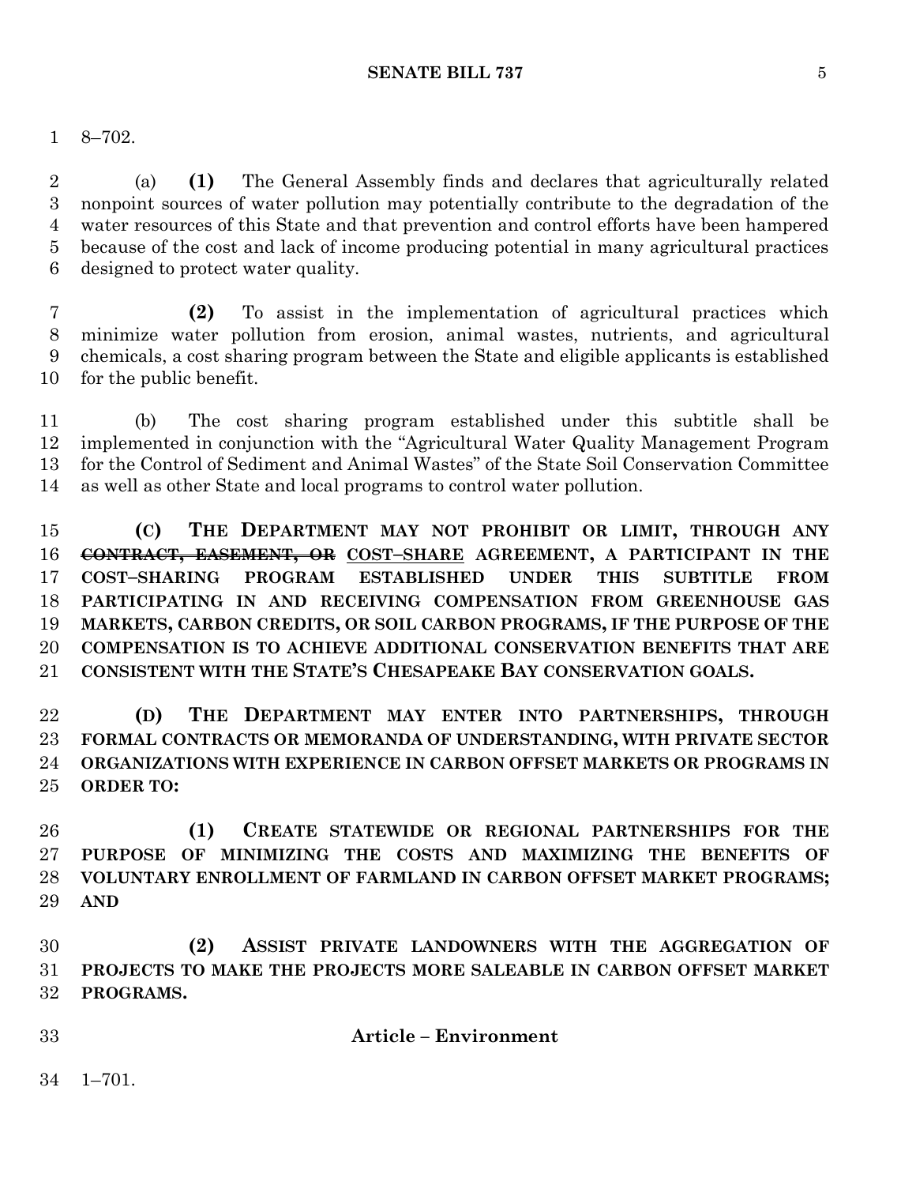8–702.

(a) **(1)** The General Assembly finds and declares that agriculturally related nonpoint sources of water pollution may potentially contribute to the degradation of the water resources of this State and that prevention and control efforts have been hampered because of the cost and lack of income producing potential in many agricultural practices designed to protect water quality.

**(2)** To assist in the implementation of agricultural practices which minimize water pollution from erosion, animal wastes, nutrients, and agricultural chemicals, a cost sharing program between the State and eligible applicants is established for the public benefit.

(b) The cost sharing program established under this subtitle shall be implemented in conjunction with the "Agricultural Water Quality Management Program for the Control of Sediment and Animal Wastes" of the State Soil Conservation Committee as well as other State and local programs to control water pollution.

**(C) THE DEPARTMENT MAY NOT PROHIBIT OR LIMIT, THROUGH ANY ~~CONTRACT, EASEMENT, OR~~ <u>COST–SHARE</u> AGREEMENT, A PARTICIPANT IN THE COST–SHARING PROGRAM ESTABLISHED UNDER THIS SUBTITLE FROM PARTICIPATING IN AND RECEIVING COMPENSATION FROM GREENHOUSE GAS MARKETS, CARBON CREDITS, OR SOIL CARBON PROGRAMS, IF THE PURPOSE OF THE COMPENSATION IS TO ACHIEVE ADDITIONAL CONSERVATION BENEFITS THAT ARE CONSISTENT WITH THE STATE'S CHESAPEAKE BAY CONSERVATION GOALS.**

**(D) THE DEPARTMENT MAY ENTER INTO PARTNERSHIPS, THROUGH FORMAL CONTRACTS OR MEMORANDA OF UNDERSTANDING, WITH PRIVATE SECTOR ORGANIZATIONS WITH EXPERIENCE IN CARBON OFFSET MARKETS OR PROGRAMS IN ORDER TO:**

**(1) CREATE STATEWIDE OR REGIONAL PARTNERSHIPS FOR THE PURPOSE OF MINIMIZING THE COSTS AND MAXIMIZING THE BENEFITS OF VOLUNTARY ENROLLMENT OF FARMLAND IN CARBON OFFSET MARKET PROGRAMS; AND**

**(2) ASSIST PRIVATE LANDOWNERS WITH THE AGGREGATION OF PROJECTS TO MAKE THE PROJECTS MORE SALEABLE IN CARBON OFFSET MARKET PROGRAMS.**

**Article – Environment**

1–701.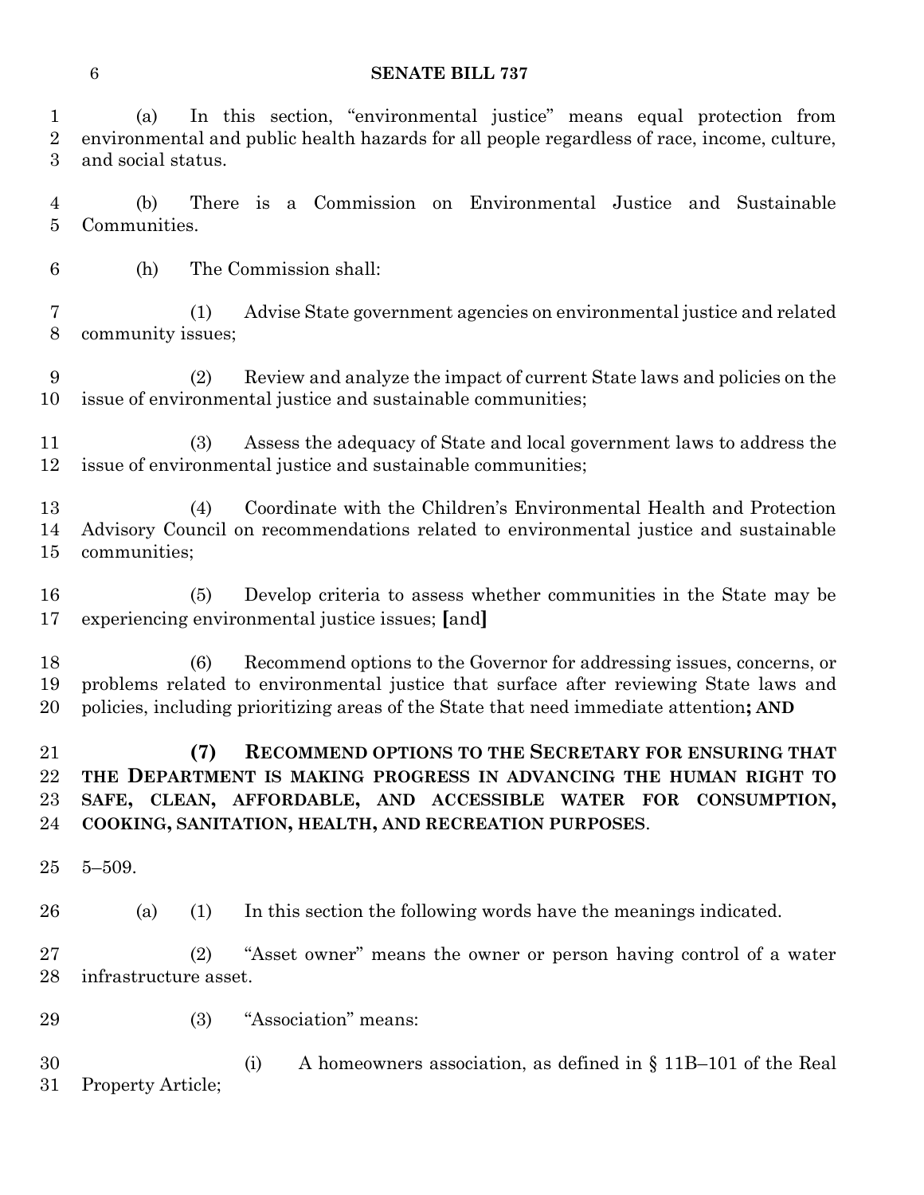(a) In this section, "environmental justice" means equal protection from environmental and public health hazards for all people regardless of race, income, culture, and social status.

(b) There is a Commission on Environmental Justice and Sustainable Communities.

(h) The Commission shall:

(1) Advise State government agencies on environmental justice and related community issues;

(2) Review and analyze the impact of current State laws and policies on the issue of environmental justice and sustainable communities;

(3) Assess the adequacy of State and local government laws to address the issue of environmental justice and sustainable communities;

(4) Coordinate with the Children's Environmental Health and Protection Advisory Council on recommendations related to environmental justice and sustainable communities;

(5) Develop criteria to assess whether communities in the State may be experiencing environmental justice issues; **[**and**]**

(6) Recommend options to the Governor for addressing issues, concerns, or problems related to environmental justice that surface after reviewing State laws and policies, including prioritizing areas of the State that need immediate attention**; AND**

**(7) RECOMMEND OPTIONS TO THE SECRETARY FOR ENSURING THAT THE DEPARTMENT IS MAKING PROGRESS IN ADVANCING THE HUMAN RIGHT TO SAFE, CLEAN, AFFORDABLE, AND ACCESSIBLE WATER FOR CONSUMPTION, COOKING, SANITATION, HEALTH, AND RECREATION PURPOSES**.

5–509.

(a) (1) In this section the following words have the meanings indicated.

(2) "Asset owner" means the owner or person having control of a water infrastructure asset.

(3) "Association" means:

(i) A homeowners association, as defined in § 11B–101 of the Real Property Article;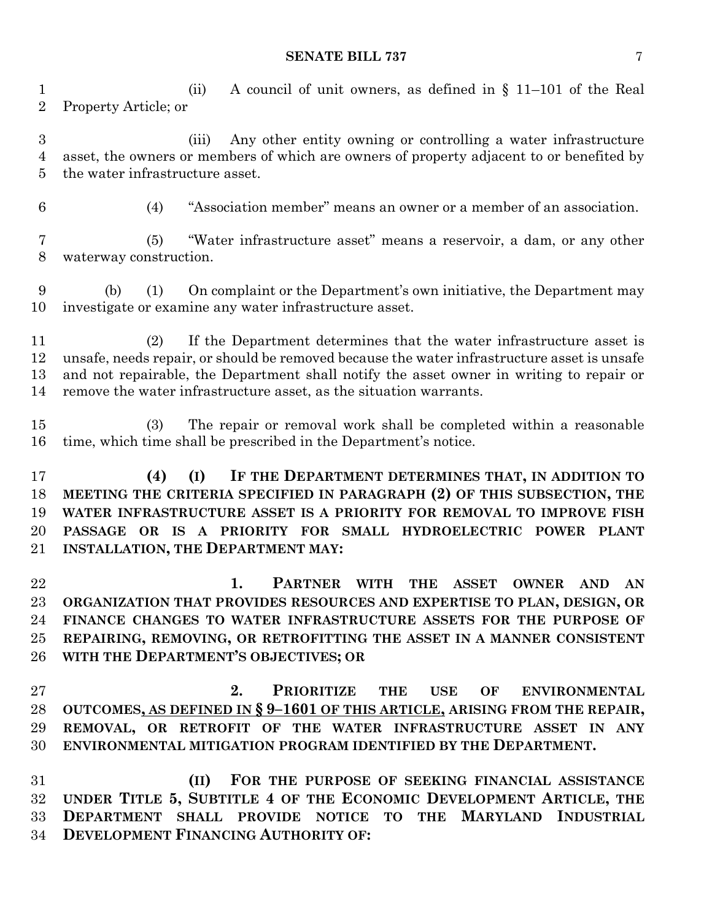(ii) A council of unit owners, as defined in § 11–101 of the Real Property Article; or

(iii) Any other entity owning or controlling a water infrastructure asset, the owners or members of which are owners of property adjacent to or benefited by the water infrastructure asset.

(4) "Association member" means an owner or a member of an association.

(5) "Water infrastructure asset" means a reservoir, a dam, or any other waterway construction.

(b) (1) On complaint or the Department's own initiative, the Department may investigate or examine any water infrastructure asset.

(2) If the Department determines that the water infrastructure asset is unsafe, needs repair, or should be removed because the water infrastructure asset is unsafe and not repairable, the Department shall notify the asset owner in writing to repair or remove the water infrastructure asset, as the situation warrants.

(3) The repair or removal work shall be completed within a reasonable time, which time shall be prescribed in the Department's notice.

**(4) (I) IF THE DEPARTMENT DETERMINES THAT, IN ADDITION TO MEETING THE CRITERIA SPECIFIED IN PARAGRAPH (2) OF THIS SUBSECTION, THE WATER INFRASTRUCTURE ASSET IS A PRIORITY FOR REMOVAL TO IMPROVE FISH PASSAGE OR IS A PRIORITY FOR SMALL HYDROELECTRIC POWER PLANT INSTALLATION, THE DEPARTMENT MAY:**

**1. PARTNER WITH THE ASSET OWNER AND AN ORGANIZATION THAT PROVIDES RESOURCES AND EXPERTISE TO PLAN, DESIGN, OR FINANCE CHANGES TO WATER INFRASTRUCTURE ASSETS FOR THE PURPOSE OF REPAIRING, REMOVING, OR RETROFITTING THE ASSET IN A MANNER CONSISTENT WITH THE DEPARTMENT'S OBJECTIVES; OR**

**2. PRIORITIZE THE USE OF ENVIRONMENTAL OUTCOMES<u>, AS DEFINED IN § 9–1601 OF THIS ARTICLE,</u> ARISING FROM THE REPAIR, REMOVAL, OR RETROFIT OF THE WATER INFRASTRUCTURE ASSET IN ANY ENVIRONMENTAL MITIGATION PROGRAM IDENTIFIED BY THE DEPARTMENT.**

**(II) FOR THE PURPOSE OF SEEKING FINANCIAL ASSISTANCE UNDER TITLE 5, SUBTITLE 4 OF THE ECONOMIC DEVELOPMENT ARTICLE, THE DEPARTMENT SHALL PROVIDE NOTICE TO THE MARYLAND INDUSTRIAL DEVELOPMENT FINANCING AUTHORITY OF:**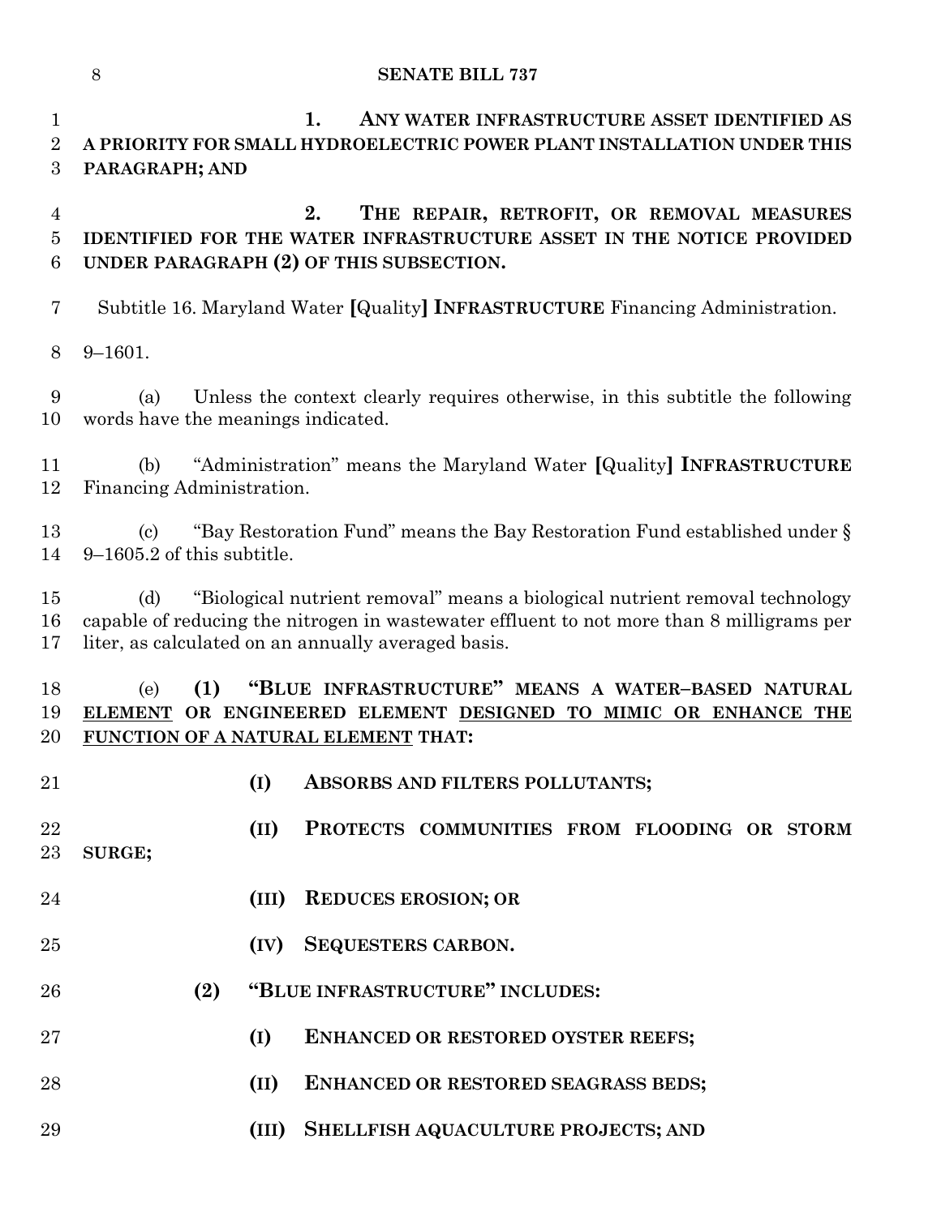1. **ANY WATER INFRASTRUCTURE ASSET IDENTIFIED AS A PRIORITY FOR SMALL HYDROELECTRIC POWER PLANT INSTALLATION UNDER THIS PARAGRAPH; AND**

2. **THE REPAIR, RETROFIT, OR REMOVAL MEASURES IDENTIFIED FOR THE WATER INFRASTRUCTURE ASSET IN THE NOTICE PROVIDED UNDER PARAGRAPH (2) OF THIS SUBSECTION.**

Subtitle 16. Maryland Water [Quality] **INFRASTRUCTURE** Financing Administration.

9–1601.

(a) Unless the context clearly requires otherwise, in this subtitle the following words have the meanings indicated.

(b) "Administration" means the Maryland Water [Quality] **INFRASTRUCTURE** Financing Administration.

(c) "Bay Restoration Fund" means the Bay Restoration Fund established under § 9–1605.2 of this subtitle.

(d) "Biological nutrient removal" means a biological nutrient removal technology capable of reducing the nitrogen in wastewater effluent to not more than 8 milligrams per liter, as calculated on an annually averaged basis.

(e) **(1) "BLUE INFRASTRUCTURE" MEANS A WATER–BASED NATURAL** <u>**ELEMENT**</u> **OR ENGINEERED ELEMENT** <u>**DESIGNED TO MIMIC OR ENHANCE THE FUNCTION OF A NATURAL ELEMENT**</u> **THAT:**

**(I) ABSORBS AND FILTERS POLLUTANTS;**

**(II) PROTECTS COMMUNITIES FROM FLOODING OR STORM SURGE;**

**(III) REDUCES EROSION; OR**

**(IV) SEQUESTERS CARBON.**

**(2) "BLUE INFRASTRUCTURE" INCLUDES:**

**(I) ENHANCED OR RESTORED OYSTER REEFS;**

**(II) ENHANCED OR RESTORED SEAGRASS BEDS;**

**(III) SHELLFISH AQUACULTURE PROJECTS; AND**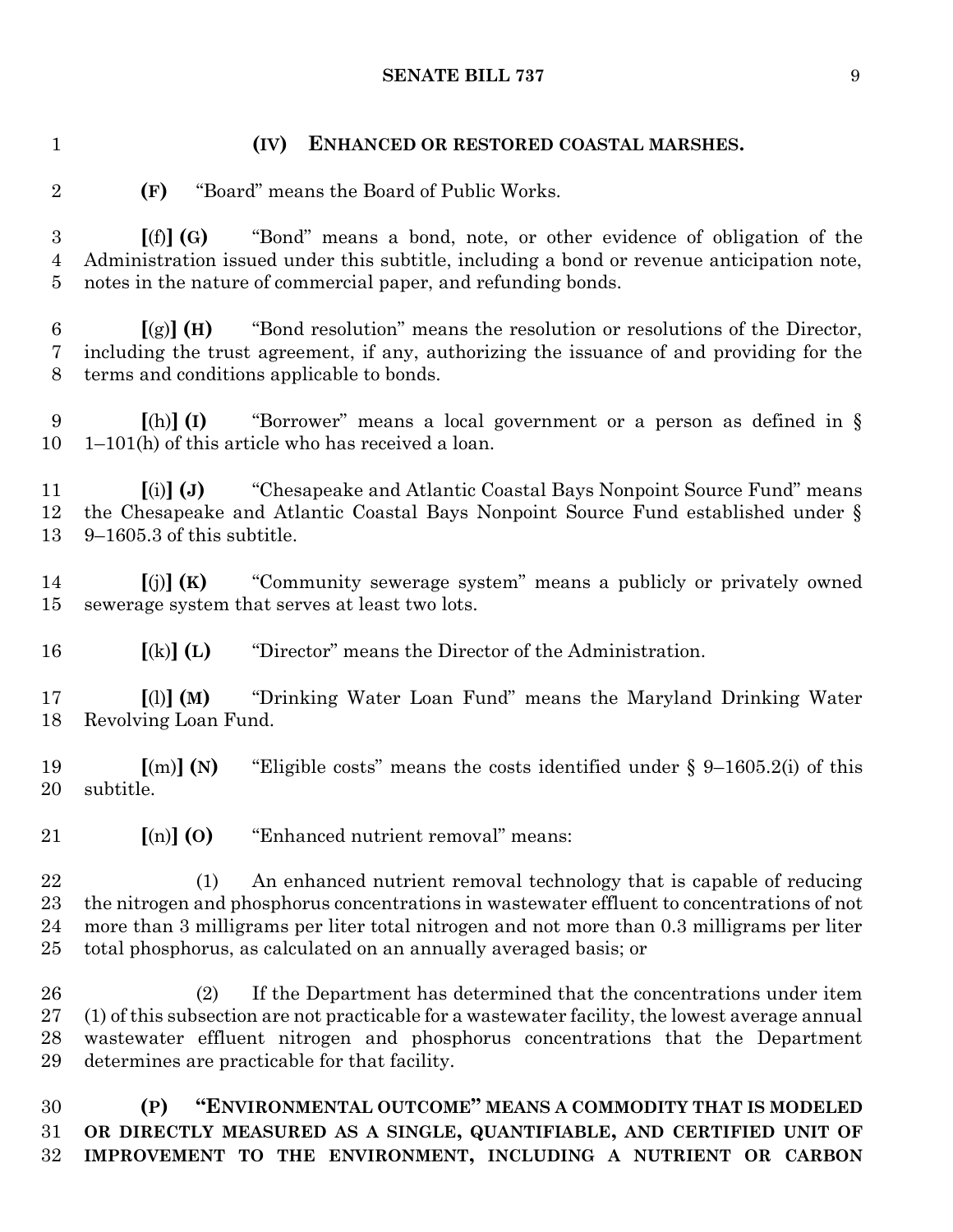(IV) ENHANCED OR RESTORED COASTAL MARSHES.

**(F)** "Board" means the Board of Public Works.

**[**(f)**] (G)** "Bond" means a bond, note, or other evidence of obligation of the Administration issued under this subtitle, including a bond or revenue anticipation note, notes in the nature of commercial paper, and refunding bonds.

**[**(g)**] (H)** "Bond resolution" means the resolution or resolutions of the Director, including the trust agreement, if any, authorizing the issuance of and providing for the terms and conditions applicable to bonds.

**[**(h)**] (I)** "Borrower" means a local government or a person as defined in § 1–101(h) of this article who has received a loan.

**[**(i)**] (J)** "Chesapeake and Atlantic Coastal Bays Nonpoint Source Fund" means the Chesapeake and Atlantic Coastal Bays Nonpoint Source Fund established under § 9–1605.3 of this subtitle.

**[**(j)**] (K)** "Community sewerage system" means a publicly or privately owned sewerage system that serves at least two lots.

**[**(k)**] (L)** "Director" means the Director of the Administration.

**[**(l)**] (M)** "Drinking Water Loan Fund" means the Maryland Drinking Water Revolving Loan Fund.

**[**(m)**] (N)** "Eligible costs" means the costs identified under § 9–1605.2(i) of this subtitle.

**[**(n)**] (O)** "Enhanced nutrient removal" means:

(1) An enhanced nutrient removal technology that is capable of reducing the nitrogen and phosphorus concentrations in wastewater effluent to concentrations of not more than 3 milligrams per liter total nitrogen and not more than 0.3 milligrams per liter total phosphorus, as calculated on an annually averaged basis; or

(2) If the Department has determined that the concentrations under item (1) of this subsection are not practicable for a wastewater facility, the lowest average annual wastewater effluent nitrogen and phosphorus concentrations that the Department determines are practicable for that facility.

**(P) "ENVIRONMENTAL OUTCOME" MEANS A COMMODITY THAT IS MODELED OR DIRECTLY MEASURED AS A SINGLE, QUANTIFIABLE, AND CERTIFIED UNIT OF IMPROVEMENT TO THE ENVIRONMENT, INCLUDING A NUTRIENT OR CARBON**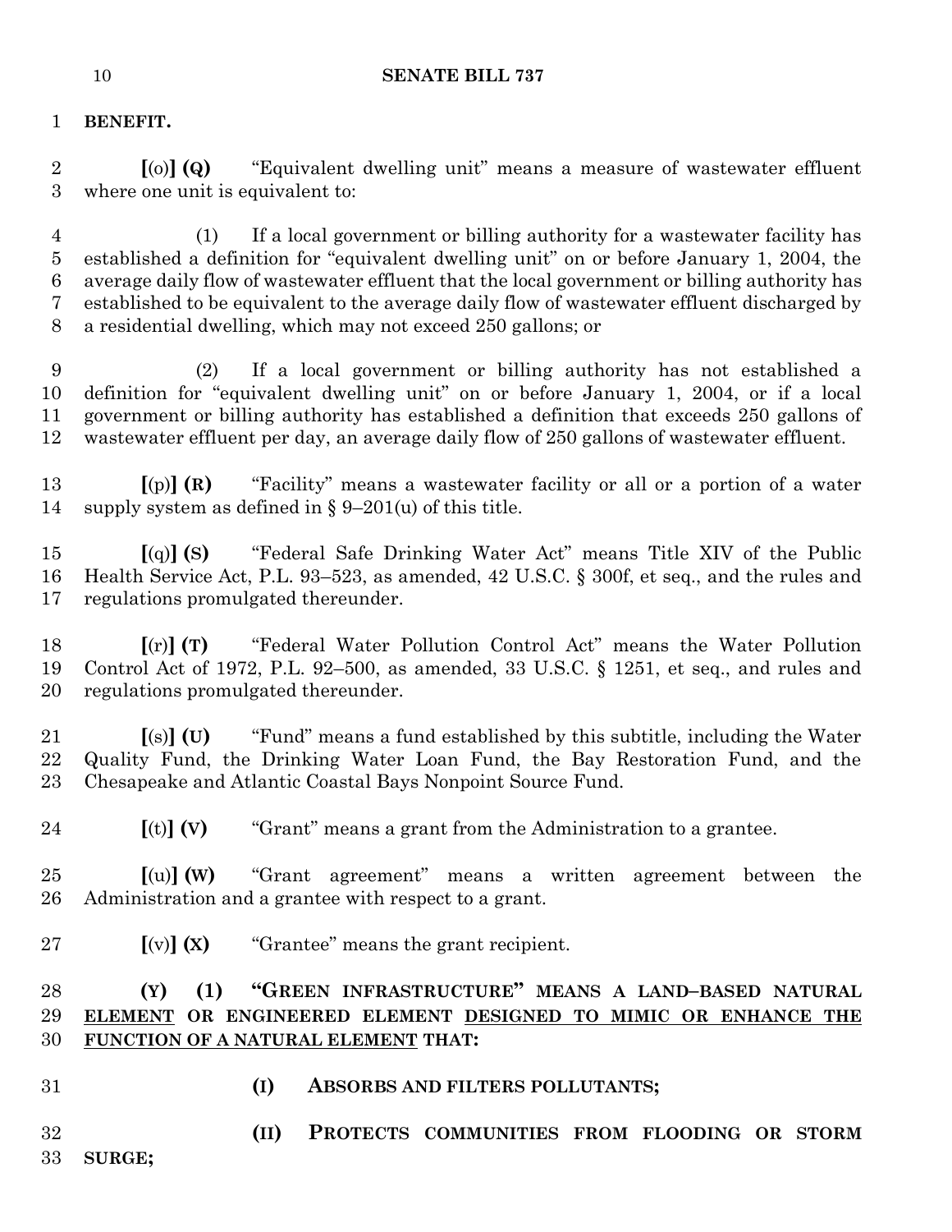**BENEFIT.**

**[**(o)**] (Q)** "Equivalent dwelling unit" means a measure of wastewater effluent where one unit is equivalent to:

(1) If a local government or billing authority for a wastewater facility has established a definition for "equivalent dwelling unit" on or before January 1, 2004, the average daily flow of wastewater effluent that the local government or billing authority has established to be equivalent to the average daily flow of wastewater effluent discharged by a residential dwelling, which may not exceed 250 gallons; or

(2) If a local government or billing authority has not established a definition for "equivalent dwelling unit" on or before January 1, 2004, or if a local government or billing authority has established a definition that exceeds 250 gallons of wastewater effluent per day, an average daily flow of 250 gallons of wastewater effluent.

**[**(p)**] (R)** "Facility" means a wastewater facility or all or a portion of a water supply system as defined in § 9–201(u) of this title.

**[**(q)**] (S)** "Federal Safe Drinking Water Act" means Title XIV of the Public Health Service Act, P.L. 93–523, as amended, 42 U.S.C. § 300f, et seq., and the rules and regulations promulgated thereunder.

**[**(r)**] (T)** "Federal Water Pollution Control Act" means the Water Pollution Control Act of 1972, P.L. 92–500, as amended, 33 U.S.C. § 1251, et seq., and rules and regulations promulgated thereunder.

**[**(s)**] (U)** "Fund" means a fund established by this subtitle, including the Water Quality Fund, the Drinking Water Loan Fund, the Bay Restoration Fund, and the Chesapeake and Atlantic Coastal Bays Nonpoint Source Fund.

**[**(t)**] (V)** "Grant" means a grant from the Administration to a grantee.

**[**(u)**] (W)** "Grant agreement" means a written agreement between the Administration and a grantee with respect to a grant.

**[**(v)**] (X)** "Grantee" means the grant recipient.

**(Y) (1) "GREEN INFRASTRUCTURE" MEANS A LAND–BASED NATURAL <u>ELEMENT</u> OR ENGINEERED ELEMENT <u>DESIGNED TO MIMIC OR ENHANCE THE FUNCTION OF A NATURAL ELEMENT</u> THAT:**

**(I) ABSORBS AND FILTERS POLLUTANTS;**

**(II) PROTECTS COMMUNITIES FROM FLOODING OR STORM SURGE;**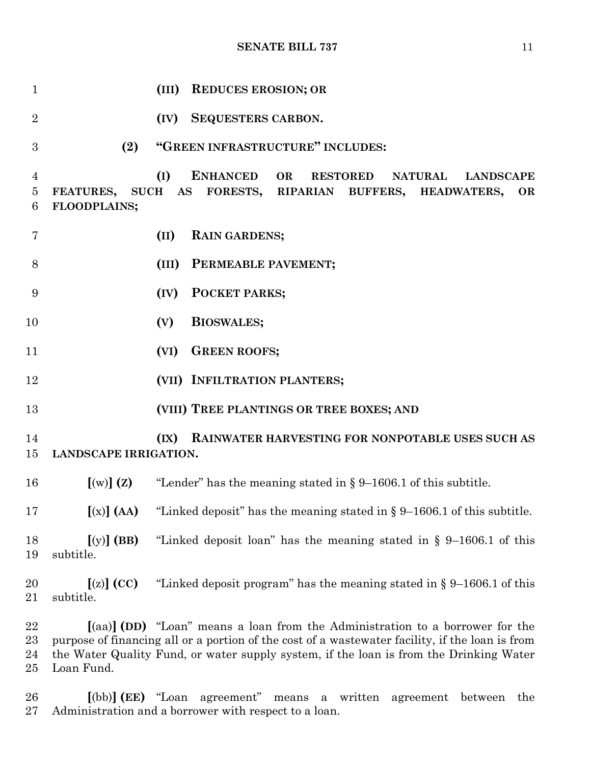(III) **REDUCES EROSION; OR**

(IV) **SEQUESTERS CARBON.**

**(2) "GREEN INFRASTRUCTURE" INCLUDES:**

**(I) ENHANCED OR RESTORED NATURAL LANDSCAPE FEATURES, SUCH AS FORESTS, RIPARIAN BUFFERS, HEADWATERS, OR FLOODPLAINS;**

**(II) RAIN GARDENS;**

**(III) PERMEABLE PAVEMENT;**

**(IV) POCKET PARKS;**

**(V) BIOSWALES;**

**(VI) GREEN ROOFS;**

**(VII) INFILTRATION PLANTERS;**

**(VIII) TREE PLANTINGS OR TREE BOXES; AND**

**(IX) RAINWATER HARVESTING FOR NONPOTABLE USES SUCH AS LANDSCAPE IRRIGATION.**

**[**(w)**] (Z)** "Lender" has the meaning stated in § 9–1606.1 of this subtitle.

**[**(x)**] (AA)** "Linked deposit" has the meaning stated in § 9–1606.1 of this subtitle.

**[**(y)**] (BB)** "Linked deposit loan" has the meaning stated in § 9–1606.1 of this subtitle.

**[**(z)**] (CC)** "Linked deposit program" has the meaning stated in § 9–1606.1 of this subtitle.

**[**(aa)**] (DD)** "Loan" means a loan from the Administration to a borrower for the purpose of financing all or a portion of the cost of a wastewater facility, if the loan is from the Water Quality Fund, or water supply system, if the loan is from the Drinking Water Loan Fund.

**[**(bb)**] (EE)** "Loan agreement" means a written agreement between the Administration and a borrower with respect to a loan.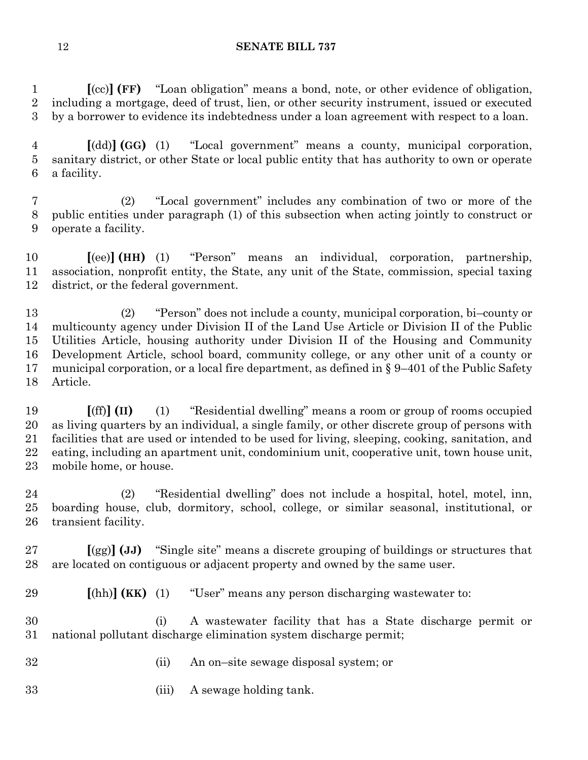**[**(cc)**] (FF)** "Loan obligation" means a bond, note, or other evidence of obligation, including a mortgage, deed of trust, lien, or other security instrument, issued or executed by a borrower to evidence its indebtedness under a loan agreement with respect to a loan.

**[**(dd)**] (GG)** (1) "Local government" means a county, municipal corporation, sanitary district, or other State or local public entity that has authority to own or operate a facility.

(2) "Local government" includes any combination of two or more of the public entities under paragraph (1) of this subsection when acting jointly to construct or operate a facility.

**[**(ee)**] (HH)** (1) "Person" means an individual, corporation, partnership, association, nonprofit entity, the State, any unit of the State, commission, special taxing district, or the federal government.

(2) "Person" does not include a county, municipal corporation, bi–county or multicounty agency under Division II of the Land Use Article or Division II of the Public Utilities Article, housing authority under Division II of the Housing and Community Development Article, school board, community college, or any other unit of a county or municipal corporation, or a local fire department, as defined in § 9–401 of the Public Safety Article.

**[**(ff)**] (II)** (1) "Residential dwelling" means a room or group of rooms occupied as living quarters by an individual, a single family, or other discrete group of persons with facilities that are used or intended to be used for living, sleeping, cooking, sanitation, and eating, including an apartment unit, condominium unit, cooperative unit, town house unit, mobile home, or house.

(2) "Residential dwelling" does not include a hospital, hotel, motel, inn, boarding house, club, dormitory, school, college, or similar seasonal, institutional, or transient facility.

**[**(gg)**] (JJ)** "Single site" means a discrete grouping of buildings or structures that are located on contiguous or adjacent property and owned by the same user.

**[**(hh)**] (KK)** (1) "User" means any person discharging wastewater to:

(i) A wastewater facility that has a State discharge permit or national pollutant discharge elimination system discharge permit;

(ii) An on–site sewage disposal system; or

(iii) A sewage holding tank.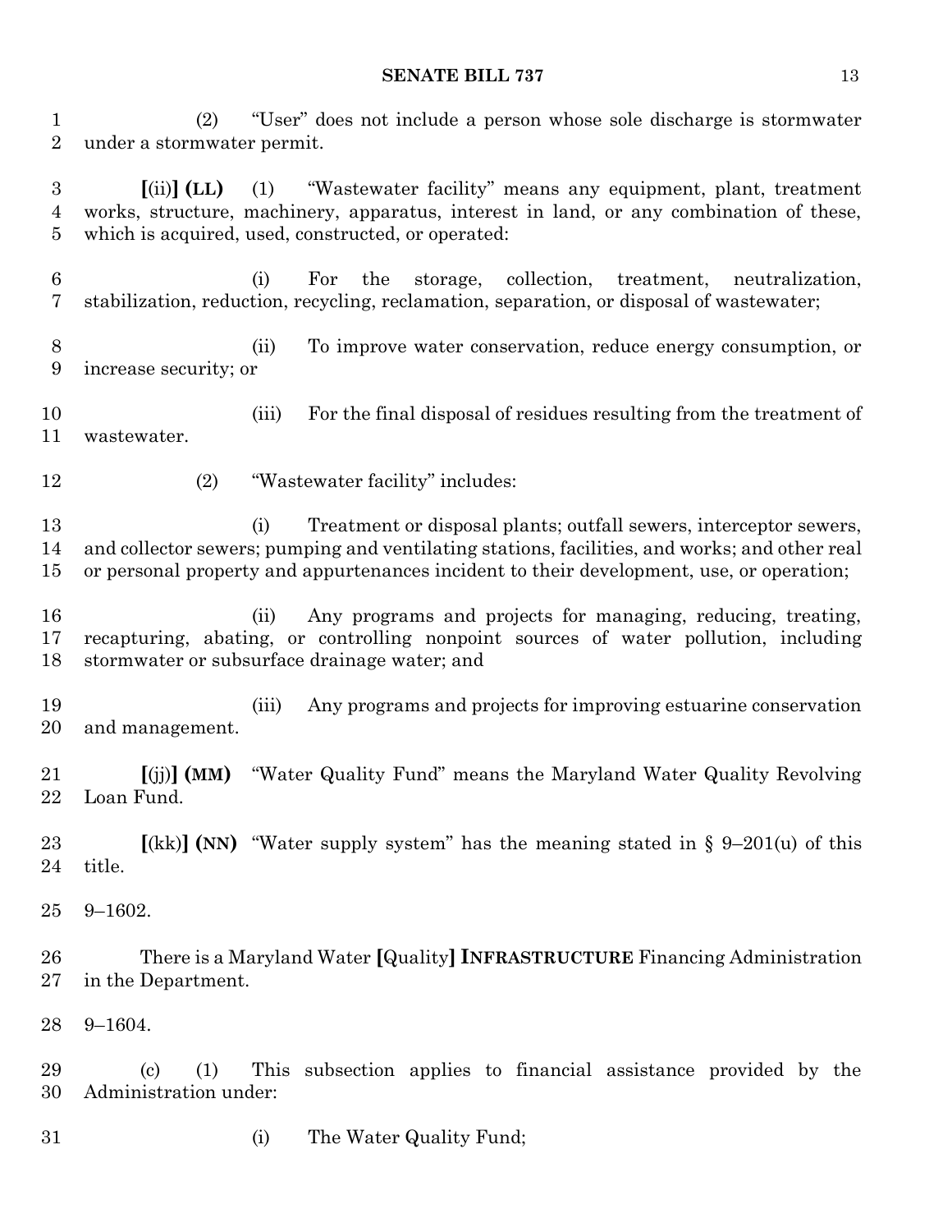(2) "User" does not include a person whose sole discharge is stormwater under a stormwater permit.

**[**(ii)**] (LL)** (1) "Wastewater facility" means any equipment, plant, treatment works, structure, machinery, apparatus, interest in land, or any combination of these, which is acquired, used, constructed, or operated:

(i) For the storage, collection, treatment, neutralization, stabilization, reduction, recycling, reclamation, separation, or disposal of wastewater;

(ii) To improve water conservation, reduce energy consumption, or increase security; or

(iii) For the final disposal of residues resulting from the treatment of wastewater.

(2) "Wastewater facility" includes:

(i) Treatment or disposal plants; outfall sewers, interceptor sewers, and collector sewers; pumping and ventilating stations, facilities, and works; and other real or personal property and appurtenances incident to their development, use, or operation;

(ii) Any programs and projects for managing, reducing, treating, recapturing, abating, or controlling nonpoint sources of water pollution, including stormwater or subsurface drainage water; and

(iii) Any programs and projects for improving estuarine conservation and management.

**[**(jj)**] (MM)** "Water Quality Fund" means the Maryland Water Quality Revolving Loan Fund.

**[**(kk)**] (NN)** "Water supply system" has the meaning stated in § 9–201(u) of this title.

9–1602.

There is a Maryland Water **[**Quality**] INFRASTRUCTURE** Financing Administration in the Department.

9–1604.

(c) (1) This subsection applies to financial assistance provided by the Administration under:

(i) The Water Quality Fund;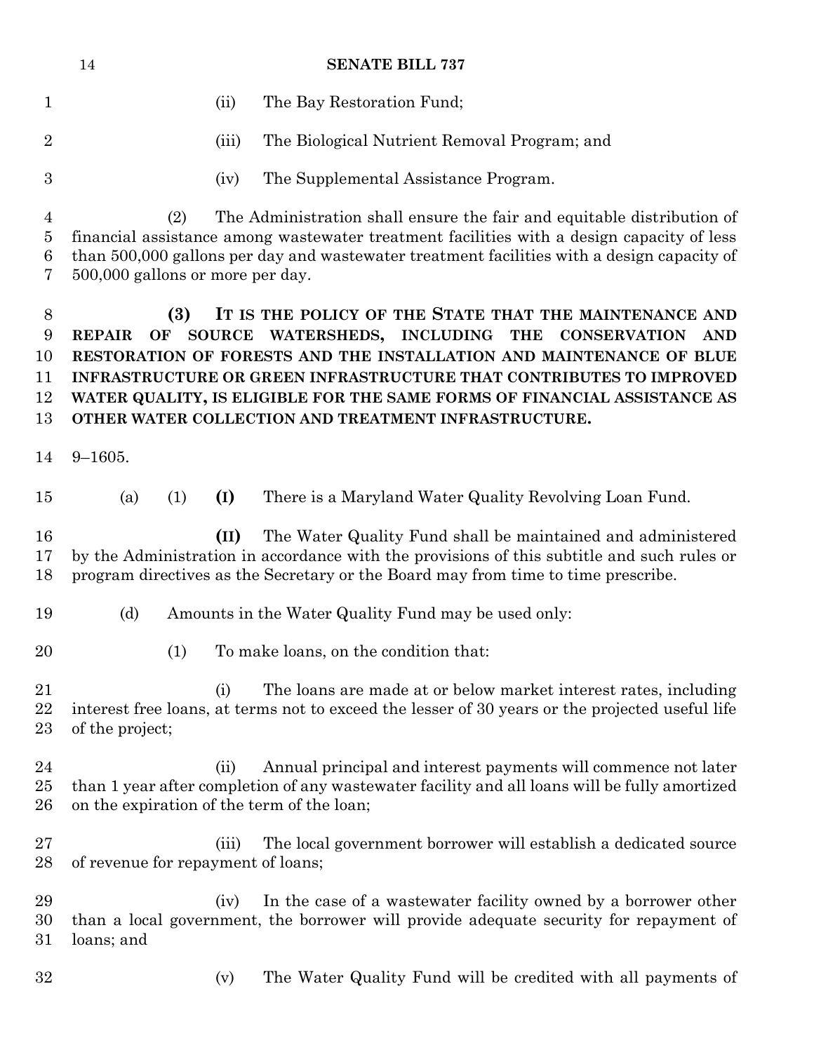(ii) The Bay Restoration Fund;

(iii) The Biological Nutrient Removal Program; and

(iv) The Supplemental Assistance Program.

(2) The Administration shall ensure the fair and equitable distribution of financial assistance among wastewater treatment facilities with a design capacity of less than 500,000 gallons per day and wastewater treatment facilities with a design capacity of 500,000 gallons or more per day.

**(3) IT IS THE POLICY OF THE STATE THAT THE MAINTENANCE AND REPAIR OF SOURCE WATERSHEDS, INCLUDING THE CONSERVATION AND RESTORATION OF FORESTS AND THE INSTALLATION AND MAINTENANCE OF BLUE INFRASTRUCTURE OR GREEN INFRASTRUCTURE THAT CONTRIBUTES TO IMPROVED WATER QUALITY, IS ELIGIBLE FOR THE SAME FORMS OF FINANCIAL ASSISTANCE AS OTHER WATER COLLECTION AND TREATMENT INFRASTRUCTURE.**

9–1605.

(a) (1) **(I)** There is a Maryland Water Quality Revolving Loan Fund.

**(II)** The Water Quality Fund shall be maintained and administered by the Administration in accordance with the provisions of this subtitle and such rules or program directives as the Secretary or the Board may from time to time prescribe.

(d) Amounts in the Water Quality Fund may be used only:

(1) To make loans, on the condition that:

(i) The loans are made at or below market interest rates, including interest free loans, at terms not to exceed the lesser of 30 years or the projected useful life of the project;

(ii) Annual principal and interest payments will commence not later than 1 year after completion of any wastewater facility and all loans will be fully amortized on the expiration of the term of the loan;

(iii) The local government borrower will establish a dedicated source of revenue for repayment of loans;

(iv) In the case of a wastewater facility owned by a borrower other than a local government, the borrower will provide adequate security for repayment of loans; and

(v) The Water Quality Fund will be credited with all payments of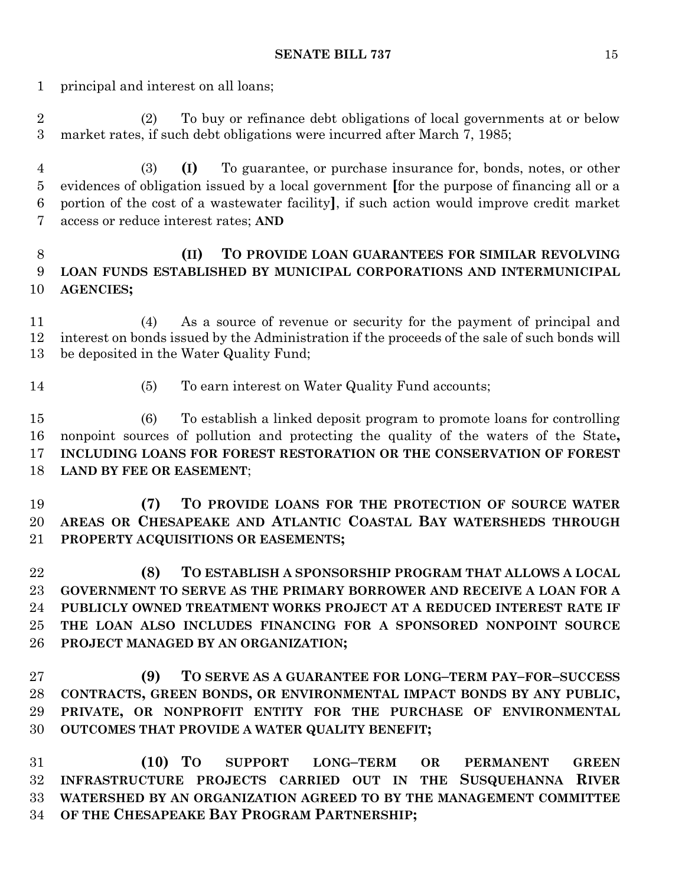principal and interest on all loans;

(2) To buy or refinance debt obligations of local governments at or below market rates, if such debt obligations were incurred after March 7, 1985;

(3) **(I)** To guarantee, or purchase insurance for, bonds, notes, or other evidences of obligation issued by a local government **[**for the purpose of financing all or a portion of the cost of a wastewater facility**]**, if such action would improve credit market access or reduce interest rates; **AND**

**(II) TO PROVIDE LOAN GUARANTEES FOR SIMILAR REVOLVING LOAN FUNDS ESTABLISHED BY MUNICIPAL CORPORATIONS AND INTERMUNICIPAL AGENCIES;**

(4) As a source of revenue or security for the payment of principal and interest on bonds issued by the Administration if the proceeds of the sale of such bonds will be deposited in the Water Quality Fund;

(5) To earn interest on Water Quality Fund accounts;

(6) To establish a linked deposit program to promote loans for controlling nonpoint sources of pollution and protecting the quality of the waters of the State**, INCLUDING LOANS FOR FOREST RESTORATION OR THE CONSERVATION OF FOREST LAND BY FEE OR EASEMENT**;

**(7) TO PROVIDE LOANS FOR THE PROTECTION OF SOURCE WATER AREAS OR CHESAPEAKE AND ATLANTIC COASTAL BAY WATERSHEDS THROUGH PROPERTY ACQUISITIONS OR EASEMENTS;**

**(8) TO ESTABLISH A SPONSORSHIP PROGRAM THAT ALLOWS A LOCAL GOVERNMENT TO SERVE AS THE PRIMARY BORROWER AND RECEIVE A LOAN FOR A PUBLICLY OWNED TREATMENT WORKS PROJECT AT A REDUCED INTEREST RATE IF THE LOAN ALSO INCLUDES FINANCING FOR A SPONSORED NONPOINT SOURCE PROJECT MANAGED BY AN ORGANIZATION;**

**(9) TO SERVE AS A GUARANTEE FOR LONG–TERM PAY–FOR–SUCCESS CONTRACTS, GREEN BONDS, OR ENVIRONMENTAL IMPACT BONDS BY ANY PUBLIC, PRIVATE, OR NONPROFIT ENTITY FOR THE PURCHASE OF ENVIRONMENTAL OUTCOMES THAT PROVIDE A WATER QUALITY BENEFIT;**

**(10) TO SUPPORT LONG–TERM OR PERMANENT GREEN INFRASTRUCTURE PROJECTS CARRIED OUT IN THE SUSQUEHANNA RIVER WATERSHED BY AN ORGANIZATION AGREED TO BY THE MANAGEMENT COMMITTEE OF THE CHESAPEAKE BAY PROGRAM PARTNERSHIP;**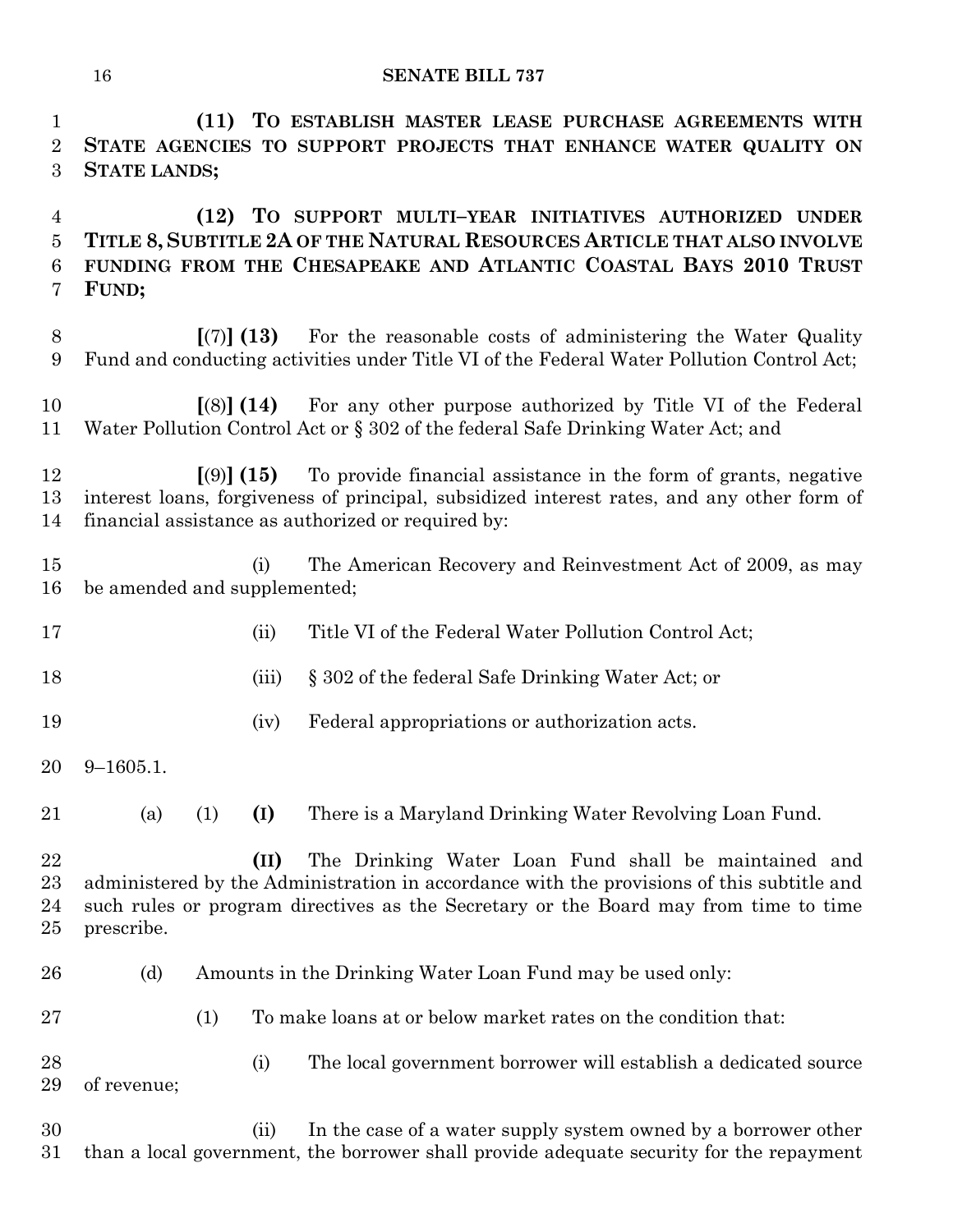**(11) TO ESTABLISH MASTER LEASE PURCHASE AGREEMENTS WITH STATE AGENCIES TO SUPPORT PROJECTS THAT ENHANCE WATER QUALITY ON STATE LANDS;**

**(12) TO SUPPORT MULTI–YEAR INITIATIVES AUTHORIZED UNDER TITLE 8, SUBTITLE 2A OF THE NATURAL RESOURCES ARTICLE THAT ALSO INVOLVE FUNDING FROM THE CHESAPEAKE AND ATLANTIC COASTAL BAYS 2010 TRUST FUND;**

**[**(7)**] (13)** For the reasonable costs of administering the Water Quality Fund and conducting activities under Title VI of the Federal Water Pollution Control Act;

**[**(8)**] (14)** For any other purpose authorized by Title VI of the Federal Water Pollution Control Act or § 302 of the federal Safe Drinking Water Act; and

**[**(9)**] (15)** To provide financial assistance in the form of grants, negative interest loans, forgiveness of principal, subsidized interest rates, and any other form of financial assistance as authorized or required by:

(i) The American Recovery and Reinvestment Act of 2009, as may be amended and supplemented;

(ii) Title VI of the Federal Water Pollution Control Act;

(iii) § 302 of the federal Safe Drinking Water Act; or

(iv) Federal appropriations or authorization acts.

9–1605.1.

(a) (1) **(I)** There is a Maryland Drinking Water Revolving Loan Fund.

**(II)** The Drinking Water Loan Fund shall be maintained and administered by the Administration in accordance with the provisions of this subtitle and such rules or program directives as the Secretary or the Board may from time to time prescribe.

(d) Amounts in the Drinking Water Loan Fund may be used only:

(1) To make loans at or below market rates on the condition that:

(i) The local government borrower will establish a dedicated source of revenue;

(ii) In the case of a water supply system owned by a borrower other than a local government, the borrower shall provide adequate security for the repayment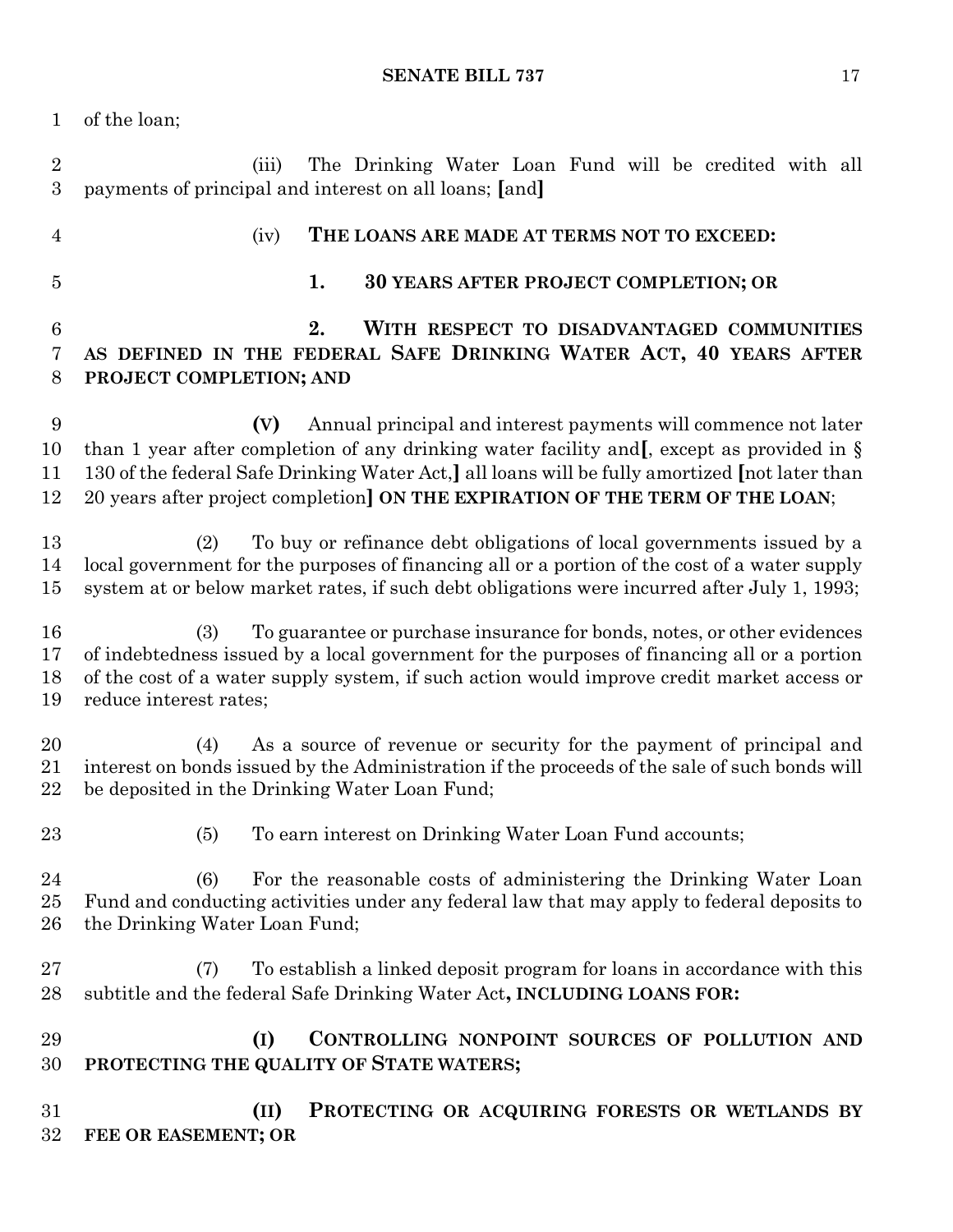of the loan;

(iii) The Drinking Water Loan Fund will be credited with all payments of principal and interest on all loans; [and]

(iv) **THE LOANS ARE MADE AT TERMS NOT TO EXCEED:**

**1. 30 YEARS AFTER PROJECT COMPLETION; OR**

**2. WITH RESPECT TO DISADVANTAGED COMMUNITIES AS DEFINED IN THE FEDERAL SAFE DRINKING WATER ACT, 40 YEARS AFTER PROJECT COMPLETION; AND**

**(V)** Annual principal and interest payments will commence not later than 1 year after completion of any drinking water facility and[, except as provided in § 130 of the federal Safe Drinking Water Act,] all loans will be fully amortized [not later than 20 years after project completion] **ON THE EXPIRATION OF THE TERM OF THE LOAN**;

(2) To buy or refinance debt obligations of local governments issued by a local government for the purposes of financing all or a portion of the cost of a water supply system at or below market rates, if such debt obligations were incurred after July 1, 1993;

(3) To guarantee or purchase insurance for bonds, notes, or other evidences of indebtedness issued by a local government for the purposes of financing all or a portion of the cost of a water supply system, if such action would improve credit market access or reduce interest rates;

(4) As a source of revenue or security for the payment of principal and interest on bonds issued by the Administration if the proceeds of the sale of such bonds will be deposited in the Drinking Water Loan Fund;

(5) To earn interest on Drinking Water Loan Fund accounts;

(6) For the reasonable costs of administering the Drinking Water Loan Fund and conducting activities under any federal law that may apply to federal deposits to the Drinking Water Loan Fund;

(7) To establish a linked deposit program for loans in accordance with this subtitle and the federal Safe Drinking Water Act**, INCLUDING LOANS FOR:**

**(I) CONTROLLING NONPOINT SOURCES OF POLLUTION AND PROTECTING THE QUALITY OF STATE WATERS;**

**(II) PROTECTING OR ACQUIRING FORESTS OR WETLANDS BY FEE OR EASEMENT; OR**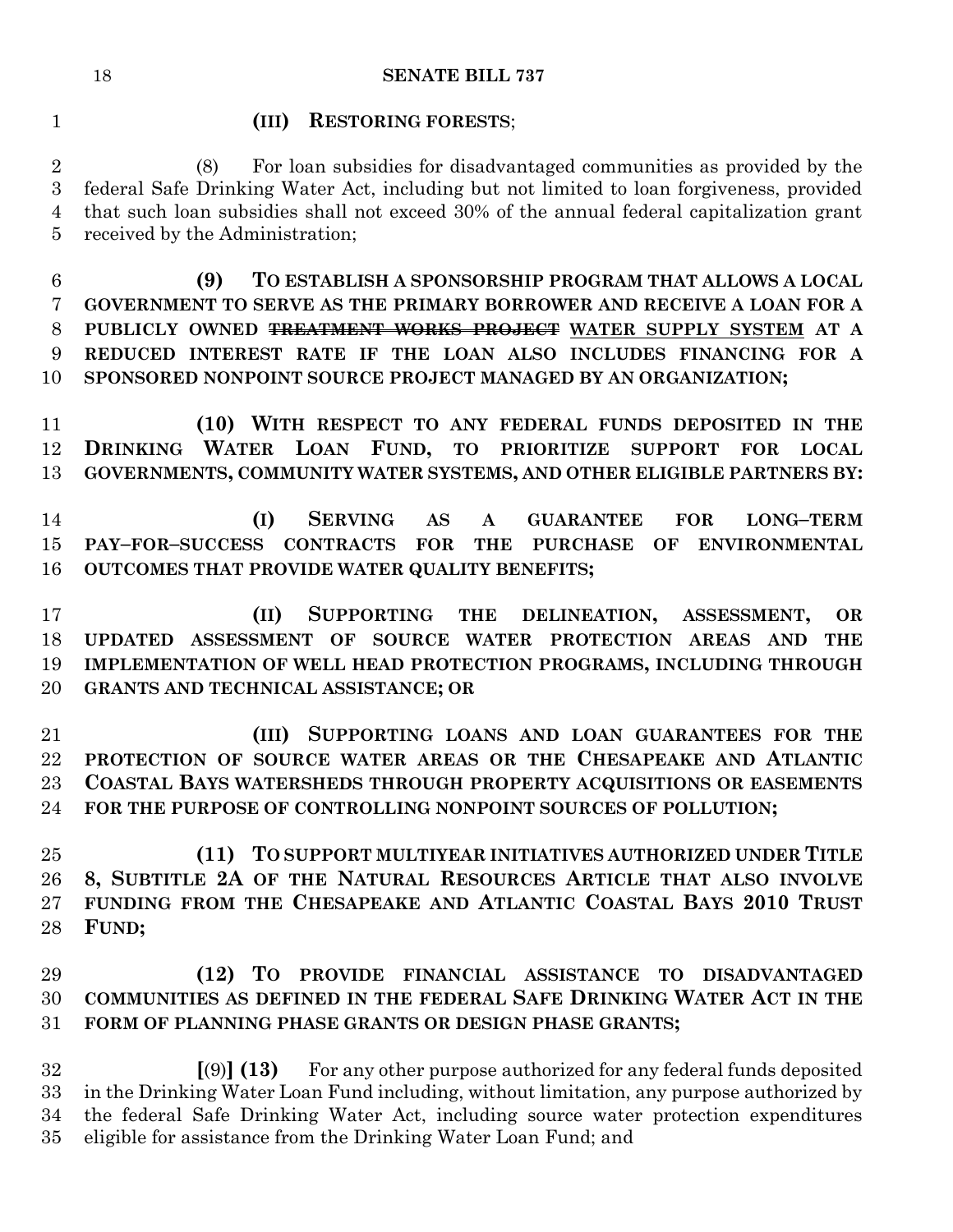(III) **RESTORING FORESTS**;

(8) For loan subsidies for disadvantaged communities as provided by the federal Safe Drinking Water Act, including but not limited to loan forgiveness, provided that such loan subsidies shall not exceed 30% of the annual federal capitalization grant received by the Administration;

**(9) TO ESTABLISH A SPONSORSHIP PROGRAM THAT ALLOWS A LOCAL GOVERNMENT TO SERVE AS THE PRIMARY BORROWER AND RECEIVE A LOAN FOR A PUBLICLY OWNED ~~TREATMENT WORKS PROJECT~~ WATER SUPPLY SYSTEM AT A REDUCED INTEREST RATE IF THE LOAN ALSO INCLUDES FINANCING FOR A SPONSORED NONPOINT SOURCE PROJECT MANAGED BY AN ORGANIZATION;**

**(10) WITH RESPECT TO ANY FEDERAL FUNDS DEPOSITED IN THE DRINKING WATER LOAN FUND, TO PRIORITIZE SUPPORT FOR LOCAL GOVERNMENTS, COMMUNITY WATER SYSTEMS, AND OTHER ELIGIBLE PARTNERS BY:**

**(I) SERVING AS A GUARANTEE FOR LONG–TERM PAY–FOR–SUCCESS CONTRACTS FOR THE PURCHASE OF ENVIRONMENTAL OUTCOMES THAT PROVIDE WATER QUALITY BENEFITS;**

**(II) SUPPORTING THE DELINEATION, ASSESSMENT, OR UPDATED ASSESSMENT OF SOURCE WATER PROTECTION AREAS AND THE IMPLEMENTATION OF WELL HEAD PROTECTION PROGRAMS, INCLUDING THROUGH GRANTS AND TECHNICAL ASSISTANCE; OR**

**(III) SUPPORTING LOANS AND LOAN GUARANTEES FOR THE PROTECTION OF SOURCE WATER AREAS OR THE CHESAPEAKE AND ATLANTIC COASTAL BAYS WATERSHEDS THROUGH PROPERTY ACQUISITIONS OR EASEMENTS FOR THE PURPOSE OF CONTROLLING NONPOINT SOURCES OF POLLUTION;**

**(11) TO SUPPORT MULTIYEAR INITIATIVES AUTHORIZED UNDER TITLE 8, SUBTITLE 2A OF THE NATURAL RESOURCES ARTICLE THAT ALSO INVOLVE FUNDING FROM THE CHESAPEAKE AND ATLANTIC COASTAL BAYS 2010 TRUST FUND;**

**(12) TO PROVIDE FINANCIAL ASSISTANCE TO DISADVANTAGED COMMUNITIES AS DEFINED IN THE FEDERAL SAFE DRINKING WATER ACT IN THE FORM OF PLANNING PHASE GRANTS OR DESIGN PHASE GRANTS;**

**[**(9)**] (13)** For any other purpose authorized for any federal funds deposited in the Drinking Water Loan Fund including, without limitation, any purpose authorized by the federal Safe Drinking Water Act, including source water protection expenditures eligible for assistance from the Drinking Water Loan Fund; and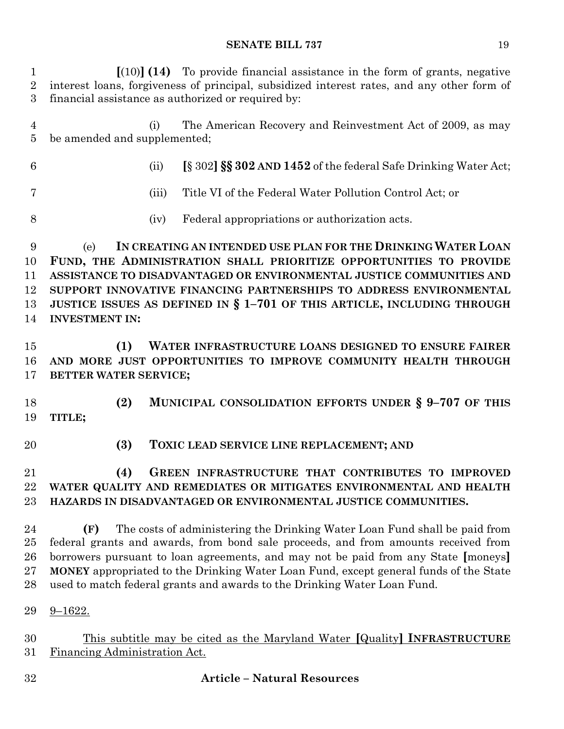**[**(10)**] (14)** To provide financial assistance in the form of grants, negative interest loans, forgiveness of principal, subsidized interest rates, and any other form of financial assistance as authorized or required by:

(i) The American Recovery and Reinvestment Act of 2009, as may be amended and supplemented;

(ii) **[**§ 302**] §§ 302 AND 1452** of the federal Safe Drinking Water Act;

(iii) Title VI of the Federal Water Pollution Control Act; or

(iv) Federal appropriations or authorization acts.

(e) **IN CREATING AN INTENDED USE PLAN FOR THE DRINKING WATER LOAN FUND, THE ADMINISTRATION SHALL PRIORITIZE OPPORTUNITIES TO PROVIDE ASSISTANCE TO DISADVANTAGED OR ENVIRONMENTAL JUSTICE COMMUNITIES AND SUPPORT INNOVATIVE FINANCING PARTNERSHIPS TO ADDRESS ENVIRONMENTAL JUSTICE ISSUES AS DEFINED IN § 1–701 OF THIS ARTICLE, INCLUDING THROUGH INVESTMENT IN:**

**(1) WATER INFRASTRUCTURE LOANS DESIGNED TO ENSURE FAIRER AND MORE JUST OPPORTUNITIES TO IMPROVE COMMUNITY HEALTH THROUGH BETTER WATER SERVICE;**

**(2) MUNICIPAL CONSOLIDATION EFFORTS UNDER § 9–707 OF THIS TITLE;**

**(3) TOXIC LEAD SERVICE LINE REPLACEMENT; AND**

**(4) GREEN INFRASTRUCTURE THAT CONTRIBUTES TO IMPROVED WATER QUALITY AND REMEDIATES OR MITIGATES ENVIRONMENTAL AND HEALTH HAZARDS IN DISADVANTAGED OR ENVIRONMENTAL JUSTICE COMMUNITIES.**

**(F)** The costs of administering the Drinking Water Loan Fund shall be paid from federal grants and awards, from bond sale proceeds, and from amounts received from borrowers pursuant to loan agreements, and may not be paid from any State **[**moneys**] MONEY** appropriated to the Drinking Water Loan Fund, except general funds of the State used to match federal grants and awards to the Drinking Water Loan Fund.

9–1622.

This subtitle may be cited as the Maryland Water **[**Quality**] INFRASTRUCTURE** Financing Administration Act.

**Article – Natural Resources**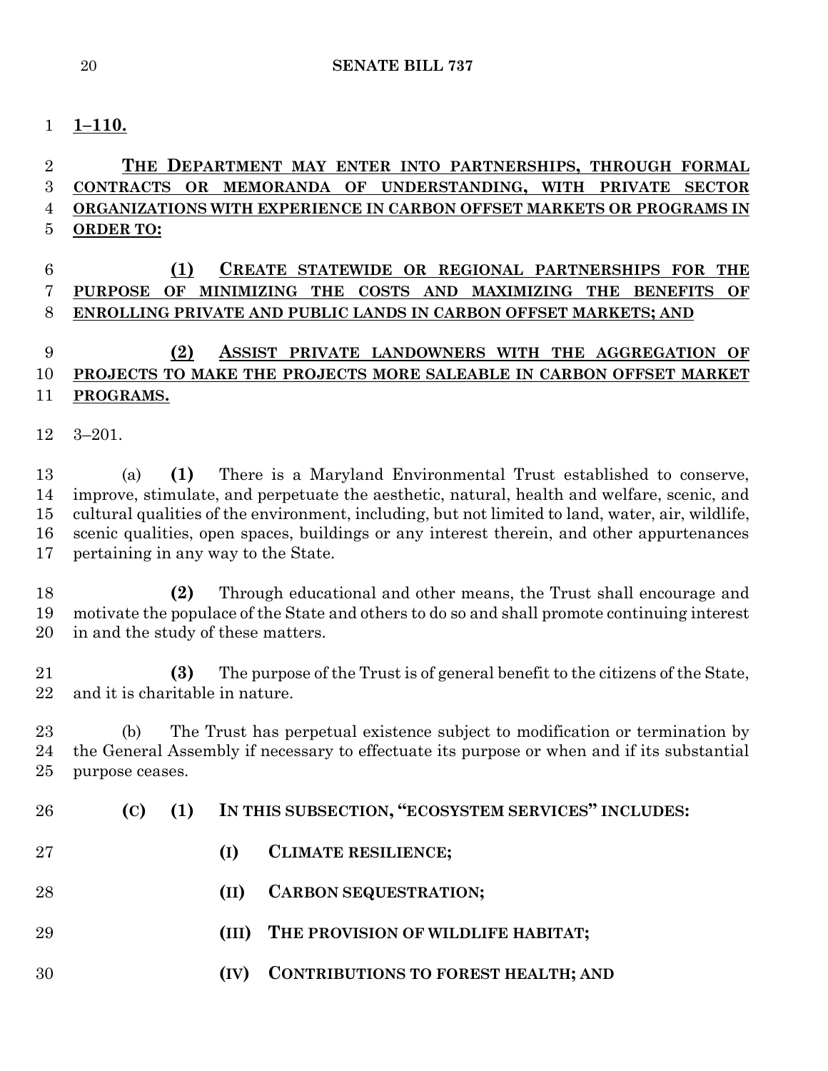**1–110.**

**THE DEPARTMENT MAY ENTER INTO PARTNERSHIPS, THROUGH FORMAL CONTRACTS OR MEMORANDA OF UNDERSTANDING, WITH PRIVATE SECTOR ORGANIZATIONS WITH EXPERIENCE IN CARBON OFFSET MARKETS OR PROGRAMS IN ORDER TO:**

**(1) CREATE STATEWIDE OR REGIONAL PARTNERSHIPS FOR THE PURPOSE OF MINIMIZING THE COSTS AND MAXIMIZING THE BENEFITS OF ENROLLING PRIVATE AND PUBLIC LANDS IN CARBON OFFSET MARKETS; AND**

**(2) ASSIST PRIVATE LANDOWNERS WITH THE AGGREGATION OF PROJECTS TO MAKE THE PROJECTS MORE SALEABLE IN CARBON OFFSET MARKET PROGRAMS.**

3–201.

(a) **(1)** There is a Maryland Environmental Trust established to conserve, improve, stimulate, and perpetuate the aesthetic, natural, health and welfare, scenic, and cultural qualities of the environment, including, but not limited to land, water, air, wildlife, scenic qualities, open spaces, buildings or any interest therein, and other appurtenances pertaining in any way to the State.

**(2)** Through educational and other means, the Trust shall encourage and motivate the populace of the State and others to do so and shall promote continuing interest in and the study of these matters.

**(3)** The purpose of the Trust is of general benefit to the citizens of the State, and it is charitable in nature.

(b) The Trust has perpetual existence subject to modification or termination by the General Assembly if necessary to effectuate its purpose or when and if its substantial purpose ceases.

**(C) (1) IN THIS SUBSECTION, "ECOSYSTEM SERVICES" INCLUDES:**

**(I) CLIMATE RESILIENCE;**

**(II) CARBON SEQUESTRATION;**

**(III) THE PROVISION OF WILDLIFE HABITAT;**

**(IV) CONTRIBUTIONS TO FOREST HEALTH; AND**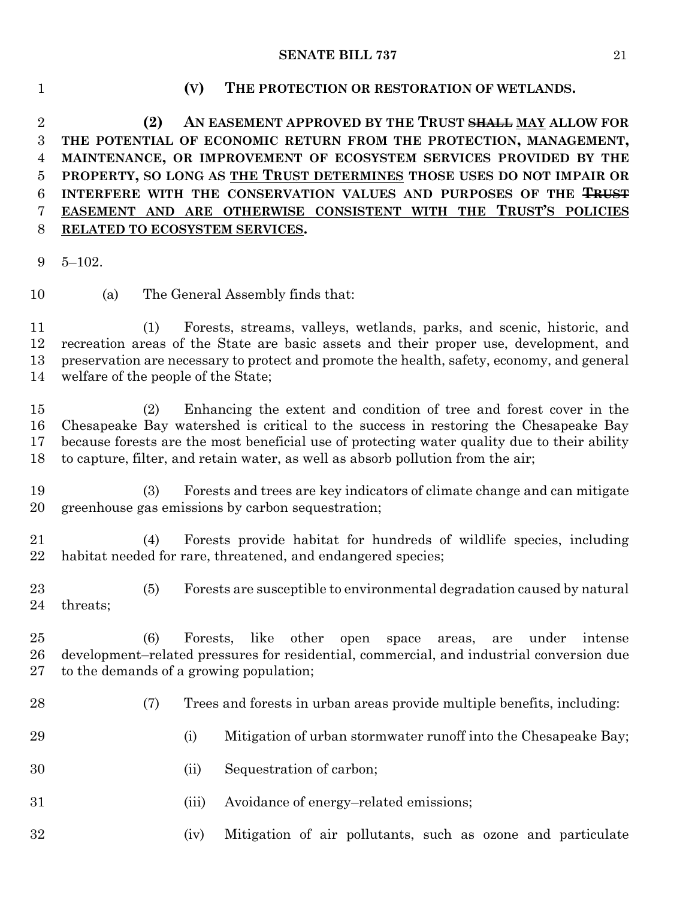**(V) THE PROTECTION OR RESTORATION OF WETLANDS.**

**(2) AN EASEMENT APPROVED BY THE TRUST ~~SHALL~~ MAY ALLOW FOR THE POTENTIAL OF ECONOMIC RETURN FROM THE PROTECTION, MANAGEMENT, MAINTENANCE, OR IMPROVEMENT OF ECOSYSTEM SERVICES PROVIDED BY THE PROPERTY, SO LONG AS THE TRUST DETERMINES THOSE USES DO NOT IMPAIR OR INTERFERE WITH THE CONSERVATION VALUES AND PURPOSES OF THE ~~TRUST~~ EASEMENT AND ARE OTHERWISE CONSISTENT WITH THE TRUST'S POLICIES RELATED TO ECOSYSTEM SERVICES.**

5–102.

(a) The General Assembly finds that:

(1) Forests, streams, valleys, wetlands, parks, and scenic, historic, and recreation areas of the State are basic assets and their proper use, development, and preservation are necessary to protect and promote the health, safety, economy, and general welfare of the people of the State;

(2) Enhancing the extent and condition of tree and forest cover in the Chesapeake Bay watershed is critical to the success in restoring the Chesapeake Bay because forests are the most beneficial use of protecting water quality due to their ability to capture, filter, and retain water, as well as absorb pollution from the air;

(3) Forests and trees are key indicators of climate change and can mitigate greenhouse gas emissions by carbon sequestration;

(4) Forests provide habitat for hundreds of wildlife species, including habitat needed for rare, threatened, and endangered species;

(5) Forests are susceptible to environmental degradation caused by natural threats;

(6) Forests, like other open space areas, are under intense development–related pressures for residential, commercial, and industrial conversion due to the demands of a growing population;

(7) Trees and forests in urban areas provide multiple benefits, including:

(i) Mitigation of urban stormwater runoff into the Chesapeake Bay;

(ii) Sequestration of carbon;

(iii) Avoidance of energy–related emissions;

(iv) Mitigation of air pollutants, such as ozone and particulate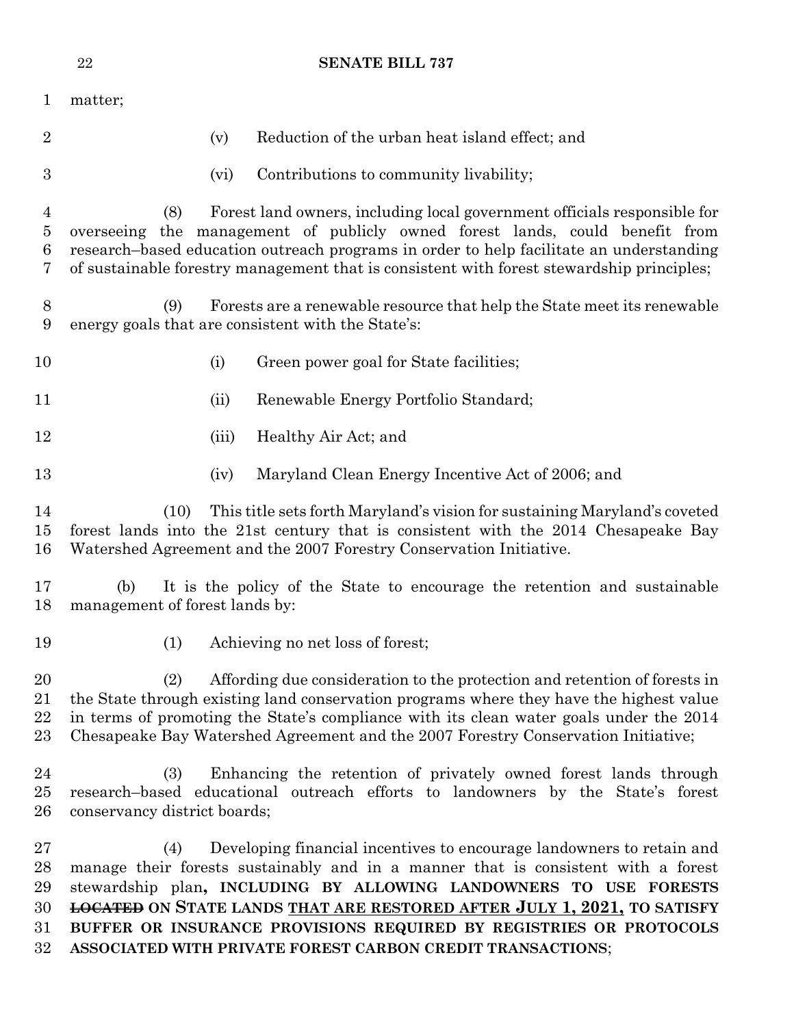matter;

(v) Reduction of the urban heat island effect; and

(vi) Contributions to community livability;

(8) Forest land owners, including local government officials responsible for overseeing the management of publicly owned forest lands, could benefit from research–based education outreach programs in order to help facilitate an understanding of sustainable forestry management that is consistent with forest stewardship principles;

(9) Forests are a renewable resource that help the State meet its renewable energy goals that are consistent with the State's:

(i) Green power goal for State facilities;

(ii) Renewable Energy Portfolio Standard;

(iii) Healthy Air Act; and

(iv) Maryland Clean Energy Incentive Act of 2006; and

(10) This title sets forth Maryland's vision for sustaining Maryland's coveted forest lands into the 21st century that is consistent with the 2014 Chesapeake Bay Watershed Agreement and the 2007 Forestry Conservation Initiative.

(b) It is the policy of the State to encourage the retention and sustainable management of forest lands by:

(1) Achieving no net loss of forest;

(2) Affording due consideration to the protection and retention of forests in the State through existing land conservation programs where they have the highest value in terms of promoting the State's compliance with its clean water goals under the 2014 Chesapeake Bay Watershed Agreement and the 2007 Forestry Conservation Initiative;

(3) Enhancing the retention of privately owned forest lands through research–based educational outreach efforts to landowners by the State's forest conservancy district boards;

(4) Developing financial incentives to encourage landowners to retain and manage their forests sustainably and in a manner that is consistent with a forest stewardship plan**, INCLUDING BY ALLOWING LANDOWNERS TO USE FORESTS ~~LOCATED~~ ON STATE LANDS <u>THAT ARE RESTORED AFTER JULY 1, 2021,</u> TO SATISFY BUFFER OR INSURANCE PROVISIONS REQUIRED BY REGISTRIES OR PROTOCOLS ASSOCIATED WITH PRIVATE FOREST CARBON CREDIT TRANSACTIONS**;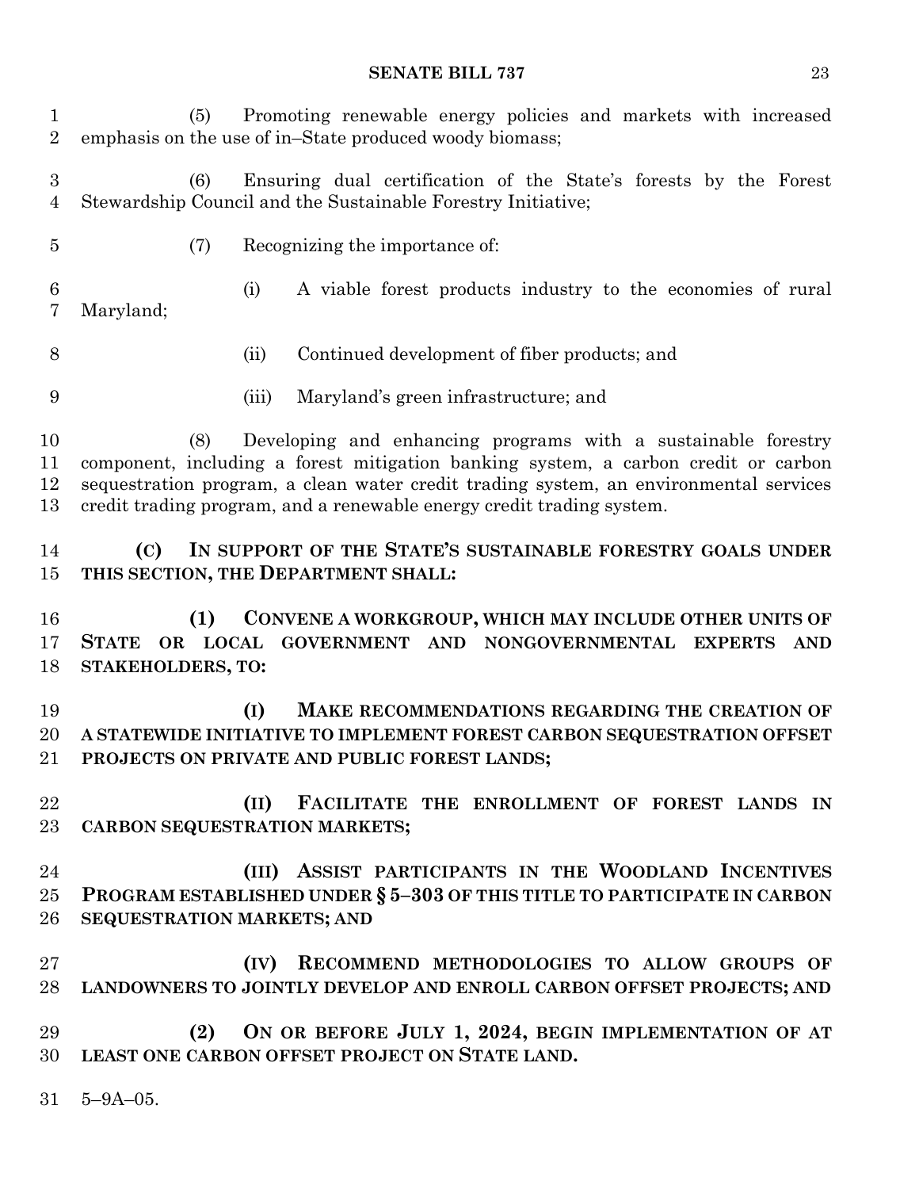(5) Promoting renewable energy policies and markets with increased emphasis on the use of in–State produced woody biomass;

(6) Ensuring dual certification of the State's forests by the Forest Stewardship Council and the Sustainable Forestry Initiative;

(7) Recognizing the importance of:

(i) A viable forest products industry to the economies of rural Maryland;

(ii) Continued development of fiber products; and

(iii) Maryland's green infrastructure; and

(8) Developing and enhancing programs with a sustainable forestry component, including a forest mitigation banking system, a carbon credit or carbon sequestration program, a clean water credit trading system, an environmental services credit trading program, and a renewable energy credit trading system.

**(C) IN SUPPORT OF THE STATE'S SUSTAINABLE FORESTRY GOALS UNDER THIS SECTION, THE DEPARTMENT SHALL:**

**(1) CONVENE A WORKGROUP, WHICH MAY INCLUDE OTHER UNITS OF STATE OR LOCAL GOVERNMENT AND NONGOVERNMENTAL EXPERTS AND STAKEHOLDERS, TO:**

**(I) MAKE RECOMMENDATIONS REGARDING THE CREATION OF A STATEWIDE INITIATIVE TO IMPLEMENT FOREST CARBON SEQUESTRATION OFFSET PROJECTS ON PRIVATE AND PUBLIC FOREST LANDS;**

**(II) FACILITATE THE ENROLLMENT OF FOREST LANDS IN CARBON SEQUESTRATION MARKETS;**

**(III) ASSIST PARTICIPANTS IN THE WOODLAND INCENTIVES PROGRAM ESTABLISHED UNDER § 5–303 OF THIS TITLE TO PARTICIPATE IN CARBON SEQUESTRATION MARKETS; AND**

**(IV) RECOMMEND METHODOLOGIES TO ALLOW GROUPS OF LANDOWNERS TO JOINTLY DEVELOP AND ENROLL CARBON OFFSET PROJECTS; AND**

**(2) ON OR BEFORE JULY 1, 2024, BEGIN IMPLEMENTATION OF AT LEAST ONE CARBON OFFSET PROJECT ON STATE LAND.**

5–9A–05.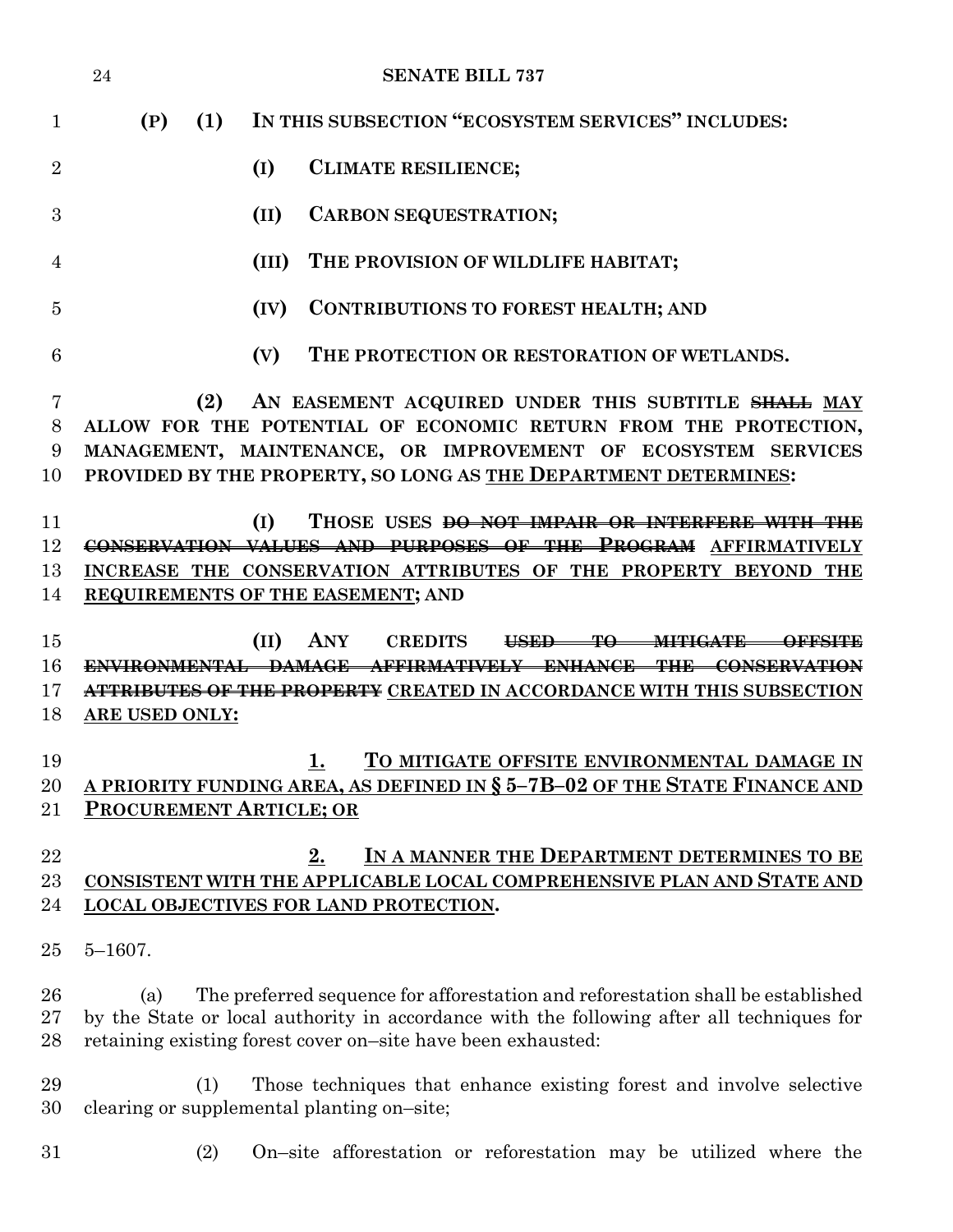**(P) (1) IN THIS SUBSECTION "ECOSYSTEM SERVICES" INCLUDES:**

**(I) CLIMATE RESILIENCE;**

**(II) CARBON SEQUESTRATION;**

**(III) THE PROVISION OF WILDLIFE HABITAT;**

**(IV) CONTRIBUTIONS TO FOREST HEALTH; AND**

**(V) THE PROTECTION OR RESTORATION OF WETLANDS.**

**(2) AN EASEMENT ACQUIRED UNDER THIS SUBTITLE ~~SHALL~~ MAY ALLOW FOR THE POTENTIAL OF ECONOMIC RETURN FROM THE PROTECTION, MANAGEMENT, MAINTENANCE, OR IMPROVEMENT OF ECOSYSTEM SERVICES PROVIDED BY THE PROPERTY, SO LONG AS THE DEPARTMENT DETERMINES:**

**(I) THOSE USES ~~DO NOT IMPAIR OR INTERFERE WITH THE CONSERVATION VALUES AND PURPOSES OF THE PROGRAM~~ AFFIRMATIVELY INCREASE THE CONSERVATION ATTRIBUTES OF THE PROPERTY BEYOND THE REQUIREMENTS OF THE EASEMENT; AND**

**(II) ANY CREDITS ~~USED TO MITIGATE OFFSITE ENVIRONMENTAL DAMAGE AFFIRMATIVELY ENHANCE THE CONSERVATION ATTRIBUTES OF THE PROPERTY~~ CREATED IN ACCORDANCE WITH THIS SUBSECTION ARE USED ONLY:**

**1. TO MITIGATE OFFSITE ENVIRONMENTAL DAMAGE IN A PRIORITY FUNDING AREA, AS DEFINED IN § 5–7B–02 OF THE STATE FINANCE AND PROCUREMENT ARTICLE; OR**

**2. IN A MANNER THE DEPARTMENT DETERMINES TO BE CONSISTENT WITH THE APPLICABLE LOCAL COMPREHENSIVE PLAN AND STATE AND LOCAL OBJECTIVES FOR LAND PROTECTION.**

5–1607.

(a) The preferred sequence for afforestation and reforestation shall be established by the State or local authority in accordance with the following after all techniques for retaining existing forest cover on–site have been exhausted:

(1) Those techniques that enhance existing forest and involve selective clearing or supplemental planting on–site;

(2) On–site afforestation or reforestation may be utilized where the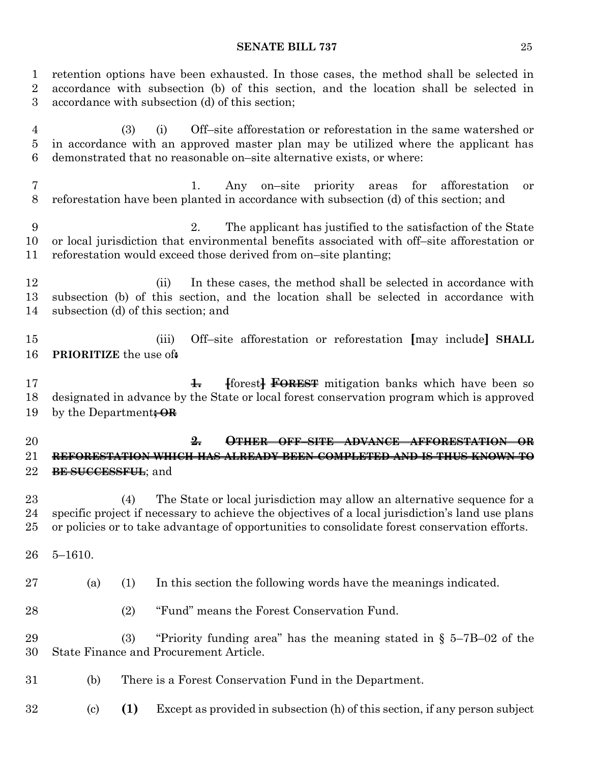retention options have been exhausted. In those cases, the method shall be selected in accordance with subsection (b) of this section, and the location shall be selected in accordance with subsection (d) of this section;

(3) (i) Off–site afforestation or reforestation in the same watershed or in accordance with an approved master plan may be utilized where the applicant has demonstrated that no reasonable on–site alternative exists, or where:

1. Any on–site priority areas for afforestation or reforestation have been planted in accordance with subsection (d) of this section; and

2. The applicant has justified to the satisfaction of the State or local jurisdiction that environmental benefits associated with off–site afforestation or reforestation would exceed those derived from on–site planting;

(ii) In these cases, the method shall be selected in accordance with subsection (b) of this section, and the location shall be selected in accordance with subsection (d) of this section; and

(iii) Off–site afforestation or reforestation [may include] **SHALL PRIORITIZE** the use of~~:~~

~~**1.**~~ ~~[~~forest~~]~~ ~~**FOREST**~~ mitigation banks which have been so designated in advance by the State or local forest conservation program which is approved by the Department~~; **OR**~~

~~**2. OTHER OFF–SITE ADVANCE AFFORESTATION OR REFORESTATION WHICH HAS ALREADY BEEN COMPLETED AND IS THUS KNOWN TO BE SUCCESSFUL**~~; and

(4) The State or local jurisdiction may allow an alternative sequence for a specific project if necessary to achieve the objectives of a local jurisdiction's land use plans or policies or to take advantage of opportunities to consolidate forest conservation efforts.

5–1610.

(a) (1) In this section the following words have the meanings indicated.

(2) "Fund" means the Forest Conservation Fund.

(3) "Priority funding area" has the meaning stated in § 5–7B–02 of the State Finance and Procurement Article.

(b) There is a Forest Conservation Fund in the Department.

(c) **(1)** Except as provided in subsection (h) of this section, if any person subject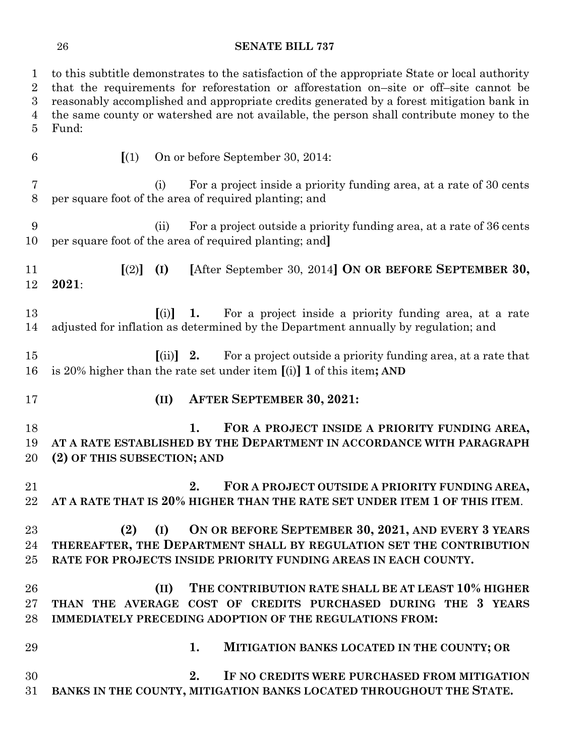to this subtitle demonstrates to the satisfaction of the appropriate State or local authority that the requirements for reforestation or afforestation on–site or off–site cannot be reasonably accomplished and appropriate credits generated by a forest mitigation bank in the same county or watershed are not available, the person shall contribute money to the Fund:

[(1) On or before September 30, 2014:

(i) For a project inside a priority funding area, at a rate of 30 cents per square foot of the area of required planting; and

(ii) For a project outside a priority funding area, at a rate of 36 cents per square foot of the area of required planting; and]

[(2)] **(I)** [After September 30, 2014] **ON OR BEFORE SEPTEMBER 30, 2021**:

[(i)] **1.** For a project inside a priority funding area, at a rate adjusted for inflation as determined by the Department annually by regulation; and

[(ii)] **2.** For a project outside a priority funding area, at a rate that is 20% higher than the rate set under item [(i)] **1** of this item**; AND**

**(II) AFTER SEPTEMBER 30, 2021:**

**1. FOR A PROJECT INSIDE A PRIORITY FUNDING AREA, AT A RATE ESTABLISHED BY THE DEPARTMENT IN ACCORDANCE WITH PARAGRAPH (2) OF THIS SUBSECTION; AND**

**2. FOR A PROJECT OUTSIDE A PRIORITY FUNDING AREA, AT A RATE THAT IS 20% HIGHER THAN THE RATE SET UNDER ITEM 1 OF THIS ITEM**.

**(2) (I) ON OR BEFORE SEPTEMBER 30, 2021, AND EVERY 3 YEARS THEREAFTER, THE DEPARTMENT SHALL BY REGULATION SET THE CONTRIBUTION RATE FOR PROJECTS INSIDE PRIORITY FUNDING AREAS IN EACH COUNTY.**

**(II) THE CONTRIBUTION RATE SHALL BE AT LEAST 10% HIGHER THAN THE AVERAGE COST OF CREDITS PURCHASED DURING THE 3 YEARS IMMEDIATELY PRECEDING ADOPTION OF THE REGULATIONS FROM:**

**1. MITIGATION BANKS LOCATED IN THE COUNTY; OR**

**2. IF NO CREDITS WERE PURCHASED FROM MITIGATION BANKS IN THE COUNTY, MITIGATION BANKS LOCATED THROUGHOUT THE STATE.**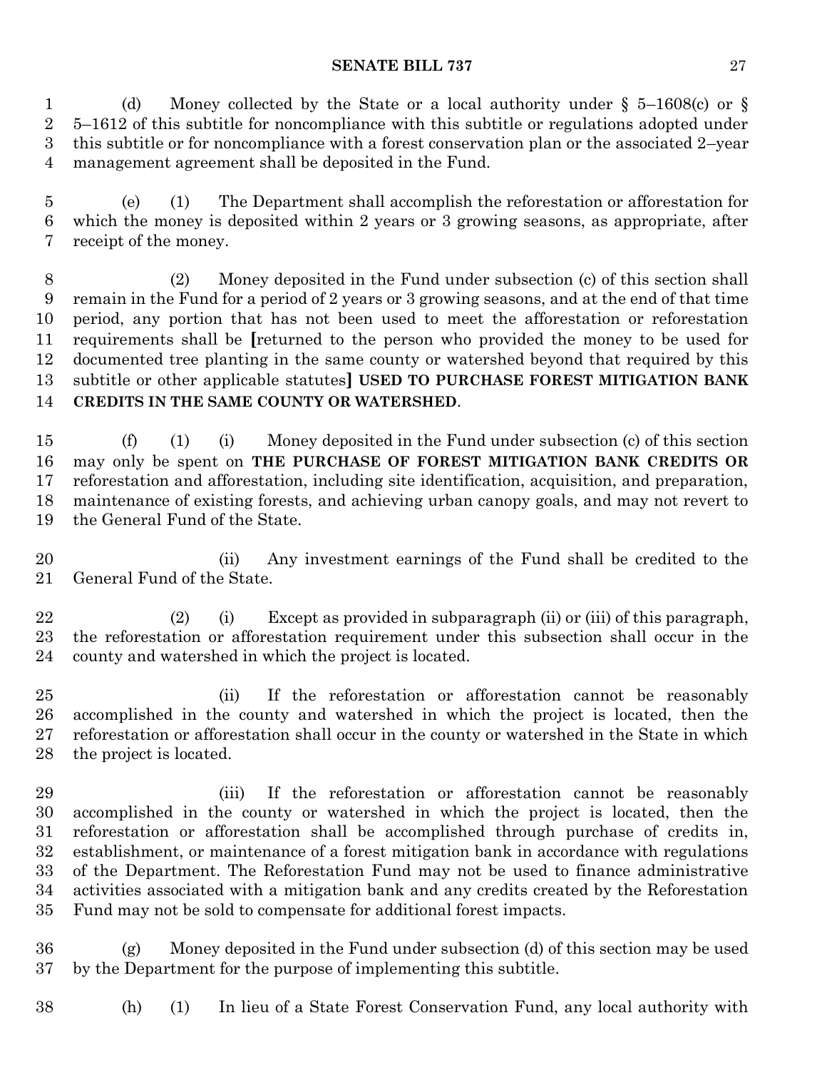(d) Money collected by the State or a local authority under § 5–1608(c) or § 5–1612 of this subtitle for noncompliance with this subtitle or regulations adopted under this subtitle or for noncompliance with a forest conservation plan or the associated 2–year management agreement shall be deposited in the Fund.

(e) (1) The Department shall accomplish the reforestation or afforestation for which the money is deposited within 2 years or 3 growing seasons, as appropriate, after receipt of the money.

(2) Money deposited in the Fund under subsection (c) of this section shall remain in the Fund for a period of 2 years or 3 growing seasons, and at the end of that time period, any portion that has not been used to meet the afforestation or reforestation requirements shall be **[**returned to the person who provided the money to be used for documented tree planting in the same county or watershed beyond that required by this subtitle or other applicable statutes**]** **USED TO PURCHASE FOREST MITIGATION BANK CREDITS IN THE SAME COUNTY OR WATERSHED**.

(f) (1) (i) Money deposited in the Fund under subsection (c) of this section may only be spent on **THE PURCHASE OF FOREST MITIGATION BANK CREDITS OR** reforestation and afforestation, including site identification, acquisition, and preparation, maintenance of existing forests, and achieving urban canopy goals, and may not revert to the General Fund of the State.

(ii) Any investment earnings of the Fund shall be credited to the General Fund of the State.

(2) (i) Except as provided in subparagraph (ii) or (iii) of this paragraph, the reforestation or afforestation requirement under this subsection shall occur in the county and watershed in which the project is located.

(ii) If the reforestation or afforestation cannot be reasonably accomplished in the county and watershed in which the project is located, then the reforestation or afforestation shall occur in the county or watershed in the State in which the project is located.

(iii) If the reforestation or afforestation cannot be reasonably accomplished in the county or watershed in which the project is located, then the reforestation or afforestation shall be accomplished through purchase of credits in, establishment, or maintenance of a forest mitigation bank in accordance with regulations of the Department. The Reforestation Fund may not be used to finance administrative activities associated with a mitigation bank and any credits created by the Reforestation Fund may not be sold to compensate for additional forest impacts.

(g) Money deposited in the Fund under subsection (d) of this section may be used by the Department for the purpose of implementing this subtitle.

(h) (1) In lieu of a State Forest Conservation Fund, any local authority with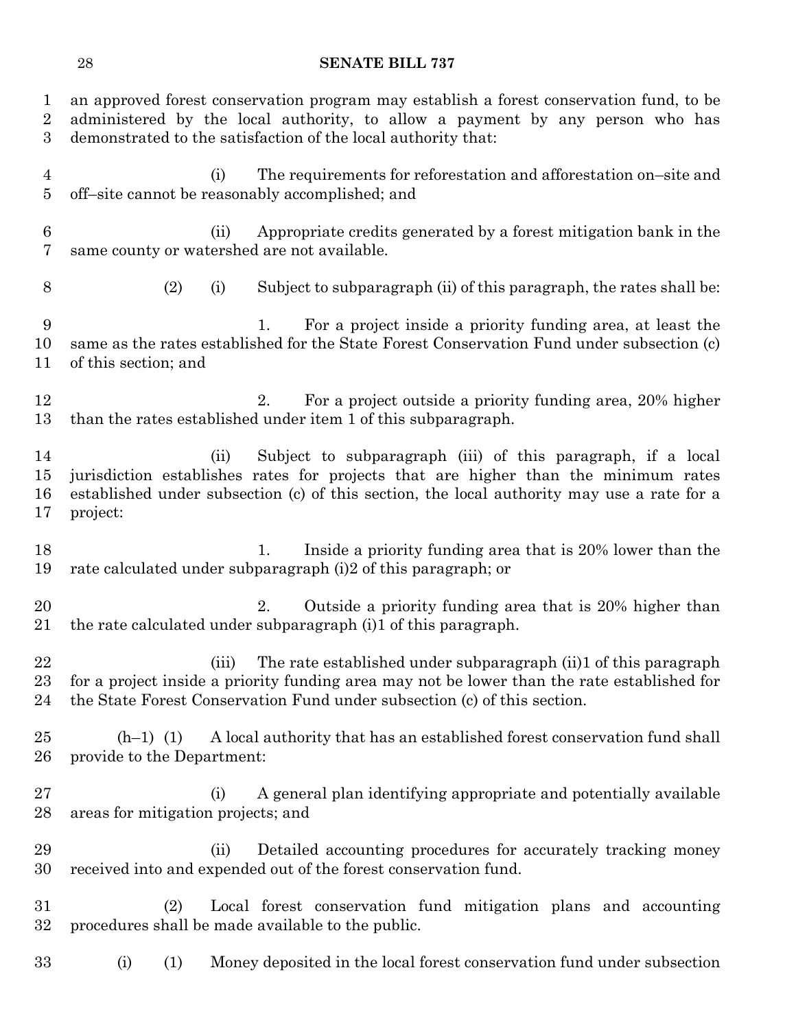an approved forest conservation program may establish a forest conservation fund, to be administered by the local authority, to allow a payment by any person who has demonstrated to the satisfaction of the local authority that:

(i) The requirements for reforestation and afforestation on–site and off–site cannot be reasonably accomplished; and

(ii) Appropriate credits generated by a forest mitigation bank in the same county or watershed are not available.

(2) (i) Subject to subparagraph (ii) of this paragraph, the rates shall be:

1. For a project inside a priority funding area, at least the same as the rates established for the State Forest Conservation Fund under subsection (c) of this section; and

2. For a project outside a priority funding area, 20% higher than the rates established under item 1 of this subparagraph.

(ii) Subject to subparagraph (iii) of this paragraph, if a local jurisdiction establishes rates for projects that are higher than the minimum rates established under subsection (c) of this section, the local authority may use a rate for a project:

1. Inside a priority funding area that is 20% lower than the rate calculated under subparagraph (i)2 of this paragraph; or

2. Outside a priority funding area that is 20% higher than the rate calculated under subparagraph (i)1 of this paragraph.

(iii) The rate established under subparagraph (ii)1 of this paragraph for a project inside a priority funding area may not be lower than the rate established for the State Forest Conservation Fund under subsection (c) of this section.

(h–1) (1) A local authority that has an established forest conservation fund shall provide to the Department:

(i) A general plan identifying appropriate and potentially available areas for mitigation projects; and

(ii) Detailed accounting procedures for accurately tracking money received into and expended out of the forest conservation fund.

(2) Local forest conservation fund mitigation plans and accounting procedures shall be made available to the public.

(i) (1) Money deposited in the local forest conservation fund under subsection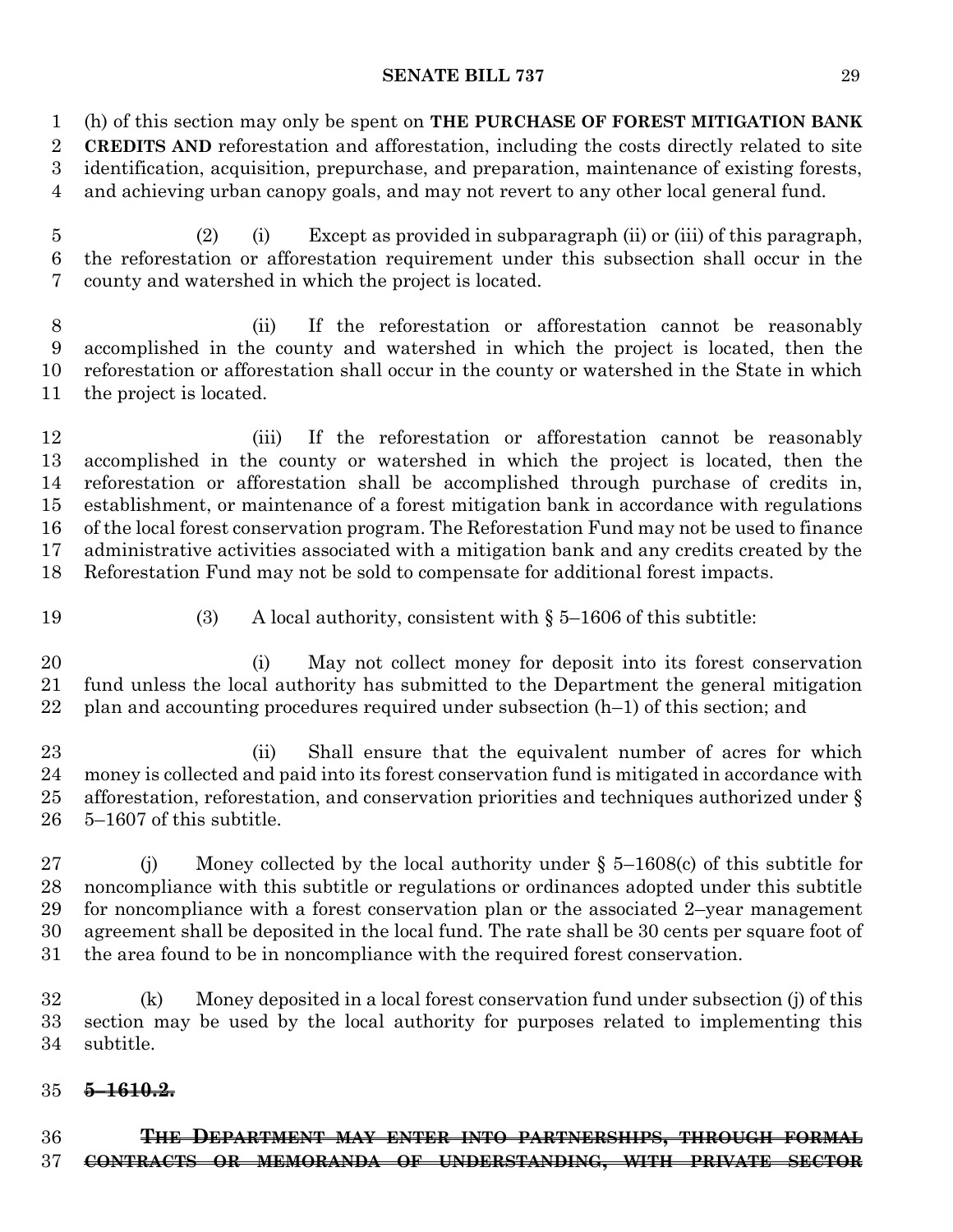(h) of this section may only be spent on **THE PURCHASE OF FOREST MITIGATION BANK CREDITS AND** reforestation and afforestation, including the costs directly related to site identification, acquisition, prepurchase, and preparation, maintenance of existing forests, and achieving urban canopy goals, and may not revert to any other local general fund.

(2) (i) Except as provided in subparagraph (ii) or (iii) of this paragraph, the reforestation or afforestation requirement under this subsection shall occur in the county and watershed in which the project is located.

(ii) If the reforestation or afforestation cannot be reasonably accomplished in the county and watershed in which the project is located, then the reforestation or afforestation shall occur in the county or watershed in the State in which the project is located.

(iii) If the reforestation or afforestation cannot be reasonably accomplished in the county or watershed in which the project is located, then the reforestation or afforestation shall be accomplished through purchase of credits in, establishment, or maintenance of a forest mitigation bank in accordance with regulations of the local forest conservation program. The Reforestation Fund may not be used to finance administrative activities associated with a mitigation bank and any credits created by the Reforestation Fund may not be sold to compensate for additional forest impacts.

(3) A local authority, consistent with § 5–1606 of this subtitle:

(i) May not collect money for deposit into its forest conservation fund unless the local authority has submitted to the Department the general mitigation plan and accounting procedures required under subsection (h–1) of this section; and

(ii) Shall ensure that the equivalent number of acres for which money is collected and paid into its forest conservation fund is mitigated in accordance with afforestation, reforestation, and conservation priorities and techniques authorized under § 5–1607 of this subtitle.

(j) Money collected by the local authority under § 5–1608(c) of this subtitle for noncompliance with this subtitle or regulations or ordinances adopted under this subtitle for noncompliance with a forest conservation plan or the associated 2–year management agreement shall be deposited in the local fund. The rate shall be 30 cents per square foot of the area found to be in noncompliance with the required forest conservation.

(k) Money deposited in a local forest conservation fund under subsection (j) of this section may be used by the local authority for purposes related to implementing this subtitle.

~~**5–1610.2.**~~

~~**THE DEPARTMENT MAY ENTER INTO PARTNERSHIPS, THROUGH FORMAL CONTRACTS OR MEMORANDA OF UNDERSTANDING, WITH PRIVATE SECTOR**~~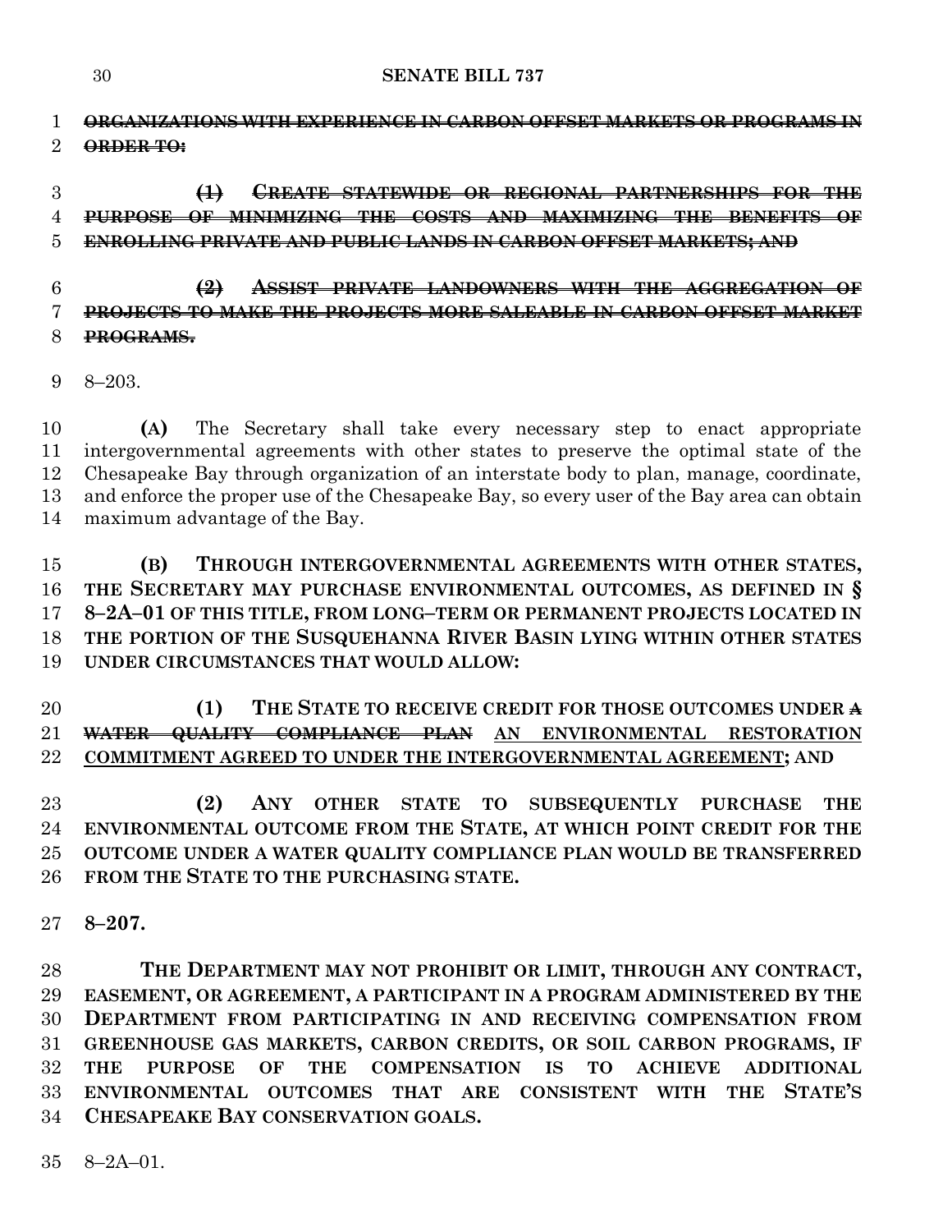~~ORGANIZATIONS WITH EXPERIENCE IN CARBON OFFSET MARKETS OR PROGRAMS IN ORDER TO:~~

~~(1) CREATE STATEWIDE OR REGIONAL PARTNERSHIPS FOR THE PURPOSE OF MINIMIZING THE COSTS AND MAXIMIZING THE BENEFITS OF ENROLLING PRIVATE AND PUBLIC LANDS IN CARBON OFFSET MARKETS; AND~~

~~(2) ASSIST PRIVATE LANDOWNERS WITH THE AGGREGATION OF PROJECTS TO MAKE THE PROJECTS MORE SALEABLE IN CARBON OFFSET MARKET PROGRAMS.~~

8–203.

**(A)** The Secretary shall take every necessary step to enact appropriate intergovernmental agreements with other states to preserve the optimal state of the Chesapeake Bay through organization of an interstate body to plan, manage, coordinate, and enforce the proper use of the Chesapeake Bay, so every user of the Bay area can obtain maximum advantage of the Bay.

**(B) THROUGH INTERGOVERNMENTAL AGREEMENTS WITH OTHER STATES, THE SECRETARY MAY PURCHASE ENVIRONMENTAL OUTCOMES, AS DEFINED IN § 8–2A–01 OF THIS TITLE, FROM LONG–TERM OR PERMANENT PROJECTS LOCATED IN THE PORTION OF THE SUSQUEHANNA RIVER BASIN LYING WITHIN OTHER STATES UNDER CIRCUMSTANCES THAT WOULD ALLOW:**

**(1) THE STATE TO RECEIVE CREDIT FOR THOSE OUTCOMES UNDER ~~A WATER QUALITY COMPLIANCE PLAN~~ <u>AN ENVIRONMENTAL RESTORATION COMMITMENT AGREED TO UNDER THE INTERGOVERNMENTAL AGREEMENT</u>; AND**

**(2) ANY OTHER STATE TO SUBSEQUENTLY PURCHASE THE ENVIRONMENTAL OUTCOME FROM THE STATE, AT WHICH POINT CREDIT FOR THE OUTCOME UNDER A WATER QUALITY COMPLIANCE PLAN WOULD BE TRANSFERRED FROM THE STATE TO THE PURCHASING STATE.**

**8–207.**

**THE DEPARTMENT MAY NOT PROHIBIT OR LIMIT, THROUGH ANY CONTRACT, EASEMENT, OR AGREEMENT, A PARTICIPANT IN A PROGRAM ADMINISTERED BY THE DEPARTMENT FROM PARTICIPATING IN AND RECEIVING COMPENSATION FROM GREENHOUSE GAS MARKETS, CARBON CREDITS, OR SOIL CARBON PROGRAMS, IF THE PURPOSE OF THE COMPENSATION IS TO ACHIEVE ADDITIONAL ENVIRONMENTAL OUTCOMES THAT ARE CONSISTENT WITH THE STATE'S CHESAPEAKE BAY CONSERVATION GOALS.**

8–2A–01.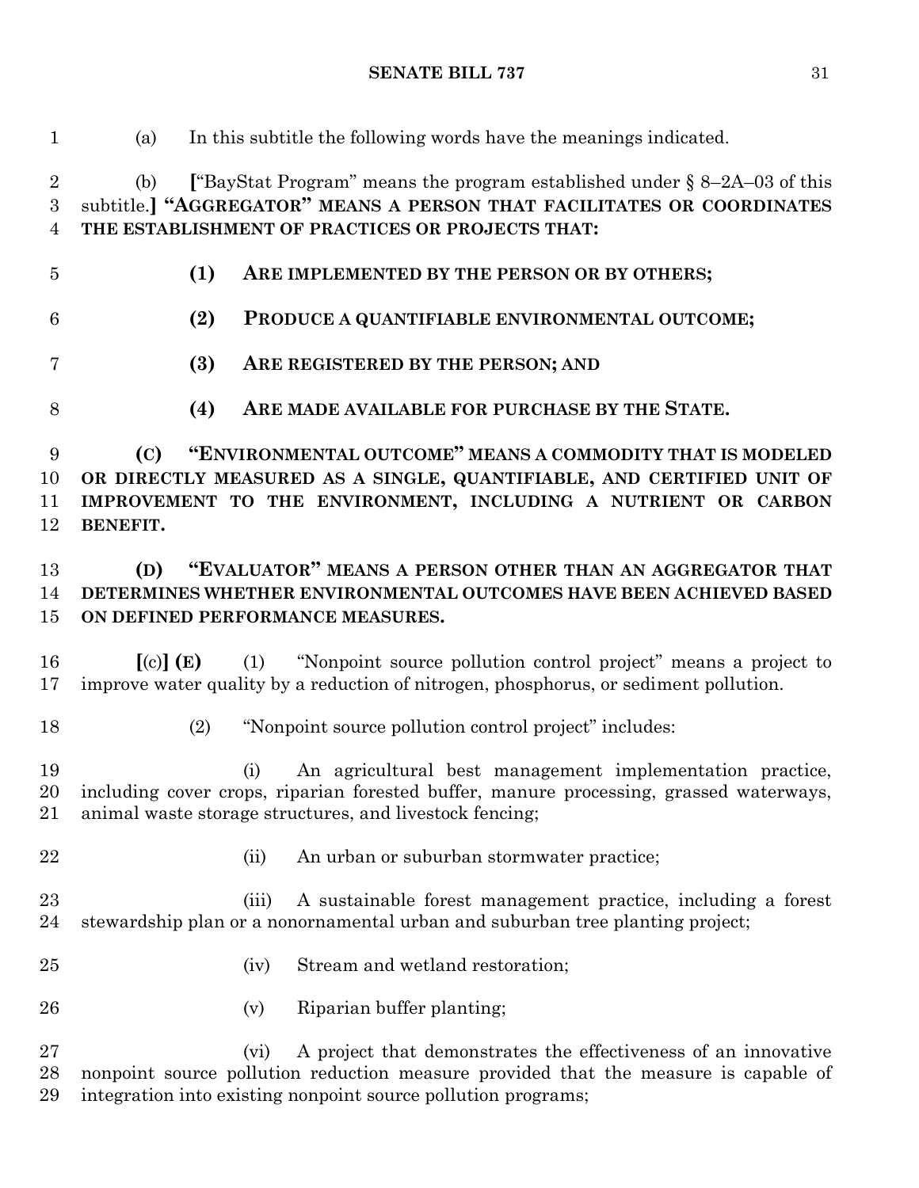(a) In this subtitle the following words have the meanings indicated.

(b) [“BayStat Program” means the program established under § 8–2A–03 of this subtitle.] **“AGGREGATOR” MEANS A PERSON THAT FACILITATES OR COORDINATES THE ESTABLISHMENT OF PRACTICES OR PROJECTS THAT:**

**(1) ARE IMPLEMENTED BY THE PERSON OR BY OTHERS;**

**(2) PRODUCE A QUANTIFIABLE ENVIRONMENTAL OUTCOME;**

**(3) ARE REGISTERED BY THE PERSON; AND**

**(4) ARE MADE AVAILABLE FOR PURCHASE BY THE STATE.**

**(C) “ENVIRONMENTAL OUTCOME” MEANS A COMMODITY THAT IS MODELED OR DIRECTLY MEASURED AS A SINGLE, QUANTIFIABLE, AND CERTIFIED UNIT OF IMPROVEMENT TO THE ENVIRONMENT, INCLUDING A NUTRIENT OR CARBON BENEFIT.**

**(D) “EVALUATOR” MEANS A PERSON OTHER THAN AN AGGREGATOR THAT DETERMINES WHETHER ENVIRONMENTAL OUTCOMES HAVE BEEN ACHIEVED BASED ON DEFINED PERFORMANCE MEASURES.**

[(c)] **(E)** (1) “Nonpoint source pollution control project” means a project to improve water quality by a reduction of nitrogen, phosphorus, or sediment pollution.

(2) “Nonpoint source pollution control project” includes:

(i) An agricultural best management implementation practice, including cover crops, riparian forested buffer, manure processing, grassed waterways, animal waste storage structures, and livestock fencing;

(ii) An urban or suburban stormwater practice;

(iii) A sustainable forest management practice, including a forest stewardship plan or a nonornamental urban and suburban tree planting project;

(iv) Stream and wetland restoration;

(v) Riparian buffer planting;

(vi) A project that demonstrates the effectiveness of an innovative nonpoint source pollution reduction measure provided that the measure is capable of integration into existing nonpoint source pollution programs;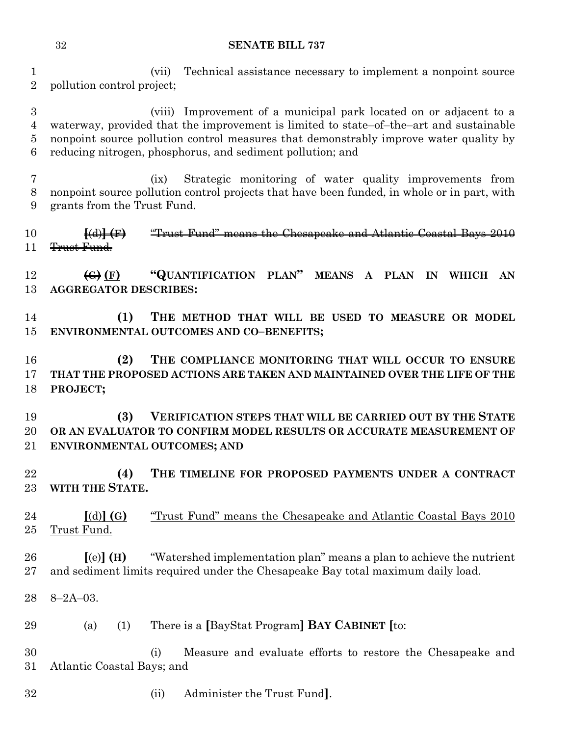(vii) Technical assistance necessary to implement a nonpoint source pollution control project;

(viii) Improvement of a municipal park located on or adjacent to a waterway, provided that the improvement is limited to state–of–the–art and sustainable nonpoint source pollution control measures that demonstrably improve water quality by reducing nitrogen, phosphorus, and sediment pollution; and

(ix) Strategic monitoring of water quality improvements from nonpoint source pollution control projects that have been funded, in whole or in part, with grants from the Trust Fund.

~~[(d)] (F)~~ ~~"Trust Fund" means the Chesapeake and Atlantic Coastal Bays 2010 Trust Fund.~~

~~(G)~~ (F) **"QUANTIFICATION PLAN" MEANS A PLAN IN WHICH AN AGGREGATOR DESCRIBES:**

**(1) THE METHOD THAT WILL BE USED TO MEASURE OR MODEL ENVIRONMENTAL OUTCOMES AND CO–BENEFITS;**

**(2) THE COMPLIANCE MONITORING THAT WILL OCCUR TO ENSURE THAT THE PROPOSED ACTIONS ARE TAKEN AND MAINTAINED OVER THE LIFE OF THE PROJECT;**

**(3) VERIFICATION STEPS THAT WILL BE CARRIED OUT BY THE STATE OR AN EVALUATOR TO CONFIRM MODEL RESULTS OR ACCURATE MEASUREMENT OF ENVIRONMENTAL OUTCOMES; AND**

**(4) THE TIMELINE FOR PROPOSED PAYMENTS UNDER A CONTRACT WITH THE STATE.**

[(d)] (G) "Trust Fund" means the Chesapeake and Atlantic Coastal Bays 2010 Trust Fund.

[(e)] **(H)** "Watershed implementation plan" means a plan to achieve the nutrient and sediment limits required under the Chesapeake Bay total maximum daily load.

8–2A–03.

(a) (1) There is a **[**BayStat Program**]** **BAY CABINET** **[**to:

(i) Measure and evaluate efforts to restore the Chesapeake and Atlantic Coastal Bays; and

(ii) Administer the Trust Fund**]**.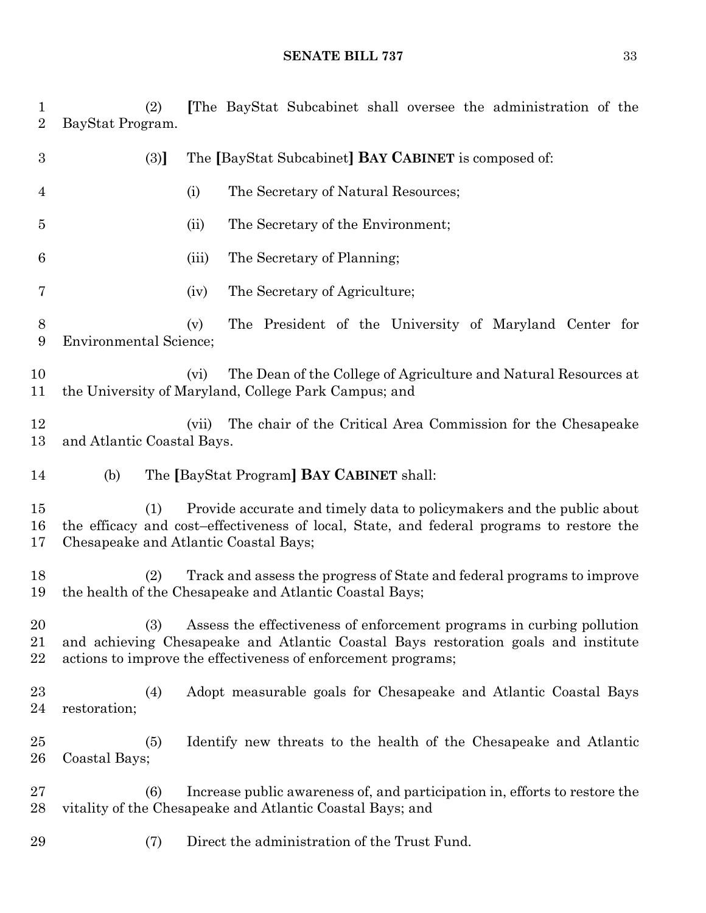(2) **[**The BayStat Subcabinet shall oversee the administration of the BayStat Program.

(3)**]** The **[**BayStat Subcabinet**] BAY CABINET** is composed of:

(i) The Secretary of Natural Resources;

(ii) The Secretary of the Environment;

(iii) The Secretary of Planning;

(iv) The Secretary of Agriculture;

(v) The President of the University of Maryland Center for Environmental Science;

(vi) The Dean of the College of Agriculture and Natural Resources at the University of Maryland, College Park Campus; and

(vii) The chair of the Critical Area Commission for the Chesapeake and Atlantic Coastal Bays.

(b) The **[**BayStat Program**] BAY CABINET** shall:

(1) Provide accurate and timely data to policymakers and the public about the efficacy and cost–effectiveness of local, State, and federal programs to restore the Chesapeake and Atlantic Coastal Bays;

(2) Track and assess the progress of State and federal programs to improve the health of the Chesapeake and Atlantic Coastal Bays;

(3) Assess the effectiveness of enforcement programs in curbing pollution and achieving Chesapeake and Atlantic Coastal Bays restoration goals and institute actions to improve the effectiveness of enforcement programs;

(4) Adopt measurable goals for Chesapeake and Atlantic Coastal Bays restoration;

(5) Identify new threats to the health of the Chesapeake and Atlantic Coastal Bays;

(6) Increase public awareness of, and participation in, efforts to restore the vitality of the Chesapeake and Atlantic Coastal Bays; and

(7) Direct the administration of the Trust Fund.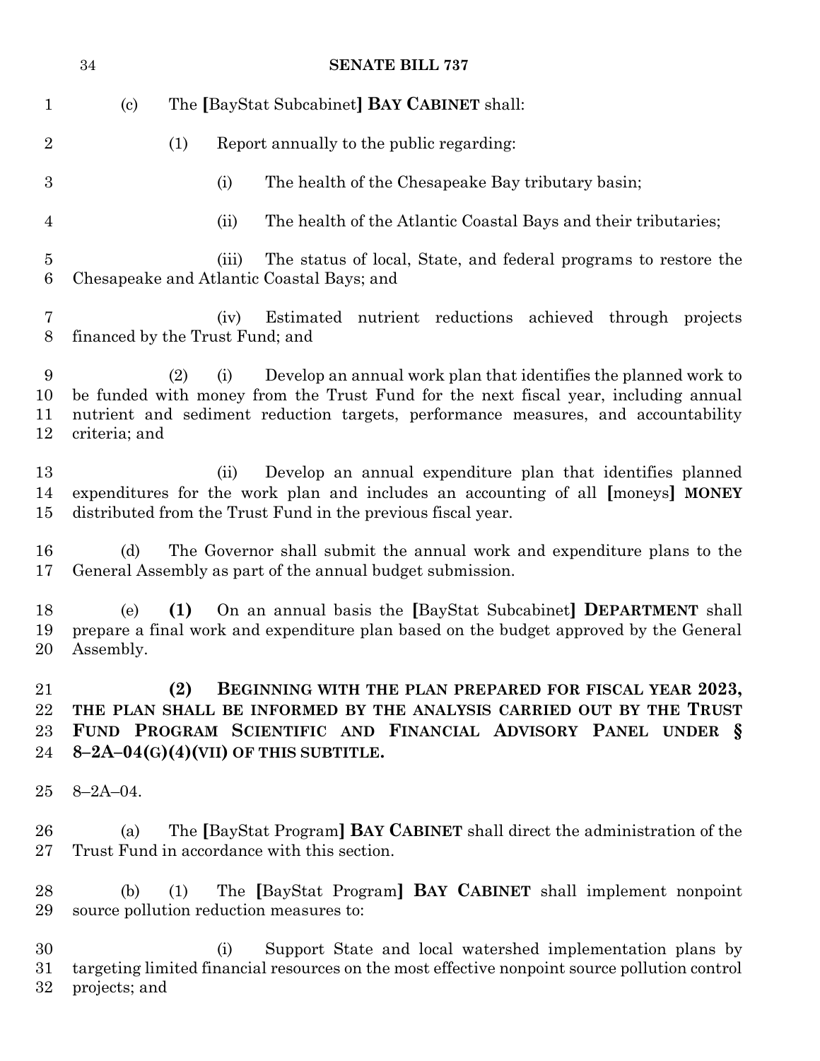(c) The [BayStat Subcabinet] **BAY CABINET** shall:

(1) Report annually to the public regarding:

(i) The health of the Chesapeake Bay tributary basin;

(ii) The health of the Atlantic Coastal Bays and their tributaries;

(iii) The status of local, State, and federal programs to restore the Chesapeake and Atlantic Coastal Bays; and

(iv) Estimated nutrient reductions achieved through projects financed by the Trust Fund; and

(2) (i) Develop an annual work plan that identifies the planned work to be funded with money from the Trust Fund for the next fiscal year, including annual nutrient and sediment reduction targets, performance measures, and accountability criteria; and

(ii) Develop an annual expenditure plan that identifies planned expenditures for the work plan and includes an accounting of all [moneys] **MONEY** distributed from the Trust Fund in the previous fiscal year.

(d) The Governor shall submit the annual work and expenditure plans to the General Assembly as part of the annual budget submission.

(e) **(1)** On an annual basis the [BayStat Subcabinet] **DEPARTMENT** shall prepare a final work and expenditure plan based on the budget approved by the General Assembly.

**(2) BEGINNING WITH THE PLAN PREPARED FOR FISCAL YEAR 2023, THE PLAN SHALL BE INFORMED BY THE ANALYSIS CARRIED OUT BY THE TRUST FUND PROGRAM SCIENTIFIC AND FINANCIAL ADVISORY PANEL UNDER § 8–2A–04(G)(4)(VII) OF THIS SUBTITLE.**

8–2A–04.

(a) The [BayStat Program] **BAY CABINET** shall direct the administration of the Trust Fund in accordance with this section.

(b) (1) The [BayStat Program] **BAY CABINET** shall implement nonpoint source pollution reduction measures to:

(i) Support State and local watershed implementation plans by targeting limited financial resources on the most effective nonpoint source pollution control projects; and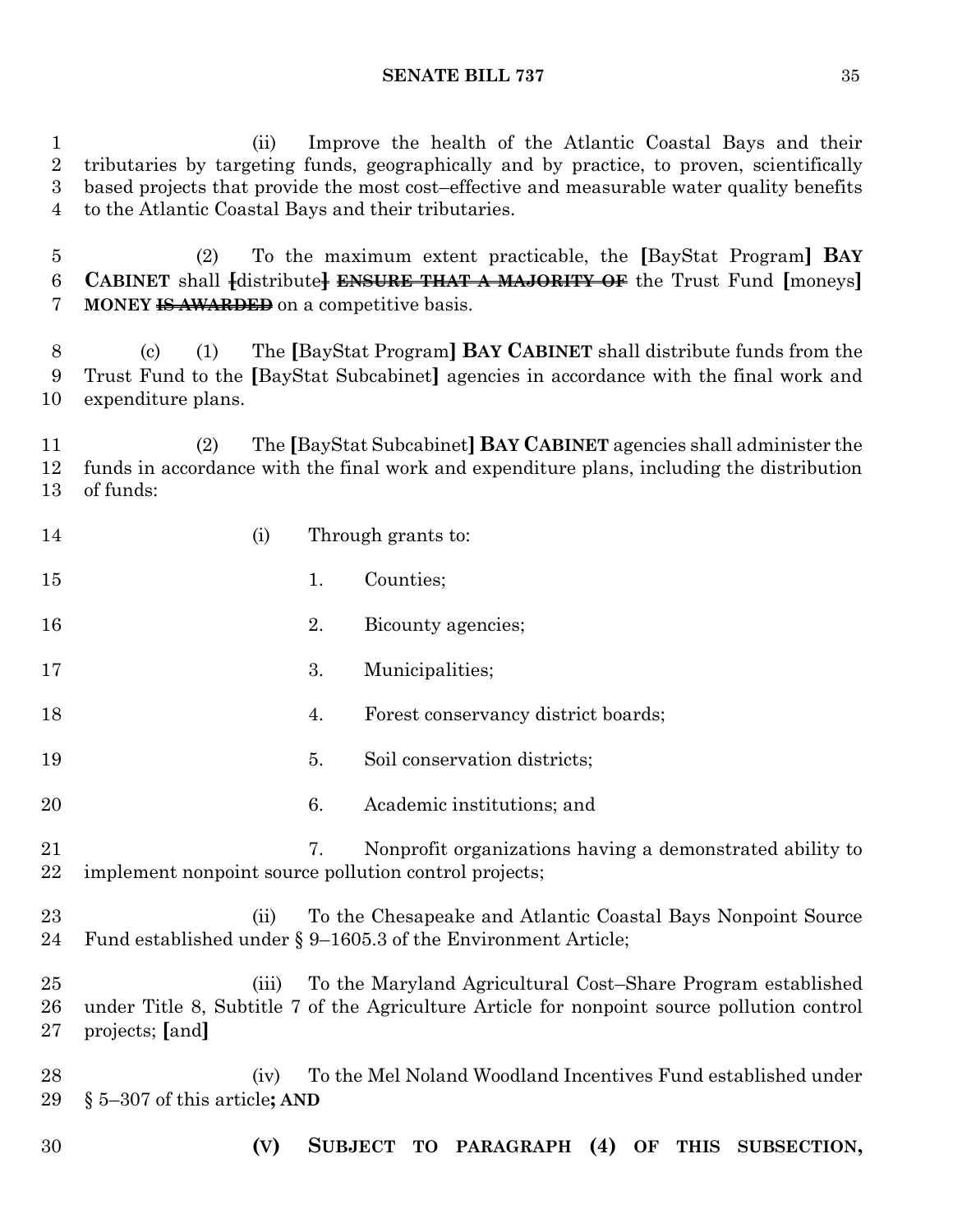(ii) Improve the health of the Atlantic Coastal Bays and their tributaries by targeting funds, geographically and by practice, to proven, scientifically based projects that provide the most cost–effective and measurable water quality benefits to the Atlantic Coastal Bays and their tributaries.

(2) To the maximum extent practicable, the [BayStat Program] **BAY CABINET** shall [distribute] ~~**ENSURE THAT A MAJORITY OF**~~ the Trust Fund [moneys] **MONEY** ~~**IS AWARDED**~~ on a competitive basis.

(c) (1) The [BayStat Program] **BAY CABINET** shall distribute funds from the Trust Fund to the [BayStat Subcabinet] agencies in accordance with the final work and expenditure plans.

(2) The [BayStat Subcabinet] **BAY CABINET** agencies shall administer the funds in accordance with the final work and expenditure plans, including the distribution of funds:

(i) Through grants to:

1. Counties;

2. Bicounty agencies;

3. Municipalities;

4. Forest conservancy district boards;

5. Soil conservation districts;

6. Academic institutions; and

7. Nonprofit organizations having a demonstrated ability to implement nonpoint source pollution control projects;

(ii) To the Chesapeake and Atlantic Coastal Bays Nonpoint Source Fund established under § 9–1605.3 of the Environment Article;

(iii) To the Maryland Agricultural Cost–Share Program established under Title 8, Subtitle 7 of the Agriculture Article for nonpoint source pollution control projects; [and]

(iv) To the Mel Noland Woodland Incentives Fund established under § 5–307 of this article**; AND**

**(V) SUBJECT TO PARAGRAPH (4) OF THIS SUBSECTION,**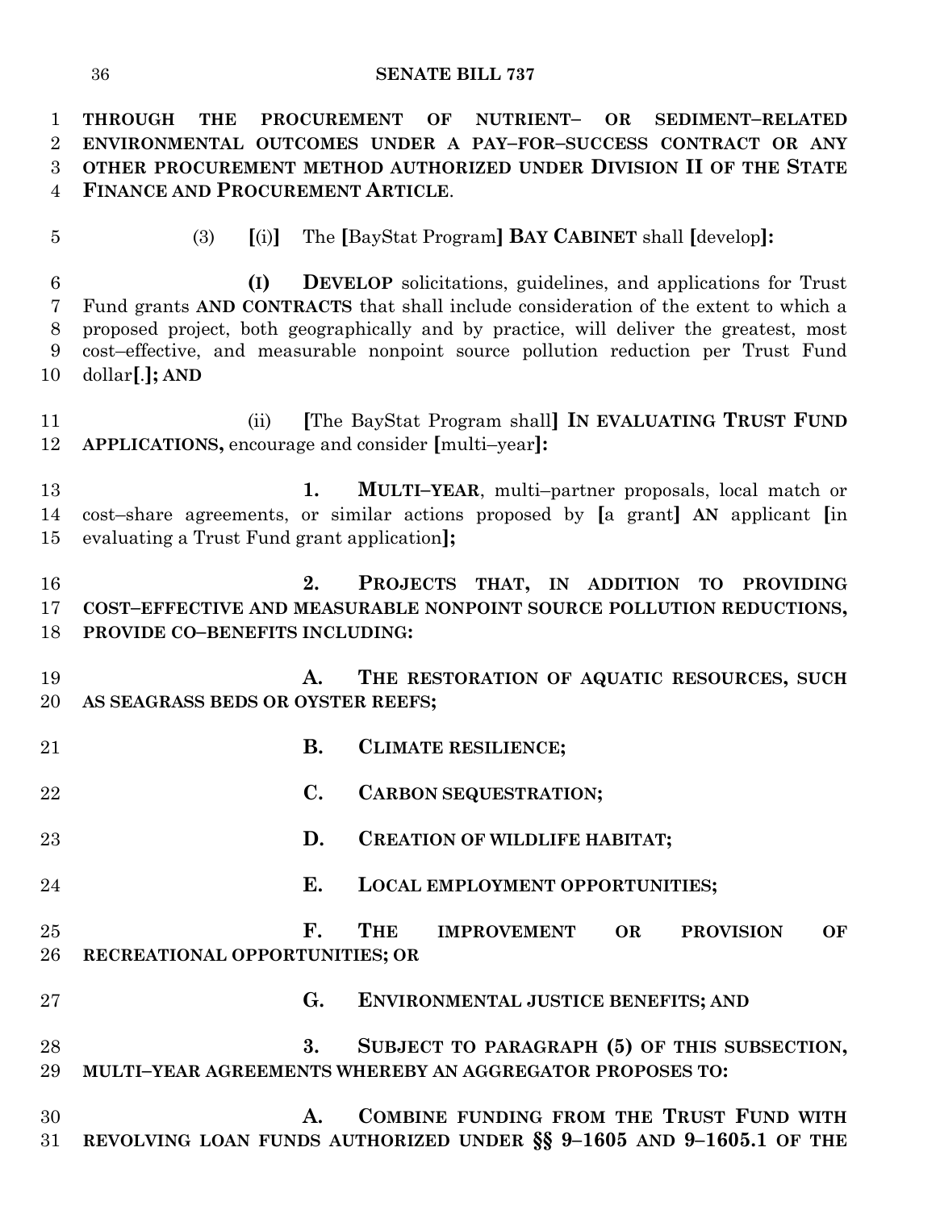**THROUGH THE PROCUREMENT OF NUTRIENT– OR SEDIMENT–RELATED ENVIRONMENTAL OUTCOMES UNDER A PAY–FOR–SUCCESS CONTRACT OR ANY OTHER PROCUREMENT METHOD AUTHORIZED UNDER DIVISION II OF THE STATE FINANCE AND PROCUREMENT ARTICLE**.

(3) **[**(i)**]** The **[**BayStat Program**]** **BAY CABINET** shall **[**develop**]:**

**(I)** **DEVELOP** solicitations, guidelines, and applications for Trust Fund grants **AND CONTRACTS** that shall include consideration of the extent to which a proposed project, both geographically and by practice, will deliver the greatest, most cost–effective, and measurable nonpoint source pollution reduction per Trust Fund dollar**[**.**]; AND**

(ii) **[**The BayStat Program shall**]** **IN EVALUATING TRUST FUND APPLICATIONS,** encourage and consider **[**multi–year**]:**

**1.** **MULTI–YEAR**, multi–partner proposals, local match or cost–share agreements, or similar actions proposed by **[**a grant**]** **AN** applicant **[**in evaluating a Trust Fund grant application**];**

**2.** **PROJECTS THAT, IN ADDITION TO PROVIDING COST–EFFECTIVE AND MEASURABLE NONPOINT SOURCE POLLUTION REDUCTIONS, PROVIDE CO–BENEFITS INCLUDING:**

**A.** **THE RESTORATION OF AQUATIC RESOURCES, SUCH AS SEAGRASS BEDS OR OYSTER REEFS;**

**B.** **CLIMATE RESILIENCE;**

**C.** **CARBON SEQUESTRATION;**

**D.** **CREATION OF WILDLIFE HABITAT;**

**E.** **LOCAL EMPLOYMENT OPPORTUNITIES;**

**F.** **THE IMPROVEMENT OR PROVISION OF RECREATIONAL OPPORTUNITIES; OR**

**G.** **ENVIRONMENTAL JUSTICE BENEFITS; AND**

**3.** **SUBJECT TO PARAGRAPH (5) OF THIS SUBSECTION, MULTI–YEAR AGREEMENTS WHEREBY AN AGGREGATOR PROPOSES TO:**

**A.** **COMBINE FUNDING FROM THE TRUST FUND WITH REVOLVING LOAN FUNDS AUTHORIZED UNDER §§ 9–1605 AND 9–1605.1 OF THE**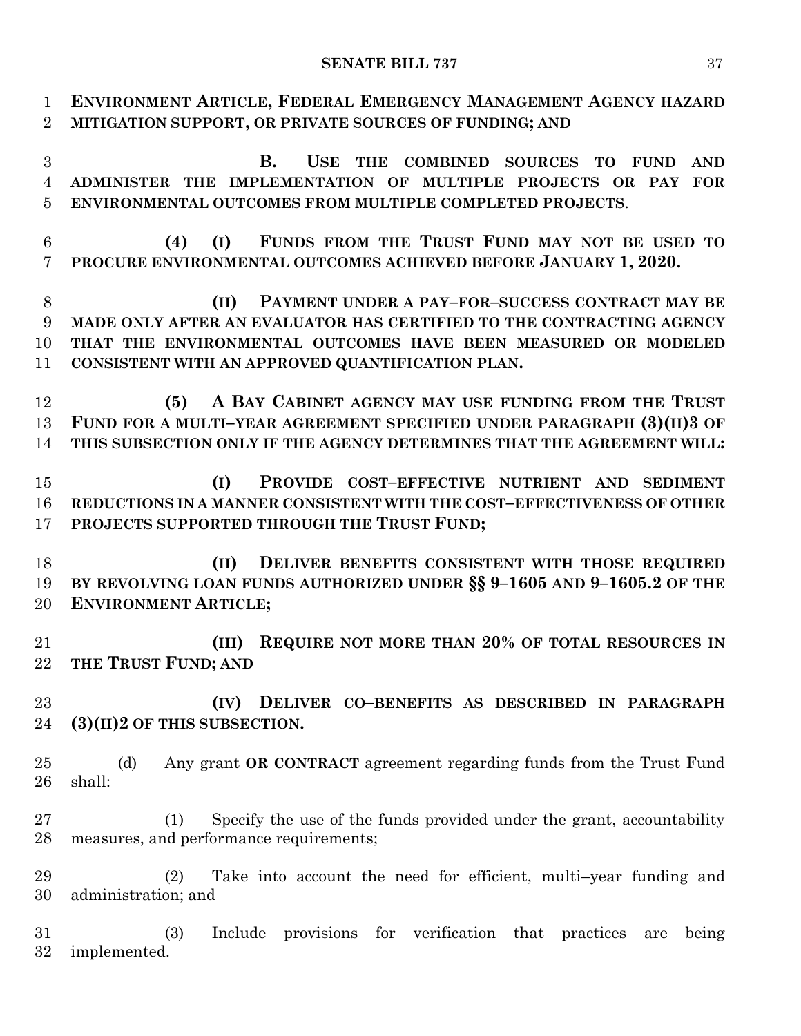**ENVIRONMENT ARTICLE, FEDERAL EMERGENCY MANAGEMENT AGENCY HAZARD MITIGATION SUPPORT, OR PRIVATE SOURCES OF FUNDING; AND**

**B. USE THE COMBINED SOURCES TO FUND AND ADMINISTER THE IMPLEMENTATION OF MULTIPLE PROJECTS OR PAY FOR ENVIRONMENTAL OUTCOMES FROM MULTIPLE COMPLETED PROJECTS**.

**(4) (I) FUNDS FROM THE TRUST FUND MAY NOT BE USED TO PROCURE ENVIRONMENTAL OUTCOMES ACHIEVED BEFORE JANUARY 1, 2020.**

**(II) PAYMENT UNDER A PAY–FOR–SUCCESS CONTRACT MAY BE MADE ONLY AFTER AN EVALUATOR HAS CERTIFIED TO THE CONTRACTING AGENCY THAT THE ENVIRONMENTAL OUTCOMES HAVE BEEN MEASURED OR MODELED CONSISTENT WITH AN APPROVED QUANTIFICATION PLAN.**

**(5) A BAY CABINET AGENCY MAY USE FUNDING FROM THE TRUST FUND FOR A MULTI–YEAR AGREEMENT SPECIFIED UNDER PARAGRAPH (3)(II)3 OF THIS SUBSECTION ONLY IF THE AGENCY DETERMINES THAT THE AGREEMENT WILL:**

**(I) PROVIDE COST–EFFECTIVE NUTRIENT AND SEDIMENT REDUCTIONS IN A MANNER CONSISTENT WITH THE COST–EFFECTIVENESS OF OTHER PROJECTS SUPPORTED THROUGH THE TRUST FUND;**

**(II) DELIVER BENEFITS CONSISTENT WITH THOSE REQUIRED BY REVOLVING LOAN FUNDS AUTHORIZED UNDER §§ 9–1605 AND 9–1605.2 OF THE ENVIRONMENT ARTICLE;**

**(III) REQUIRE NOT MORE THAN 20% OF TOTAL RESOURCES IN THE TRUST FUND; AND**

**(IV) DELIVER CO–BENEFITS AS DESCRIBED IN PARAGRAPH (3)(II)2 OF THIS SUBSECTION.**

(d) Any grant **OR CONTRACT** agreement regarding funds from the Trust Fund shall:

(1) Specify the use of the funds provided under the grant, accountability measures, and performance requirements;

(2) Take into account the need for efficient, multi–year funding and administration; and

(3) Include provisions for verification that practices are being implemented.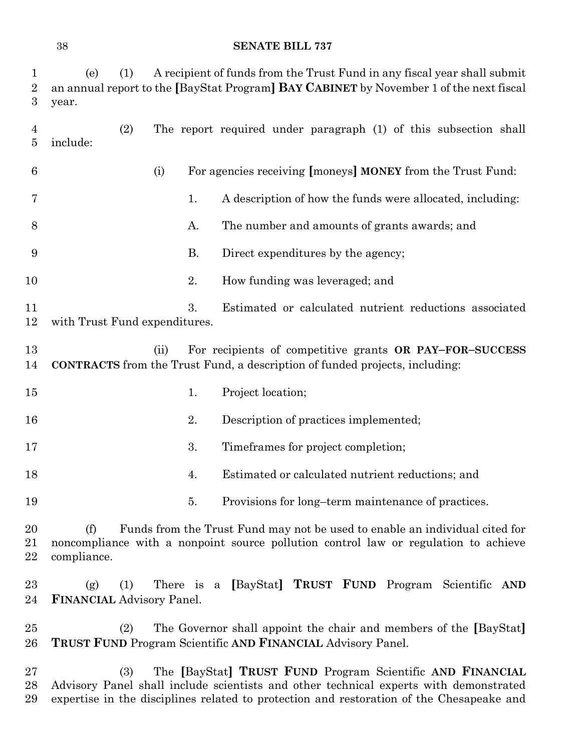(e) (1) A recipient of funds from the Trust Fund in any fiscal year shall submit an annual report to the [BayStat Program] **BAY CABINET** by November 1 of the next fiscal year.

(2) The report required under paragraph (1) of this subsection shall include:

(i) For agencies receiving [moneys] **MONEY** from the Trust Fund:

1. A description of how the funds were allocated, including:

A. The number and amounts of grants awards; and

B. Direct expenditures by the agency;

2. How funding was leveraged; and

3. Estimated or calculated nutrient reductions associated with Trust Fund expenditures.

(ii) For recipients of competitive grants **OR PAY–FOR–SUCCESS CONTRACTS** from the Trust Fund, a description of funded projects, including:

1. Project location;

2. Description of practices implemented;

3. Timeframes for project completion;

4. Estimated or calculated nutrient reductions; and

5. Provisions for long–term maintenance of practices.

(f) Funds from the Trust Fund may not be used to enable an individual cited for noncompliance with a nonpoint source pollution control law or regulation to achieve compliance.

(g) (1) There is a [BayStat] **TRUST FUND** Program Scientific **AND FINANCIAL** Advisory Panel.

(2) The Governor shall appoint the chair and members of the [BayStat] **TRUST FUND** Program Scientific **AND FINANCIAL** Advisory Panel.

(3) The [BayStat] **TRUST FUND** Program Scientific **AND FINANCIAL** Advisory Panel shall include scientists and other technical experts with demonstrated expertise in the disciplines related to protection and restoration of the Chesapeake and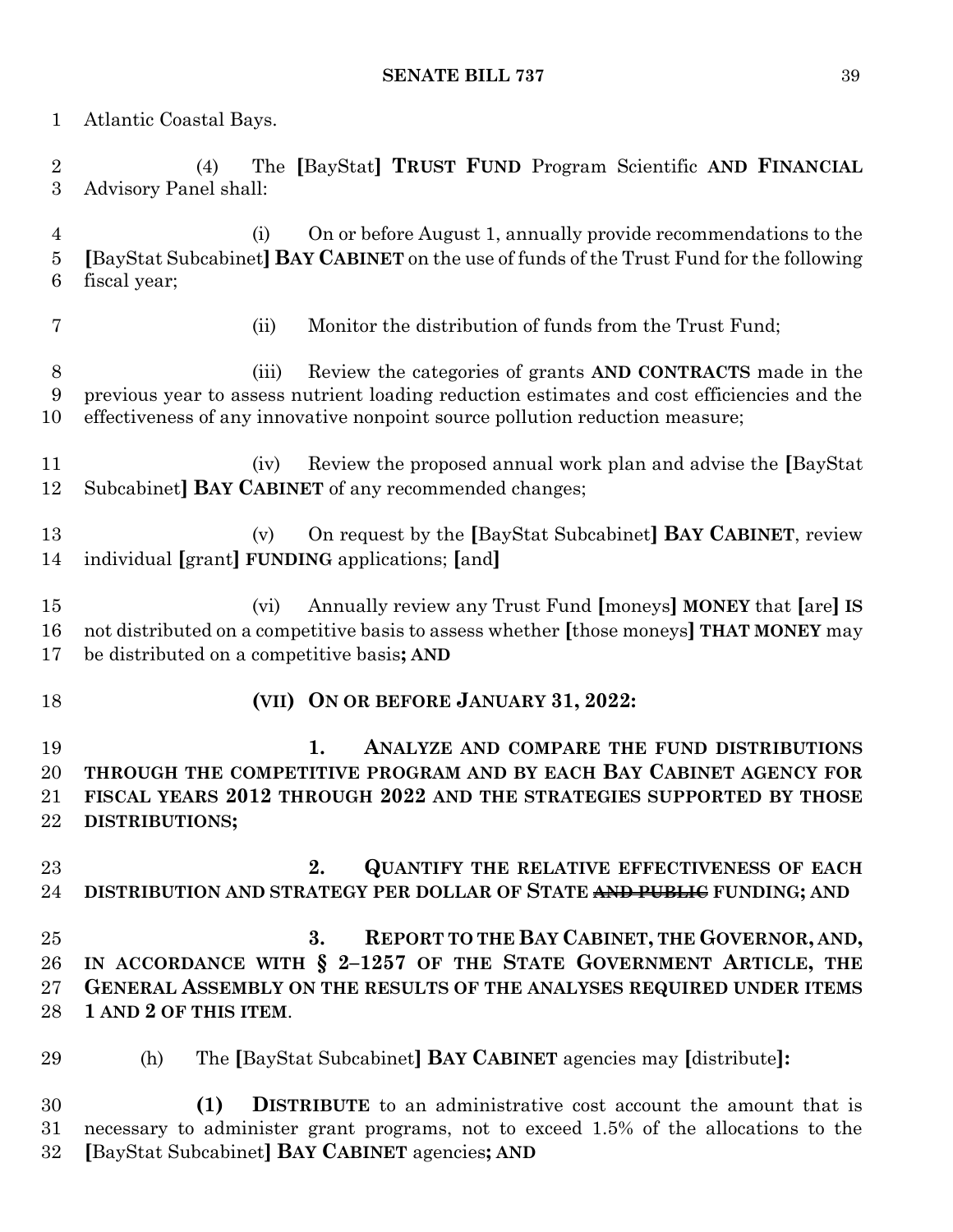Atlantic Coastal Bays.

(4) The [BayStat] **TRUST FUND** Program Scientific **AND FINANCIAL** Advisory Panel shall:

(i) On or before August 1, annually provide recommendations to the [BayStat Subcabinet] **BAY CABINET** on the use of funds of the Trust Fund for the following fiscal year;

(ii) Monitor the distribution of funds from the Trust Fund;

(iii) Review the categories of grants **AND CONTRACTS** made in the previous year to assess nutrient loading reduction estimates and cost efficiencies and the effectiveness of any innovative nonpoint source pollution reduction measure;

(iv) Review the proposed annual work plan and advise the [BayStat Subcabinet] **BAY CABINET** of any recommended changes;

(v) On request by the [BayStat Subcabinet] **BAY CABINET**, review individual [grant] **FUNDING** applications; [and]

(vi) Annually review any Trust Fund [moneys] **MONEY** that [are] **IS** not distributed on a competitive basis to assess whether [those moneys] **THAT MONEY** may be distributed on a competitive basis**; AND**

**(VII) ON OR BEFORE JANUARY 31, 2022:**

**1. ANALYZE AND COMPARE THE FUND DISTRIBUTIONS THROUGH THE COMPETITIVE PROGRAM AND BY EACH BAY CABINET AGENCY FOR FISCAL YEARS 2012 THROUGH 2022 AND THE STRATEGIES SUPPORTED BY THOSE DISTRIBUTIONS;**

**2. QUANTIFY THE RELATIVE EFFECTIVENESS OF EACH DISTRIBUTION AND STRATEGY PER DOLLAR OF STATE ~~AND PUBLIC~~ FUNDING; AND**

**3. REPORT TO THE BAY CABINET, THE GOVERNOR, AND, IN ACCORDANCE WITH § 2–1257 OF THE STATE GOVERNMENT ARTICLE, THE GENERAL ASSEMBLY ON THE RESULTS OF THE ANALYSES REQUIRED UNDER ITEMS 1 AND 2 OF THIS ITEM**.

(h) The [BayStat Subcabinet] **BAY CABINET** agencies may [distribute]**:**

**(1) DISTRIBUTE** to an administrative cost account the amount that is necessary to administer grant programs, not to exceed 1.5% of the allocations to the [BayStat Subcabinet] **BAY CABINET** agencies**; AND**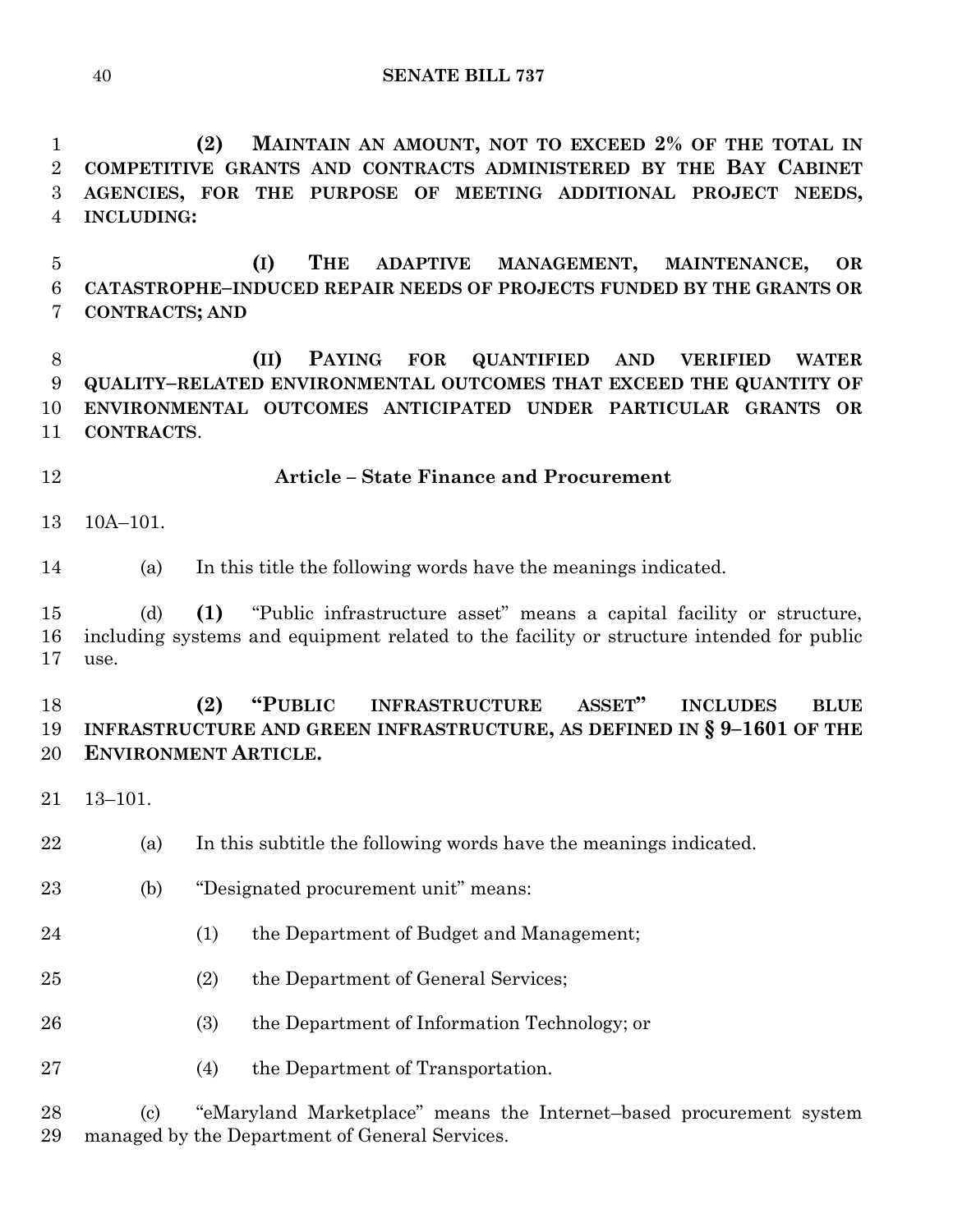**(2) MAINTAIN AN AMOUNT, NOT TO EXCEED 2% OF THE TOTAL IN COMPETITIVE GRANTS AND CONTRACTS ADMINISTERED BY THE BAY CABINET AGENCIES, FOR THE PURPOSE OF MEETING ADDITIONAL PROJECT NEEDS, INCLUDING:**

**(I) THE ADAPTIVE MANAGEMENT, MAINTENANCE, OR CATASTROPHE–INDUCED REPAIR NEEDS OF PROJECTS FUNDED BY THE GRANTS OR CONTRACTS; AND**

**(II) PAYING FOR QUANTIFIED AND VERIFIED WATER QUALITY–RELATED ENVIRONMENTAL OUTCOMES THAT EXCEED THE QUANTITY OF ENVIRONMENTAL OUTCOMES ANTICIPATED UNDER PARTICULAR GRANTS OR CONTRACTS**.

## Article – State Finance and Procurement

10A–101.

(a) In this title the following words have the meanings indicated.

(d) **(1)** "Public infrastructure asset" means a capital facility or structure, including systems and equipment related to the facility or structure intended for public use.

**(2) "PUBLIC INFRASTRUCTURE ASSET" INCLUDES BLUE INFRASTRUCTURE AND GREEN INFRASTRUCTURE, AS DEFINED IN § 9–1601 OF THE ENVIRONMENT ARTICLE.**

13–101.

(a) In this subtitle the following words have the meanings indicated.

(b) "Designated procurement unit" means:

(1) the Department of Budget and Management;

(2) the Department of General Services;

(3) the Department of Information Technology; or

(4) the Department of Transportation.

(c) "eMaryland Marketplace" means the Internet–based procurement system managed by the Department of General Services.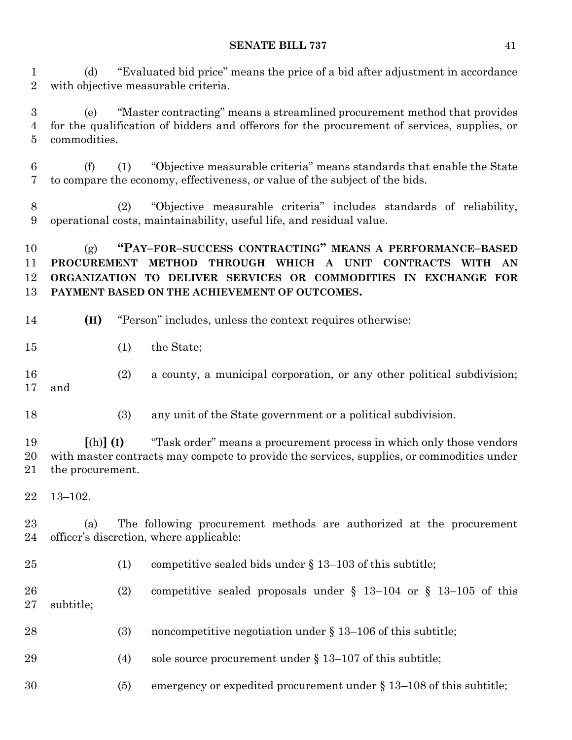(d) "Evaluated bid price" means the price of a bid after adjustment in accordance with objective measurable criteria.

(e) "Master contracting" means a streamlined procurement method that provides for the qualification of bidders and offerors for the procurement of services, supplies, or commodities.

(f) (1) "Objective measurable criteria" means standards that enable the State to compare the economy, effectiveness, or value of the subject of the bids.

(2) "Objective measurable criteria" includes standards of reliability, operational costs, maintainability, useful life, and residual value.

(g) **"PAY–FOR–SUCCESS CONTRACTING" MEANS A PERFORMANCE–BASED PROCUREMENT METHOD THROUGH WHICH A UNIT CONTRACTS WITH AN ORGANIZATION TO DELIVER SERVICES OR COMMODITIES IN EXCHANGE FOR PAYMENT BASED ON THE ACHIEVEMENT OF OUTCOMES.**

**(H)** "Person" includes, unless the context requires otherwise:

(1) the State;

(2) a county, a municipal corporation, or any other political subdivision; and

(3) any unit of the State government or a political subdivision.

**[**(h)**] (I)** "Task order" means a procurement process in which only those vendors with master contracts may compete to provide the services, supplies, or commodities under the procurement.

13–102.

(a) The following procurement methods are authorized at the procurement officer's discretion, where applicable:

(1) competitive sealed bids under § 13–103 of this subtitle;

(2) competitive sealed proposals under § 13–104 or § 13–105 of this subtitle;

(3) noncompetitive negotiation under § 13–106 of this subtitle;

(4) sole source procurement under § 13–107 of this subtitle;

(5) emergency or expedited procurement under § 13–108 of this subtitle;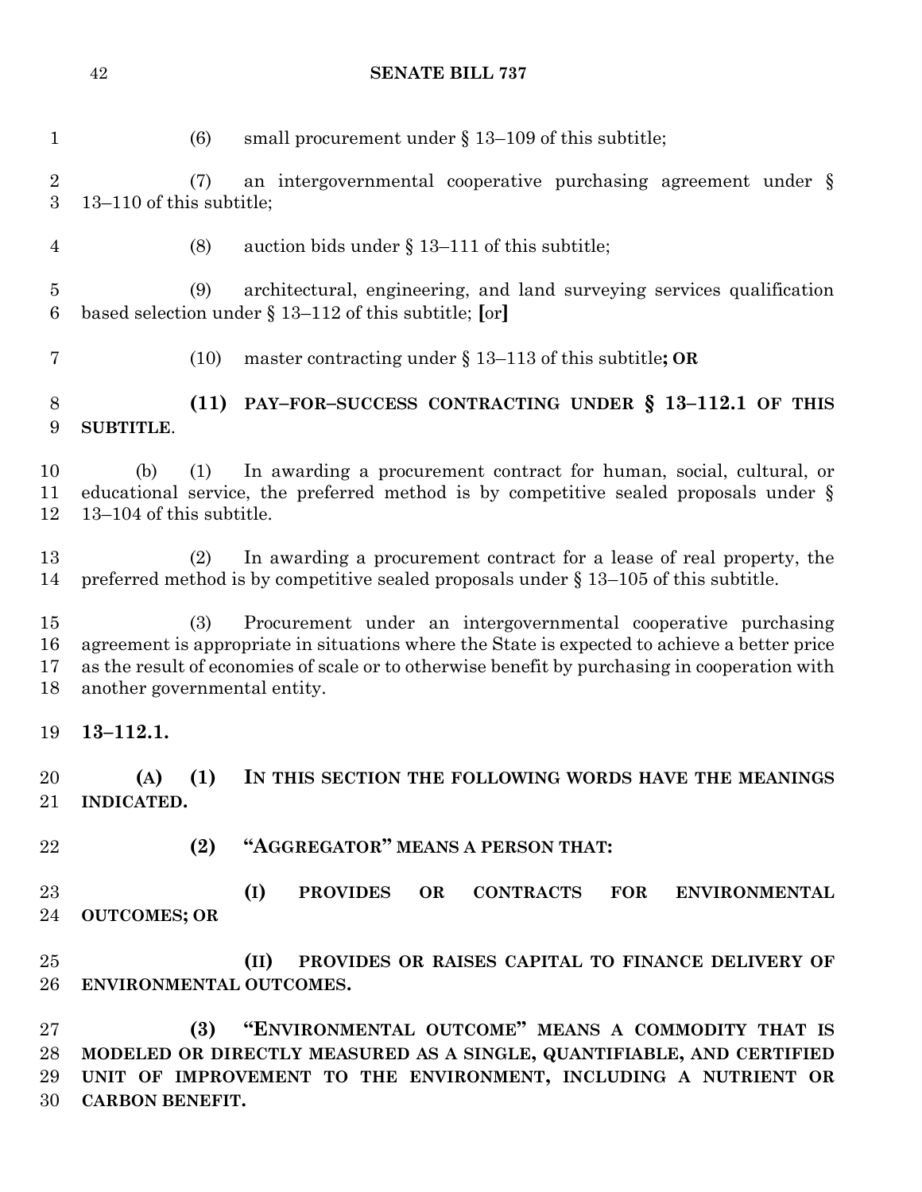(6) small procurement under § 13–109 of this subtitle;

(7) an intergovernmental cooperative purchasing agreement under § 13–110 of this subtitle;

(8) auction bids under § 13–111 of this subtitle;

(9) architectural, engineering, and land surveying services qualification based selection under § 13–112 of this subtitle; **[**or**]**

(10) master contracting under § 13–113 of this subtitle**; OR**

**(11) PAY–FOR–SUCCESS CONTRACTING UNDER § 13–112.1 OF THIS SUBTITLE**.

(b) (1) In awarding a procurement contract for human, social, cultural, or educational service, the preferred method is by competitive sealed proposals under § 13–104 of this subtitle.

(2) In awarding a procurement contract for a lease of real property, the preferred method is by competitive sealed proposals under § 13–105 of this subtitle.

(3) Procurement under an intergovernmental cooperative purchasing agreement is appropriate in situations where the State is expected to achieve a better price as the result of economies of scale or to otherwise benefit by purchasing in cooperation with another governmental entity.

**13–112.1.**

**(A) (1) IN THIS SECTION THE FOLLOWING WORDS HAVE THE MEANINGS INDICATED.**

**(2) "AGGREGATOR" MEANS A PERSON THAT:**

**(I) PROVIDES OR CONTRACTS FOR ENVIRONMENTAL OUTCOMES; OR**

**(II) PROVIDES OR RAISES CAPITAL TO FINANCE DELIVERY OF ENVIRONMENTAL OUTCOMES.**

**(3) "ENVIRONMENTAL OUTCOME" MEANS A COMMODITY THAT IS MODELED OR DIRECTLY MEASURED AS A SINGLE, QUANTIFIABLE, AND CERTIFIED UNIT OF IMPROVEMENT TO THE ENVIRONMENT, INCLUDING A NUTRIENT OR CARBON BENEFIT.**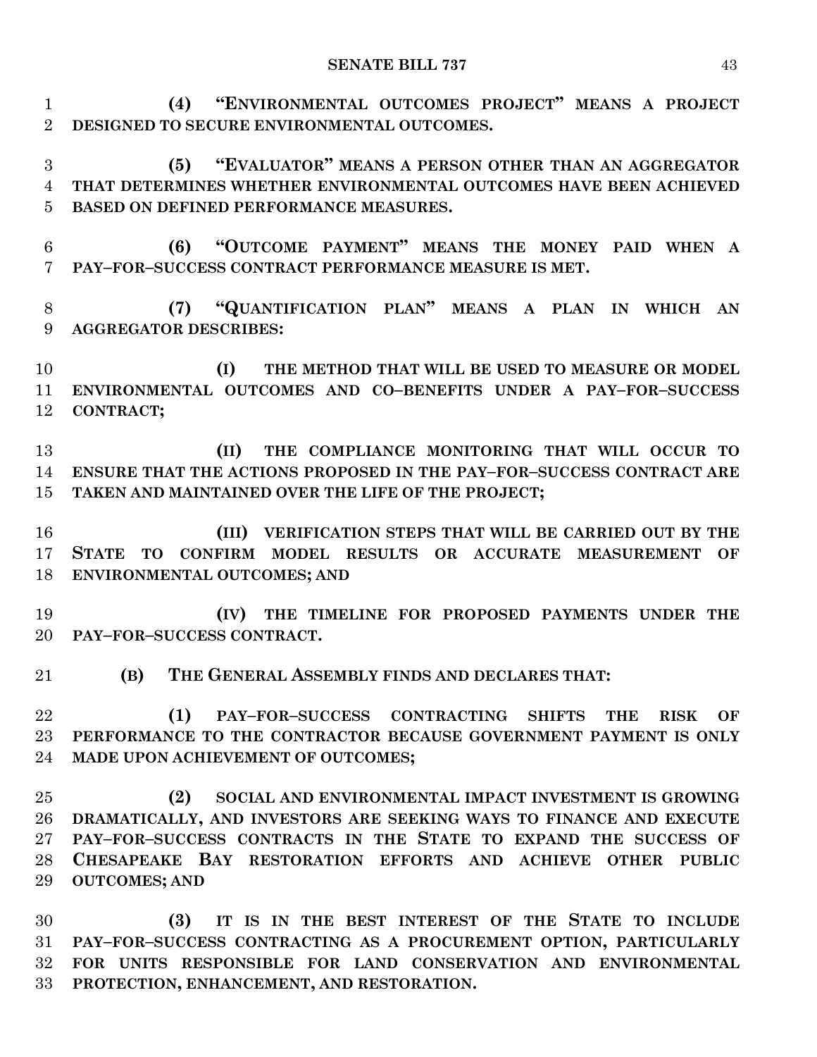**(4) "ENVIRONMENTAL OUTCOMES PROJECT" MEANS A PROJECT DESIGNED TO SECURE ENVIRONMENTAL OUTCOMES.**

**(5) "EVALUATOR" MEANS A PERSON OTHER THAN AN AGGREGATOR THAT DETERMINES WHETHER ENVIRONMENTAL OUTCOMES HAVE BEEN ACHIEVED BASED ON DEFINED PERFORMANCE MEASURES.**

**(6) "OUTCOME PAYMENT" MEANS THE MONEY PAID WHEN A PAY–FOR–SUCCESS CONTRACT PERFORMANCE MEASURE IS MET.**

**(7) "QUANTIFICATION PLAN" MEANS A PLAN IN WHICH AN AGGREGATOR DESCRIBES:**

**(I) THE METHOD THAT WILL BE USED TO MEASURE OR MODEL ENVIRONMENTAL OUTCOMES AND CO–BENEFITS UNDER A PAY–FOR–SUCCESS CONTRACT;**

**(II) THE COMPLIANCE MONITORING THAT WILL OCCUR TO ENSURE THAT THE ACTIONS PROPOSED IN THE PAY–FOR–SUCCESS CONTRACT ARE TAKEN AND MAINTAINED OVER THE LIFE OF THE PROJECT;**

**(III) VERIFICATION STEPS THAT WILL BE CARRIED OUT BY THE STATE TO CONFIRM MODEL RESULTS OR ACCURATE MEASUREMENT OF ENVIRONMENTAL OUTCOMES; AND**

**(IV) THE TIMELINE FOR PROPOSED PAYMENTS UNDER THE PAY–FOR–SUCCESS CONTRACT.**

**(B) THE GENERAL ASSEMBLY FINDS AND DECLARES THAT:**

**(1) PAY–FOR–SUCCESS CONTRACTING SHIFTS THE RISK OF PERFORMANCE TO THE CONTRACTOR BECAUSE GOVERNMENT PAYMENT IS ONLY MADE UPON ACHIEVEMENT OF OUTCOMES;**

**(2) SOCIAL AND ENVIRONMENTAL IMPACT INVESTMENT IS GROWING DRAMATICALLY, AND INVESTORS ARE SEEKING WAYS TO FINANCE AND EXECUTE PAY–FOR–SUCCESS CONTRACTS IN THE STATE TO EXPAND THE SUCCESS OF CHESAPEAKE BAY RESTORATION EFFORTS AND ACHIEVE OTHER PUBLIC OUTCOMES; AND**

**(3) IT IS IN THE BEST INTEREST OF THE STATE TO INCLUDE PAY–FOR–SUCCESS CONTRACTING AS A PROCUREMENT OPTION, PARTICULARLY FOR UNITS RESPONSIBLE FOR LAND CONSERVATION AND ENVIRONMENTAL PROTECTION, ENHANCEMENT, AND RESTORATION.**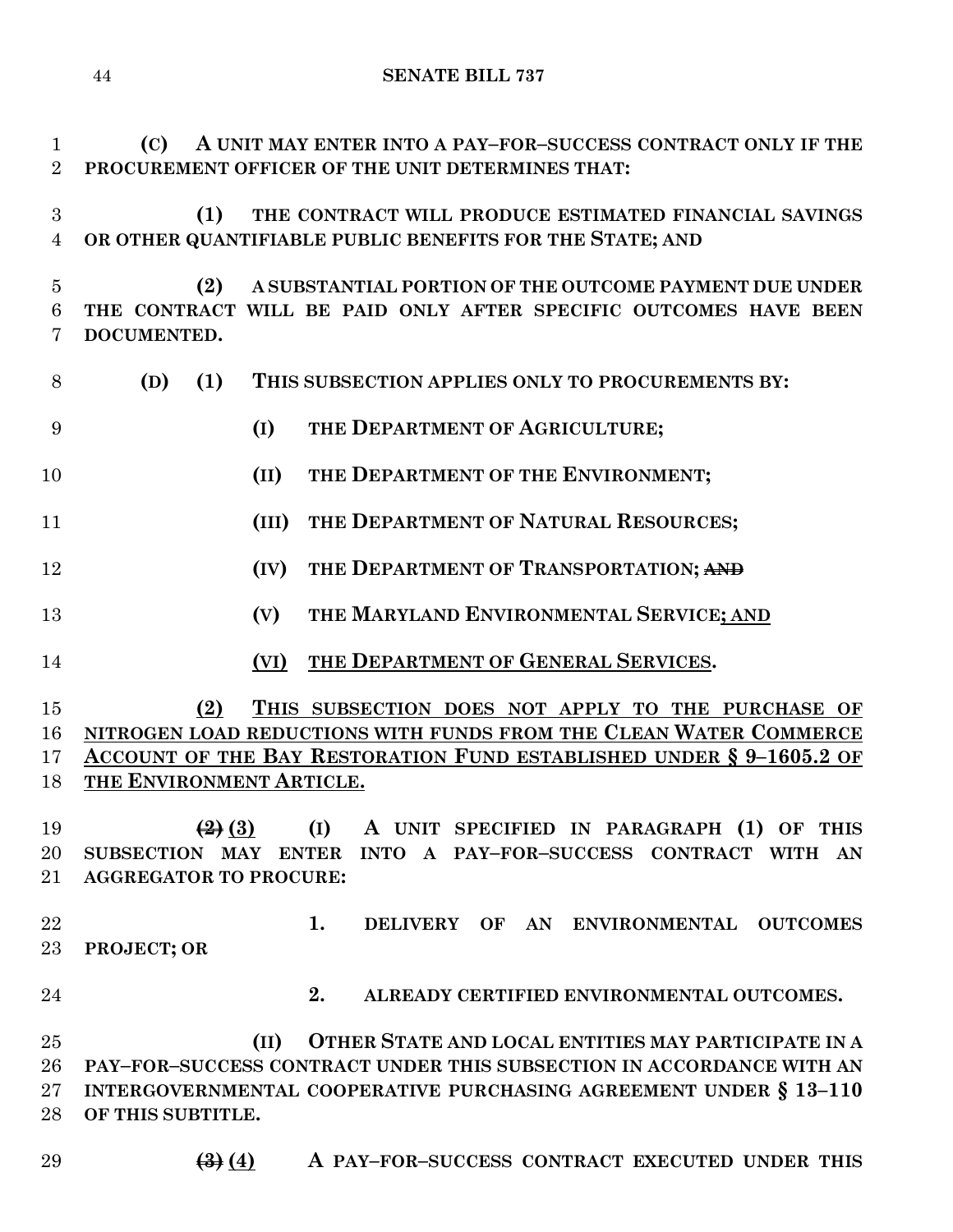**(C) A UNIT MAY ENTER INTO A PAY–FOR–SUCCESS CONTRACT ONLY IF THE PROCUREMENT OFFICER OF THE UNIT DETERMINES THAT:**

**(1) THE CONTRACT WILL PRODUCE ESTIMATED FINANCIAL SAVINGS OR OTHER QUANTIFIABLE PUBLIC BENEFITS FOR THE STATE; AND**

**(2) A SUBSTANTIAL PORTION OF THE OUTCOME PAYMENT DUE UNDER THE CONTRACT WILL BE PAID ONLY AFTER SPECIFIC OUTCOMES HAVE BEEN DOCUMENTED.**

**(D) (1) THIS SUBSECTION APPLIES ONLY TO PROCUREMENTS BY:**

**(I) THE DEPARTMENT OF AGRICULTURE;**

**(II) THE DEPARTMENT OF THE ENVIRONMENT;**

**(III) THE DEPARTMENT OF NATURAL RESOURCES;**

**(IV) THE DEPARTMENT OF TRANSPORTATION; ~~AND~~**

**(V) THE MARYLAND ENVIRONMENTAL SERVICE<u>; AND</u>**

**<u>(VI) THE DEPARTMENT OF GENERAL SERVICES</u>.**

**<u>(2) THIS SUBSECTION DOES NOT APPLY TO THE PURCHASE OF NITROGEN LOAD REDUCTIONS WITH FUNDS FROM THE CLEAN WATER COMMERCE ACCOUNT OF THE BAY RESTORATION FUND ESTABLISHED UNDER § 9–1605.2 OF THE ENVIRONMENT ARTICLE.</u>**

**~~(2)~~ <u>(3)</u> (I) A UNIT SPECIFIED IN PARAGRAPH (1) OF THIS SUBSECTION MAY ENTER INTO A PAY–FOR–SUCCESS CONTRACT WITH AN AGGREGATOR TO PROCURE:**

**1. DELIVERY OF AN ENVIRONMENTAL OUTCOMES PROJECT; OR**

**2. ALREADY CERTIFIED ENVIRONMENTAL OUTCOMES.**

**(II) OTHER STATE AND LOCAL ENTITIES MAY PARTICIPATE IN A PAY–FOR–SUCCESS CONTRACT UNDER THIS SUBSECTION IN ACCORDANCE WITH AN INTERGOVERNMENTAL COOPERATIVE PURCHASING AGREEMENT UNDER § 13–110 OF THIS SUBTITLE.**

**~~(3)~~ <u>(4)</u> A PAY–FOR–SUCCESS CONTRACT EXECUTED UNDER THIS**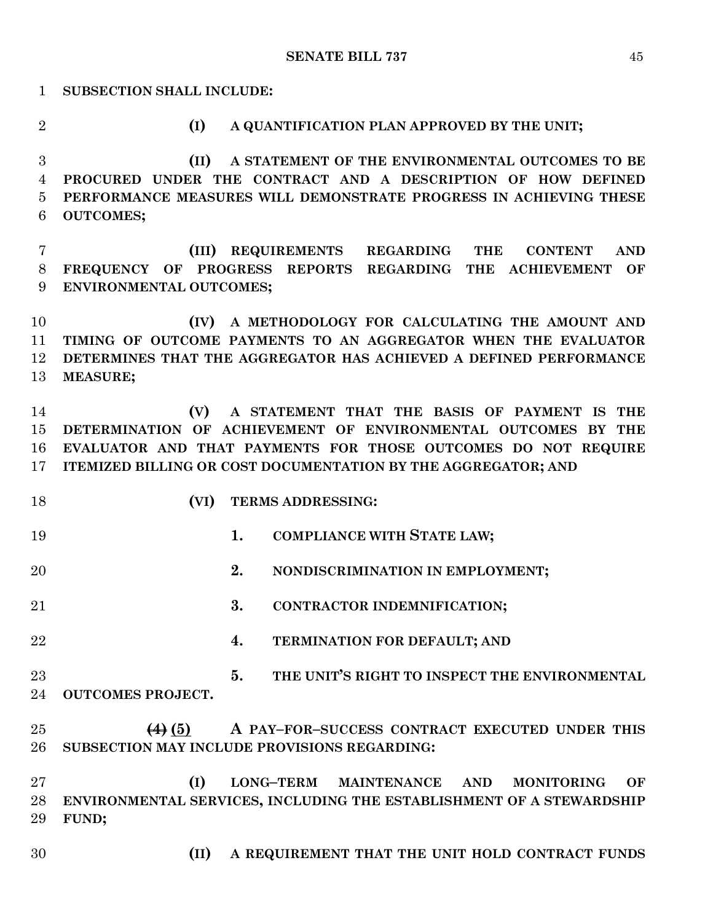**SUBSECTION SHALL INCLUDE:**

**(I) A QUANTIFICATION PLAN APPROVED BY THE UNIT;**

**(II) A STATEMENT OF THE ENVIRONMENTAL OUTCOMES TO BE PROCURED UNDER THE CONTRACT AND A DESCRIPTION OF HOW DEFINED PERFORMANCE MEASURES WILL DEMONSTRATE PROGRESS IN ACHIEVING THESE OUTCOMES;**

**(III) REQUIREMENTS REGARDING THE CONTENT AND FREQUENCY OF PROGRESS REPORTS REGARDING THE ACHIEVEMENT OF ENVIRONMENTAL OUTCOMES;**

**(IV) A METHODOLOGY FOR CALCULATING THE AMOUNT AND TIMING OF OUTCOME PAYMENTS TO AN AGGREGATOR WHEN THE EVALUATOR DETERMINES THAT THE AGGREGATOR HAS ACHIEVED A DEFINED PERFORMANCE MEASURE;**

**(V) A STATEMENT THAT THE BASIS OF PAYMENT IS THE DETERMINATION OF ACHIEVEMENT OF ENVIRONMENTAL OUTCOMES BY THE EVALUATOR AND THAT PAYMENTS FOR THOSE OUTCOMES DO NOT REQUIRE ITEMIZED BILLING OR COST DOCUMENTATION BY THE AGGREGATOR; AND**

**(VI) TERMS ADDRESSING:**

**1. COMPLIANCE WITH STATE LAW;**

**2. NONDISCRIMINATION IN EMPLOYMENT;**

**3. CONTRACTOR INDEMNIFICATION;**

**4. TERMINATION FOR DEFAULT; AND**

**5. THE UNIT'S RIGHT TO INSPECT THE ENVIRONMENTAL OUTCOMES PROJECT.**

~~**(4)**~~ <u>**(5)**</u> **A PAY–FOR–SUCCESS CONTRACT EXECUTED UNDER THIS SUBSECTION MAY INCLUDE PROVISIONS REGARDING:**

**(I) LONG–TERM MAINTENANCE AND MONITORING OF ENVIRONMENTAL SERVICES, INCLUDING THE ESTABLISHMENT OF A STEWARDSHIP FUND;**

**(II) A REQUIREMENT THAT THE UNIT HOLD CONTRACT FUNDS**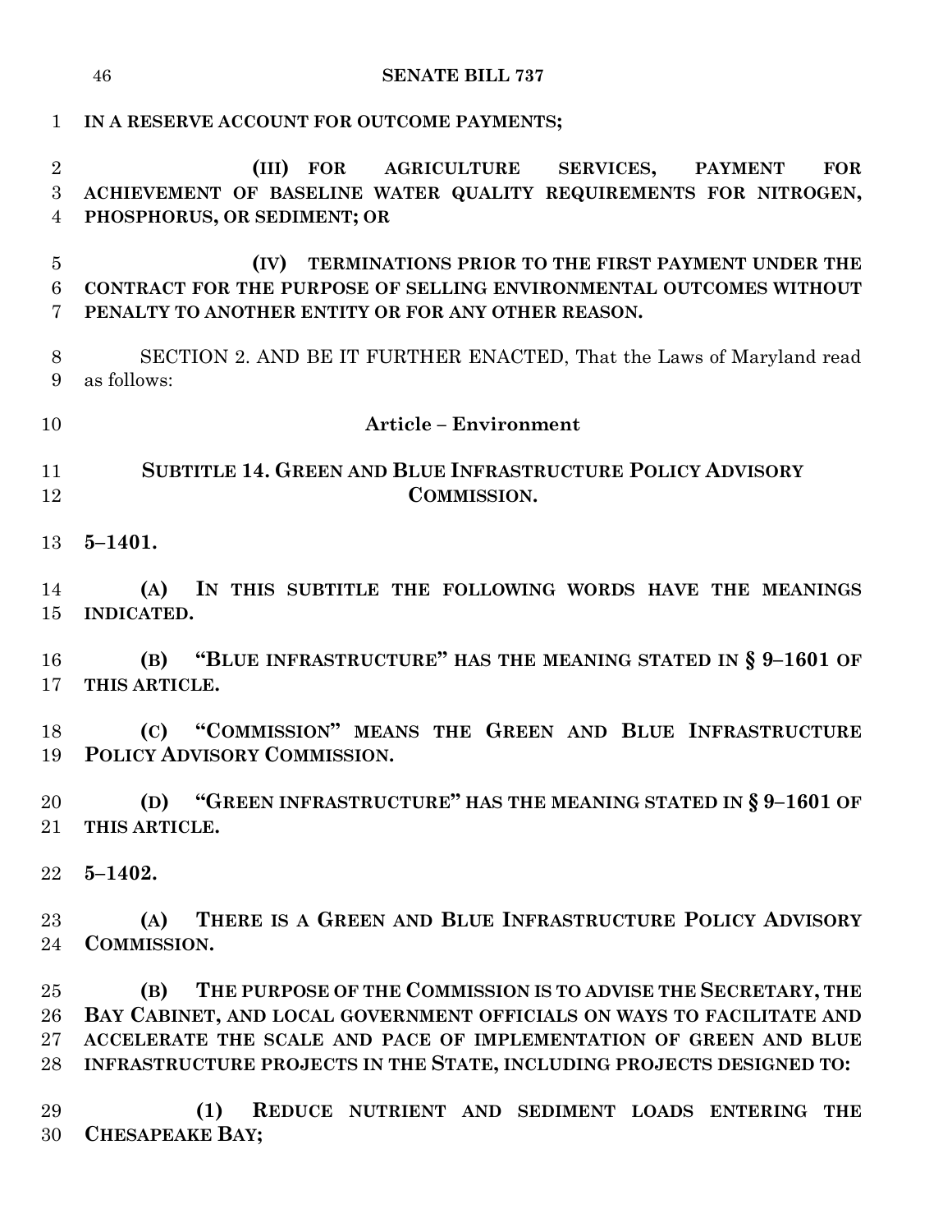**IN A RESERVE ACCOUNT FOR OUTCOME PAYMENTS;**

**(III) FOR AGRICULTURE SERVICES, PAYMENT FOR ACHIEVEMENT OF BASELINE WATER QUALITY REQUIREMENTS FOR NITROGEN, PHOSPHORUS, OR SEDIMENT; OR**

**(IV) TERMINATIONS PRIOR TO THE FIRST PAYMENT UNDER THE CONTRACT FOR THE PURPOSE OF SELLING ENVIRONMENTAL OUTCOMES WITHOUT PENALTY TO ANOTHER ENTITY OR FOR ANY OTHER REASON.**

SECTION 2. AND BE IT FURTHER ENACTED, That the Laws of Maryland read as follows:

**Article – Environment**

**SUBTITLE 14. GREEN AND BLUE INFRASTRUCTURE POLICY ADVISORY COMMISSION.**

**5–1401.**

**(A) IN THIS SUBTITLE THE FOLLOWING WORDS HAVE THE MEANINGS INDICATED.**

**(B) "BLUE INFRASTRUCTURE" HAS THE MEANING STATED IN § 9–1601 OF THIS ARTICLE.**

**(C) "COMMISSION" MEANS THE GREEN AND BLUE INFRASTRUCTURE POLICY ADVISORY COMMISSION.**

**(D) "GREEN INFRASTRUCTURE" HAS THE MEANING STATED IN § 9–1601 OF THIS ARTICLE.**

**5–1402.**

**(A) THERE IS A GREEN AND BLUE INFRASTRUCTURE POLICY ADVISORY COMMISSION.**

**(B) THE PURPOSE OF THE COMMISSION IS TO ADVISE THE SECRETARY, THE BAY CABINET, AND LOCAL GOVERNMENT OFFICIALS ON WAYS TO FACILITATE AND ACCELERATE THE SCALE AND PACE OF IMPLEMENTATION OF GREEN AND BLUE INFRASTRUCTURE PROJECTS IN THE STATE, INCLUDING PROJECTS DESIGNED TO:**

**(1) REDUCE NUTRIENT AND SEDIMENT LOADS ENTERING THE CHESAPEAKE BAY;**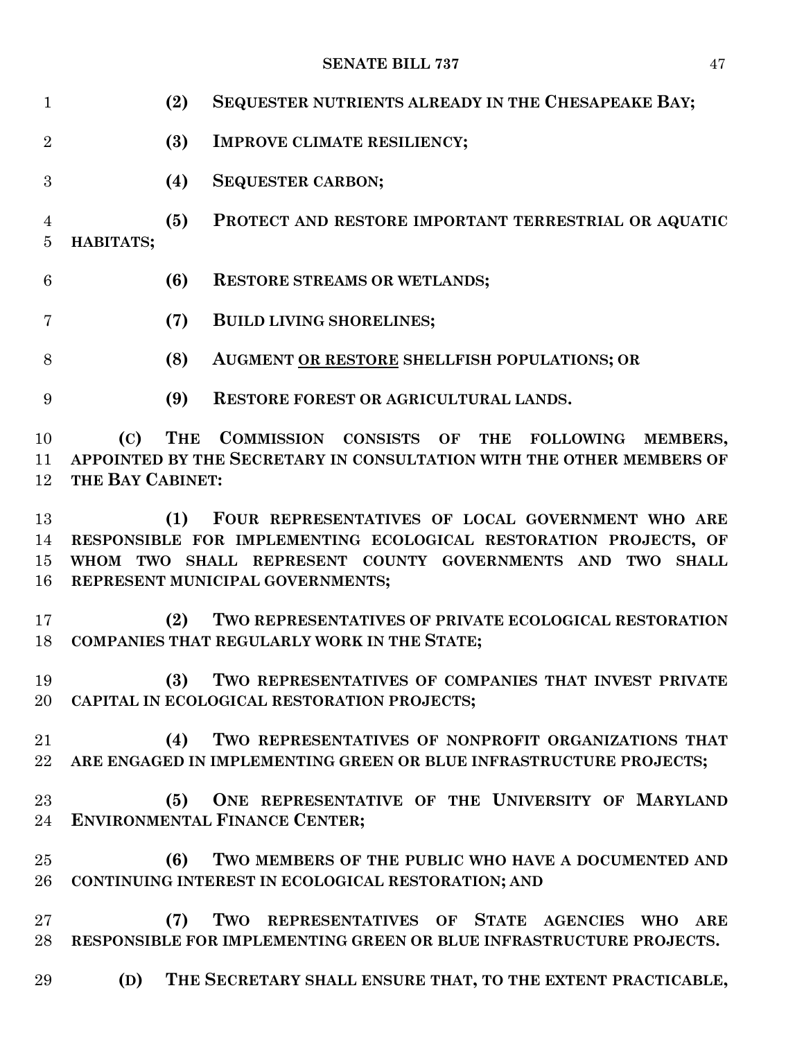**(2) SEQUESTER NUTRIENTS ALREADY IN THE CHESAPEAKE BAY;**

**(3) IMPROVE CLIMATE RESILIENCY;**

**(4) SEQUESTER CARBON;**

**(5) PROTECT AND RESTORE IMPORTANT TERRESTRIAL OR AQUATIC HABITATS;**

**(6) RESTORE STREAMS OR WETLANDS;**

**(7) BUILD LIVING SHORELINES;**

**(8) AUGMENT <u>OR RESTORE</u> SHELLFISH POPULATIONS; OR**

**(9) RESTORE FOREST OR AGRICULTURAL LANDS.**

**(C) THE COMMISSION CONSISTS OF THE FOLLOWING MEMBERS, APPOINTED BY THE SECRETARY IN CONSULTATION WITH THE OTHER MEMBERS OF THE BAY CABINET:**

**(1) FOUR REPRESENTATIVES OF LOCAL GOVERNMENT WHO ARE RESPONSIBLE FOR IMPLEMENTING ECOLOGICAL RESTORATION PROJECTS, OF WHOM TWO SHALL REPRESENT COUNTY GOVERNMENTS AND TWO SHALL REPRESENT MUNICIPAL GOVERNMENTS;**

**(2) TWO REPRESENTATIVES OF PRIVATE ECOLOGICAL RESTORATION COMPANIES THAT REGULARLY WORK IN THE STATE;**

**(3) TWO REPRESENTATIVES OF COMPANIES THAT INVEST PRIVATE CAPITAL IN ECOLOGICAL RESTORATION PROJECTS;**

**(4) TWO REPRESENTATIVES OF NONPROFIT ORGANIZATIONS THAT ARE ENGAGED IN IMPLEMENTING GREEN OR BLUE INFRASTRUCTURE PROJECTS;**

**(5) ONE REPRESENTATIVE OF THE UNIVERSITY OF MARYLAND ENVIRONMENTAL FINANCE CENTER;**

**(6) TWO MEMBERS OF THE PUBLIC WHO HAVE A DOCUMENTED AND CONTINUING INTEREST IN ECOLOGICAL RESTORATION; AND**

**(7) TWO REPRESENTATIVES OF STATE AGENCIES WHO ARE RESPONSIBLE FOR IMPLEMENTING GREEN OR BLUE INFRASTRUCTURE PROJECTS.**

**(D) THE SECRETARY SHALL ENSURE THAT, TO THE EXTENT PRACTICABLE,**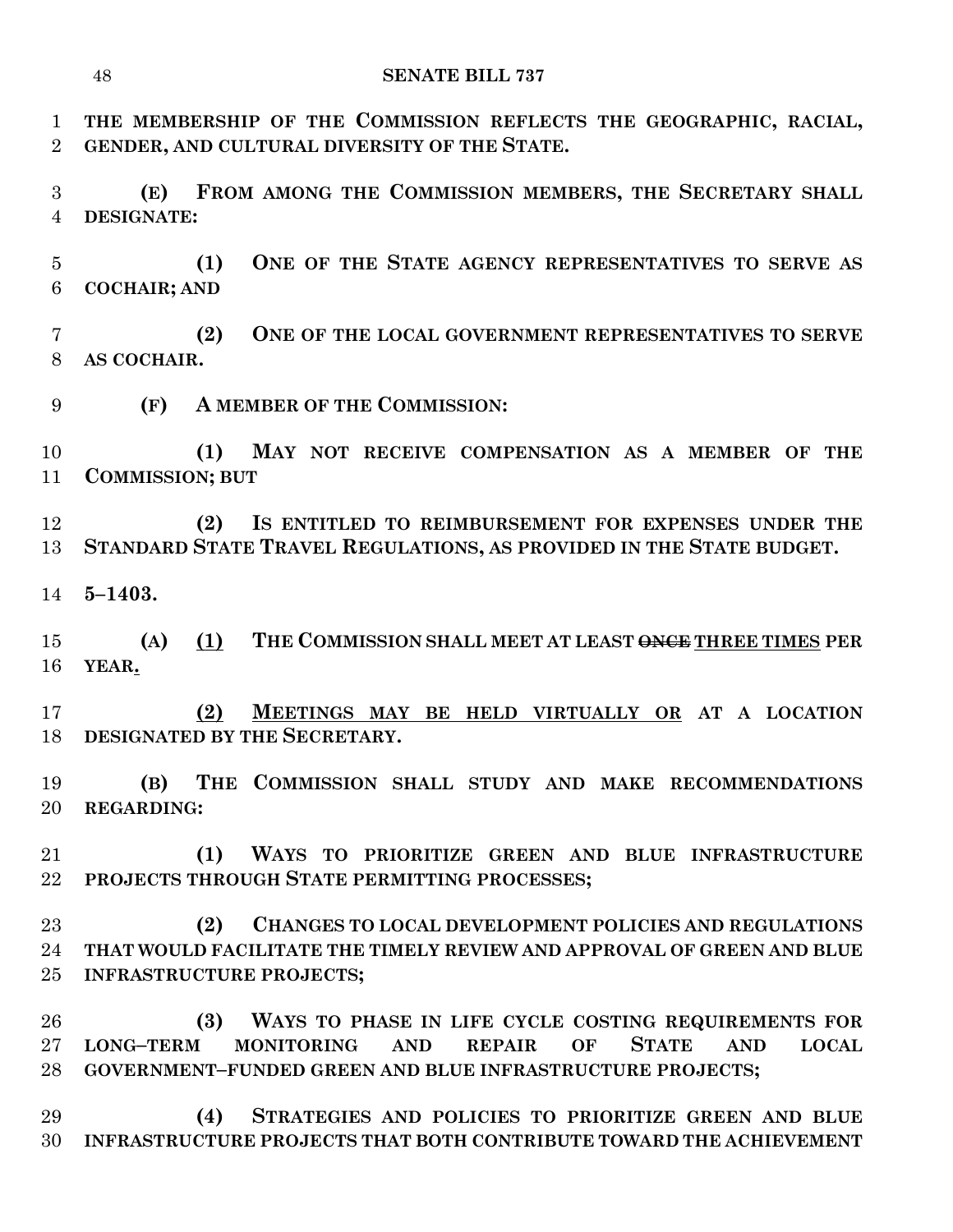**THE MEMBERSHIP OF THE COMMISSION REFLECTS THE GEOGRAPHIC, RACIAL, GENDER, AND CULTURAL DIVERSITY OF THE STATE.**

**(E) FROM AMONG THE COMMISSION MEMBERS, THE SECRETARY SHALL DESIGNATE:**

**(1) ONE OF THE STATE AGENCY REPRESENTATIVES TO SERVE AS COCHAIR; AND**

**(2) ONE OF THE LOCAL GOVERNMENT REPRESENTATIVES TO SERVE AS COCHAIR.**

**(F) A MEMBER OF THE COMMISSION:**

**(1) MAY NOT RECEIVE COMPENSATION AS A MEMBER OF THE COMMISSION; BUT**

**(2) IS ENTITLED TO REIMBURSEMENT FOR EXPENSES UNDER THE STANDARD STATE TRAVEL REGULATIONS, AS PROVIDED IN THE STATE BUDGET.**

**5–1403.**

**(A) <u>(1)</u> THE COMMISSION SHALL MEET AT LEAST ~~ONCE~~ <u>THREE TIMES</u> PER YEAR<u>.</u>**

**<u>(2)</u> <u>MEETINGS MAY BE HELD VIRTUALLY OR</u> AT A LOCATION DESIGNATED BY THE SECRETARY.**

**(B) THE COMMISSION SHALL STUDY AND MAKE RECOMMENDATIONS REGARDING:**

**(1) WAYS TO PRIORITIZE GREEN AND BLUE INFRASTRUCTURE PROJECTS THROUGH STATE PERMITTING PROCESSES;**

**(2) CHANGES TO LOCAL DEVELOPMENT POLICIES AND REGULATIONS THAT WOULD FACILITATE THE TIMELY REVIEW AND APPROVAL OF GREEN AND BLUE INFRASTRUCTURE PROJECTS;**

**(3) WAYS TO PHASE IN LIFE CYCLE COSTING REQUIREMENTS FOR LONG–TERM MONITORING AND REPAIR OF STATE AND LOCAL GOVERNMENT–FUNDED GREEN AND BLUE INFRASTRUCTURE PROJECTS;**

**(4) STRATEGIES AND POLICIES TO PRIORITIZE GREEN AND BLUE INFRASTRUCTURE PROJECTS THAT BOTH CONTRIBUTE TOWARD THE ACHIEVEMENT**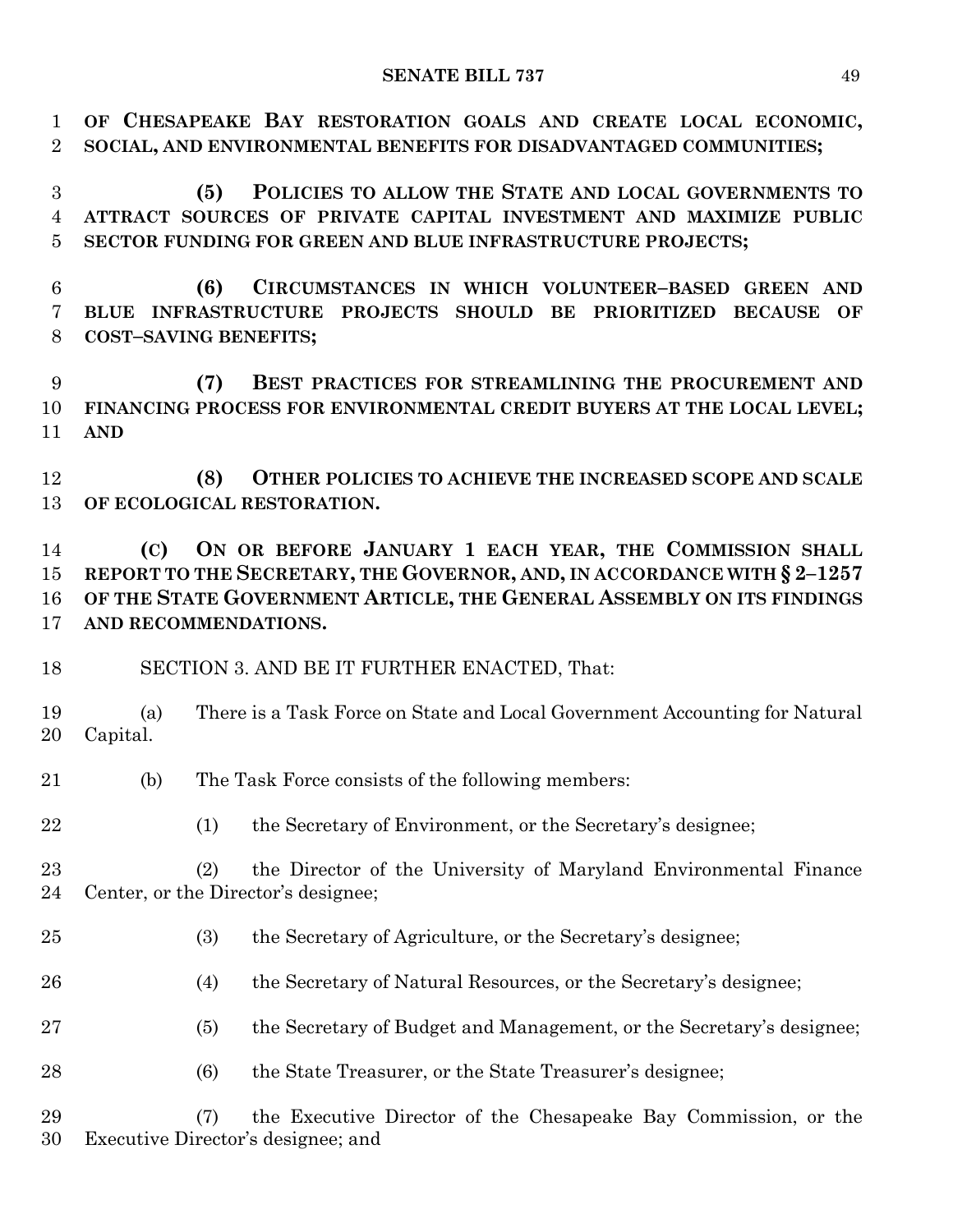**OF CHESAPEAKE BAY RESTORATION GOALS AND CREATE LOCAL ECONOMIC, SOCIAL, AND ENVIRONMENTAL BENEFITS FOR DISADVANTAGED COMMUNITIES;**

**(5) POLICIES TO ALLOW THE STATE AND LOCAL GOVERNMENTS TO ATTRACT SOURCES OF PRIVATE CAPITAL INVESTMENT AND MAXIMIZE PUBLIC SECTOR FUNDING FOR GREEN AND BLUE INFRASTRUCTURE PROJECTS;**

**(6) CIRCUMSTANCES IN WHICH VOLUNTEER–BASED GREEN AND BLUE INFRASTRUCTURE PROJECTS SHOULD BE PRIORITIZED BECAUSE OF COST–SAVING BENEFITS;**

**(7) BEST PRACTICES FOR STREAMLINING THE PROCUREMENT AND FINANCING PROCESS FOR ENVIRONMENTAL CREDIT BUYERS AT THE LOCAL LEVEL; AND**

**(8) OTHER POLICIES TO ACHIEVE THE INCREASED SCOPE AND SCALE OF ECOLOGICAL RESTORATION.**

**(C) ON OR BEFORE JANUARY 1 EACH YEAR, THE COMMISSION SHALL REPORT TO THE SECRETARY, THE GOVERNOR, AND, IN ACCORDANCE WITH § 2–1257 OF THE STATE GOVERNMENT ARTICLE, THE GENERAL ASSEMBLY ON ITS FINDINGS AND RECOMMENDATIONS.**

SECTION 3. AND BE IT FURTHER ENACTED, That:

(a) There is a Task Force on State and Local Government Accounting for Natural Capital.

(b) The Task Force consists of the following members:

(1) the Secretary of Environment, or the Secretary's designee;

(2) the Director of the University of Maryland Environmental Finance Center, or the Director's designee;

(3) the Secretary of Agriculture, or the Secretary's designee;

(4) the Secretary of Natural Resources, or the Secretary's designee;

(5) the Secretary of Budget and Management, or the Secretary's designee;

(6) the State Treasurer, or the State Treasurer's designee;

(7) the Executive Director of the Chesapeake Bay Commission, or the Executive Director's designee; and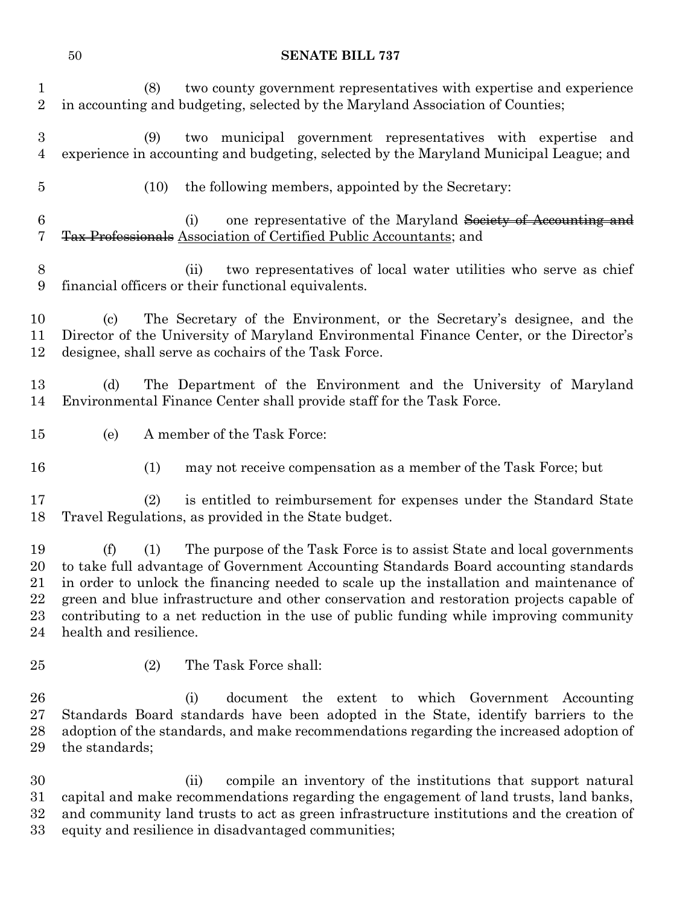(8) two county government representatives with expertise and experience in accounting and budgeting, selected by the Maryland Association of Counties;

(9) two municipal government representatives with expertise and experience in accounting and budgeting, selected by the Maryland Municipal League; and

(10) the following members, appointed by the Secretary:

(i) one representative of the Maryland ~~Society of Accounting and Tax Professionals~~ <u>Association of Certified Public Accountants</u>; and

(ii) two representatives of local water utilities who serve as chief financial officers or their functional equivalents.

(c) The Secretary of the Environment, or the Secretary's designee, and the Director of the University of Maryland Environmental Finance Center, or the Director's designee, shall serve as cochairs of the Task Force.

(d) The Department of the Environment and the University of Maryland Environmental Finance Center shall provide staff for the Task Force.

(e) A member of the Task Force:

(1) may not receive compensation as a member of the Task Force; but

(2) is entitled to reimbursement for expenses under the Standard State Travel Regulations, as provided in the State budget.

(f) (1) The purpose of the Task Force is to assist State and local governments to take full advantage of Government Accounting Standards Board accounting standards in order to unlock the financing needed to scale up the installation and maintenance of green and blue infrastructure and other conservation and restoration projects capable of contributing to a net reduction in the use of public funding while improving community health and resilience.

(2) The Task Force shall:

(i) document the extent to which Government Accounting Standards Board standards have been adopted in the State, identify barriers to the adoption of the standards, and make recommendations regarding the increased adoption of the standards;

(ii) compile an inventory of the institutions that support natural capital and make recommendations regarding the engagement of land trusts, land banks, and community land trusts to act as green infrastructure institutions and the creation of equity and resilience in disadvantaged communities;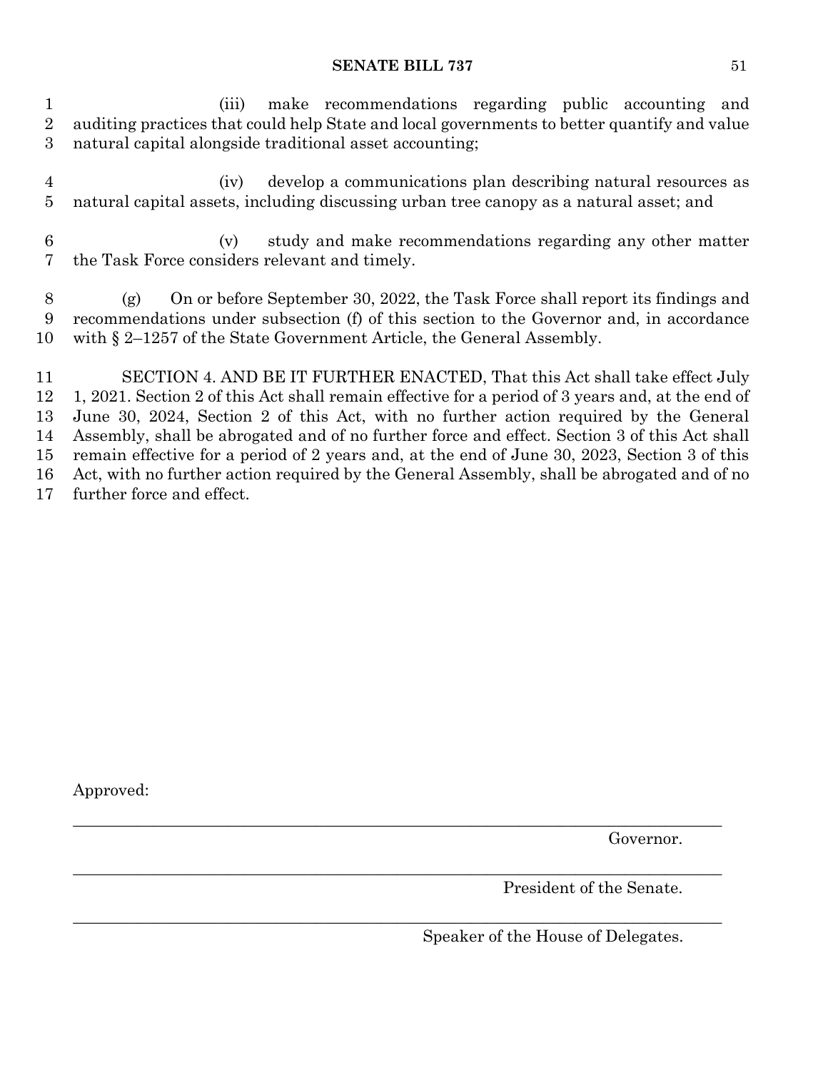(iii) make recommendations regarding public accounting and auditing practices that could help State and local governments to better quantify and value natural capital alongside traditional asset accounting;

(iv) develop a communications plan describing natural resources as natural capital assets, including discussing urban tree canopy as a natural asset; and

(v) study and make recommendations regarding any other matter the Task Force considers relevant and timely.

(g) On or before September 30, 2022, the Task Force shall report its findings and recommendations under subsection (f) of this section to the Governor and, in accordance with § 2–1257 of the State Government Article, the General Assembly.

SECTION 4. AND BE IT FURTHER ENACTED, That this Act shall take effect July 1, 2021. Section 2 of this Act shall remain effective for a period of 3 years and, at the end of June 30, 2024, Section 2 of this Act, with no further action required by the General Assembly, shall be abrogated and of no further force and effect. Section 3 of this Act shall remain effective for a period of 2 years and, at the end of June 30, 2023, Section 3 of this Act, with no further action required by the General Assembly, shall be abrogated and of no further force and effect.

Approved:

\_\_\_\_\_\_\_\_\_\_\_\_\_\_\_\_\_\_\_\_\_\_\_\_\_\_\_\_\_\_\_\_\_\_\_\_\_\_\_\_\_\_\_\_

Governor.

\_\_\_\_\_\_\_\_\_\_\_\_\_\_\_\_\_\_\_\_\_\_\_\_\_\_\_\_\_\_\_\_\_\_\_\_\_\_\_\_\_\_\_\_

President of the Senate.

\_\_\_\_\_\_\_\_\_\_\_\_\_\_\_\_\_\_\_\_\_\_\_\_\_\_\_\_\_\_\_\_\_\_\_\_\_\_\_\_\_\_\_\_

Speaker of the House of Delegates.